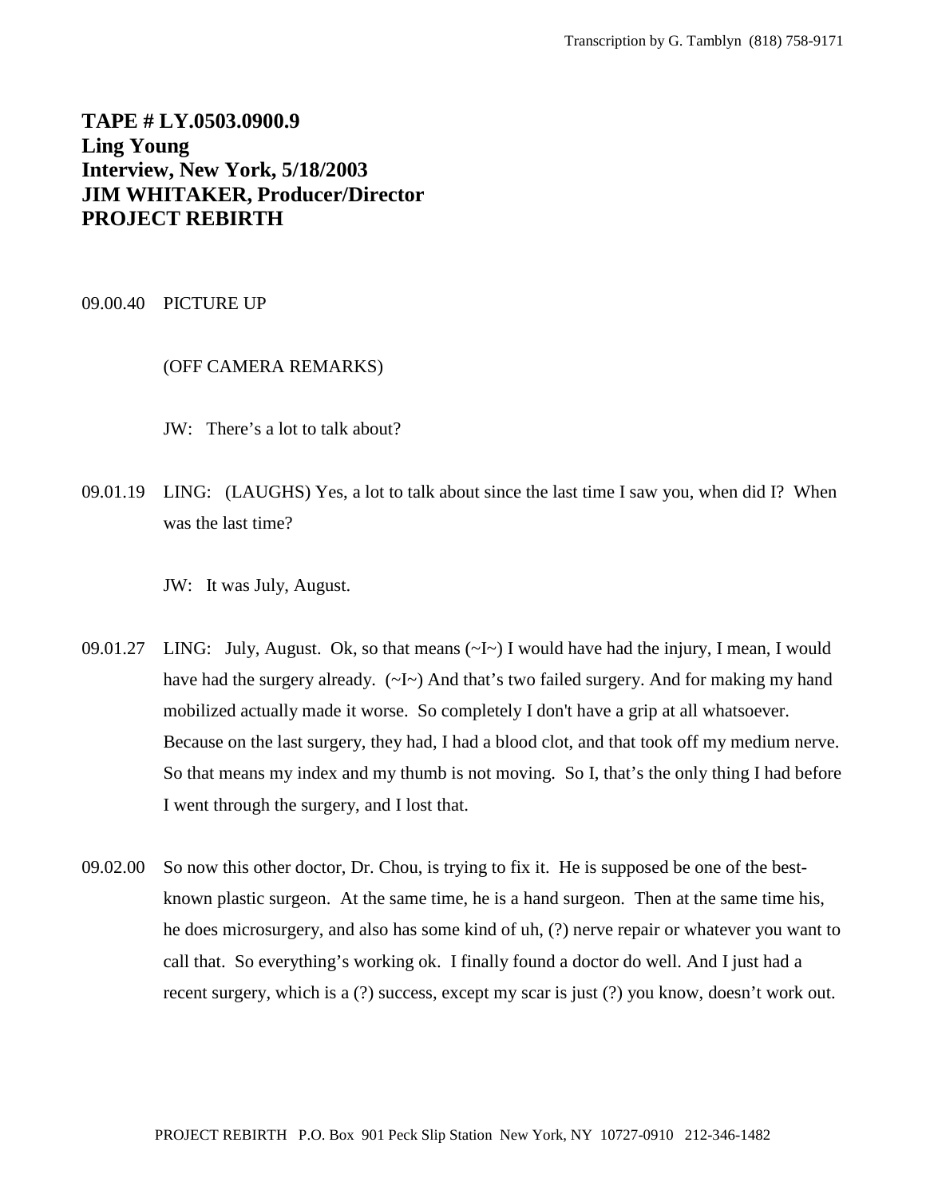Transcription by G. Tamblyn (818) 758-9171

**TAPE # LY.0503.0900.9**
**Ling Young**
**Interview, New York, 5/18/2003**
**JIM WHITAKER, Producer/Director**
**PROJECT REBIRTH**

09.00.40 PICTURE UP

(OFF CAMERA REMARKS)

JW: There's a lot to talk about?

09.01.19 LING: (LAUGHS) Yes, a lot to talk about since the last time I saw you, when did I? When was the last time?

JW: It was July, August.

09.01.27 LING: July, August. Ok, so that means (~I~) I would have had the injury, I mean, I would have had the surgery already. (~I~) And that's two failed surgery. And for making my hand mobilized actually made it worse. So completely I don't have a grip at all whatsoever. Because on the last surgery, they had, I had a blood clot, and that took off my medium nerve. So that means my index and my thumb is not moving. So I, that's the only thing I had before I went through the surgery, and I lost that.

09.02.00 So now this other doctor, Dr. Chou, is trying to fix it. He is supposed be one of the best-known plastic surgeon. At the same time, he is a hand surgeon. Then at the same time his, he does microsurgery, and also has some kind of uh, (?) nerve repair or whatever you want to call that. So everything's working ok. I finally found a doctor do well. And I just had a recent surgery, which is a (?) success, except my scar is just (?) you know, doesn't work out.

PROJECT REBIRTH P.O. Box 901 Peck Slip Station New York, NY 10727-0910 212-346-1482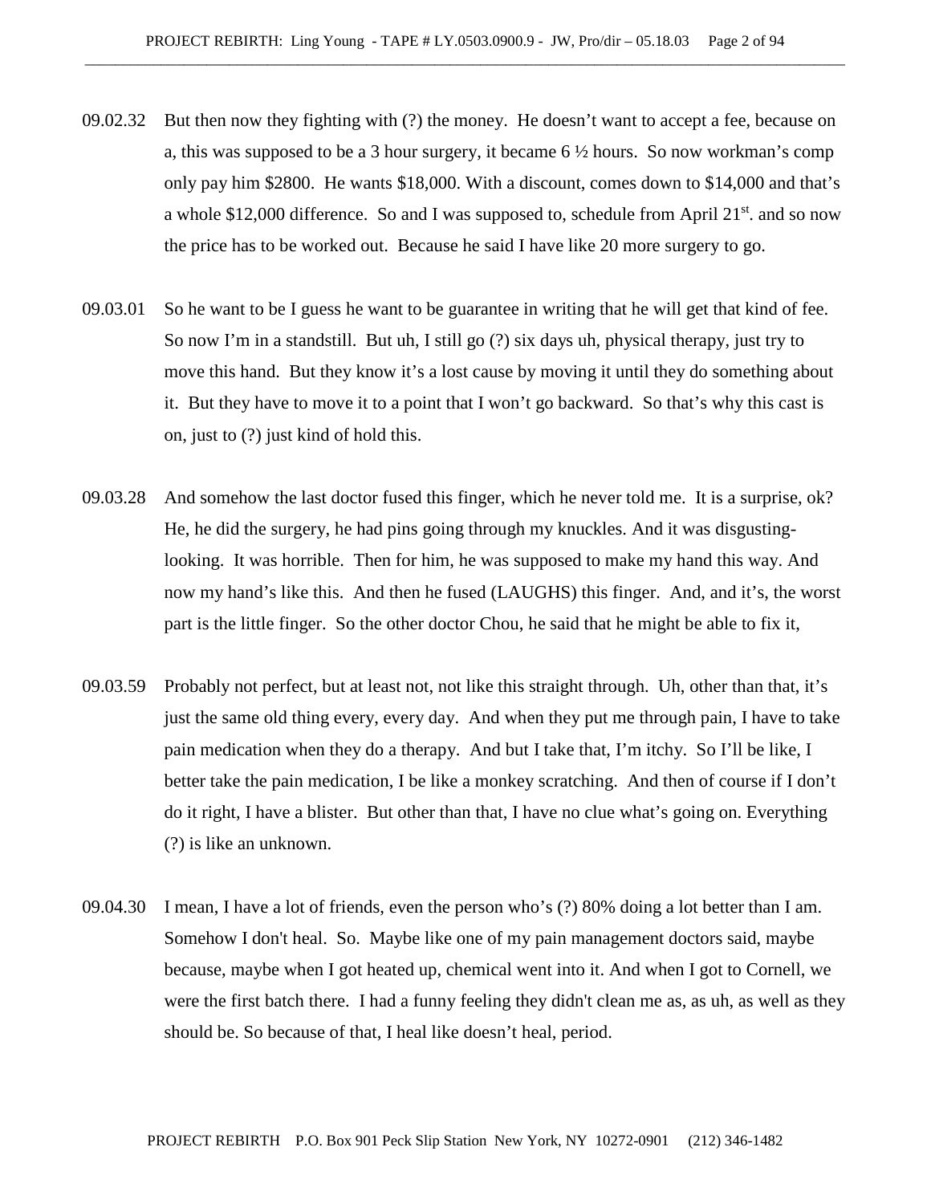09.02.32 But then now they fighting with (?) the money. He doesn't want to accept a fee, because on a, this was supposed to be a 3 hour surgery, it became 6 ½ hours. So now workman's comp only pay him $2800. He wants $18,000. With a discount, comes down to $14,000 and that's a whole $12,000 difference. So and I was supposed to, schedule from April 21st. and so now the price has to be worked out. Because he said I have like 20 more surgery to go.

09.03.01 So he want to be I guess he want to be guarantee in writing that he will get that kind of fee. So now I'm in a standstill. But uh, I still go (?) six days uh, physical therapy, just try to move this hand. But they know it's a lost cause by moving it until they do something about it. But they have to move it to a point that I won't go backward. So that's why this cast is on, just to (?) just kind of hold this.

09.03.28 And somehow the last doctor fused this finger, which he never told me. It is a surprise, ok? He, he did the surgery, he had pins going through my knuckles. And it was disgusting-looking. It was horrible. Then for him, he was supposed to make my hand this way. And now my hand's like this. And then he fused (LAUGHS) this finger. And, and it's, the worst part is the little finger. So the other doctor Chou, he said that he might be able to fix it,

09.03.59 Probably not perfect, but at least not, not like this straight through. Uh, other than that, it's just the same old thing every, every day. And when they put me through pain, I have to take pain medication when they do a therapy. And but I take that, I'm itchy. So I'll be like, I better take the pain medication, I be like a monkey scratching. And then of course if I don't do it right, I have a blister. But other than that, I have no clue what's going on. Everything (?) is like an unknown.

09.04.30 I mean, I have a lot of friends, even the person who's (?) 80% doing a lot better than I am. Somehow I don't heal. So. Maybe like one of my pain management doctors said, maybe because, maybe when I got heated up, chemical went into it. And when I got to Cornell, we were the first batch there. I had a funny feeling they didn't clean me as, as uh, as well as they should be. So because of that, I heal like doesn't heal, period.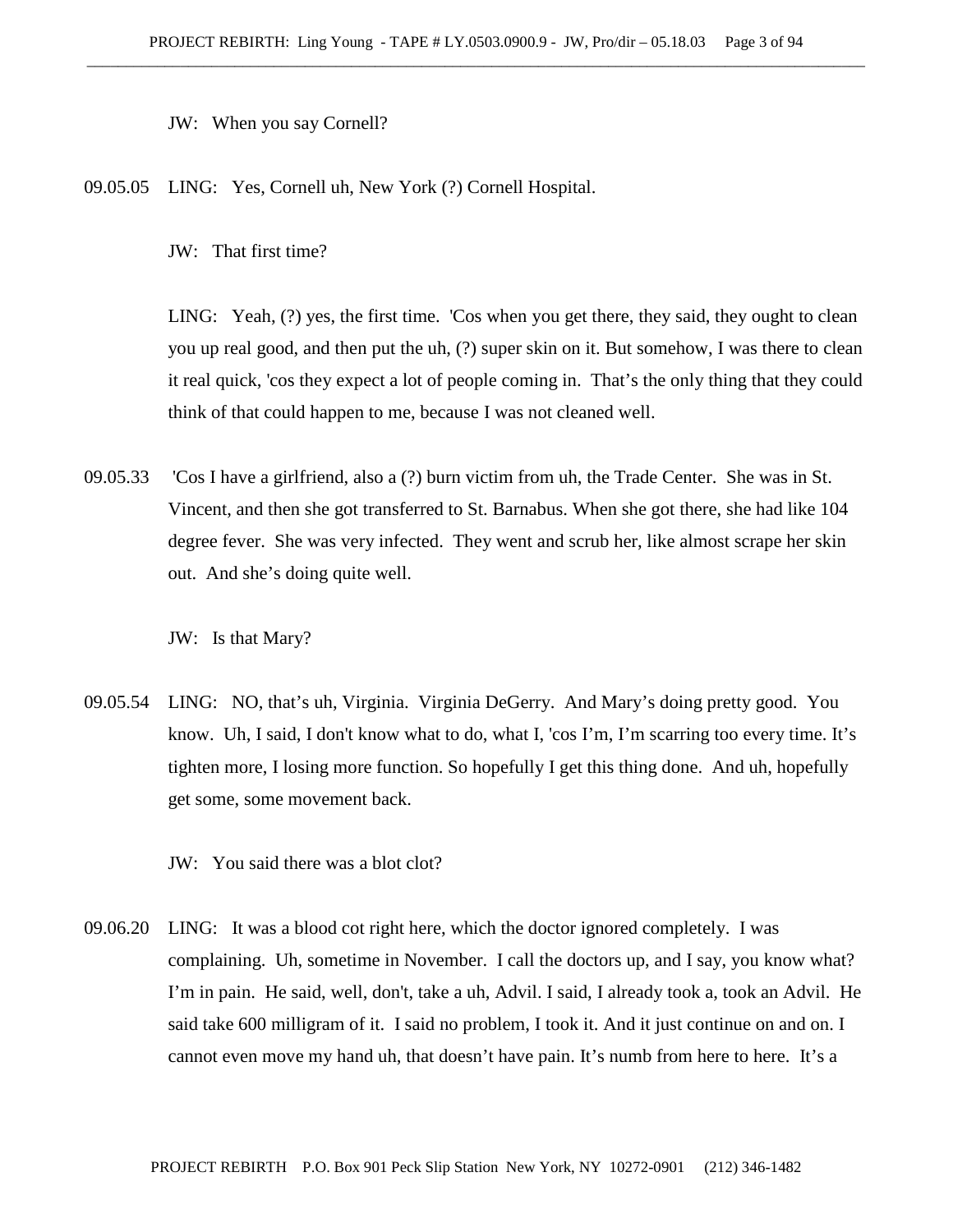JW: When you say Cornell?

09.05.05 LING: Yes, Cornell uh, New York (?) Cornell Hospital.

JW: That first time?

LING: Yeah, (?) yes, the first time. 'Cos when you get there, they said, they ought to clean you up real good, and then put the uh, (?) super skin on it. But somehow, I was there to clean it real quick, 'cos they expect a lot of people coming in. That's the only thing that they could think of that could happen to me, because I was not cleaned well.

09.05.33 'Cos I have a girlfriend, also a (?) burn victim from uh, the Trade Center. She was in St. Vincent, and then she got transferred to St. Barnabus. When she got there, she had like 104 degree fever. She was very infected. They went and scrub her, like almost scrape her skin out. And she's doing quite well.

JW: Is that Mary?

09.05.54 LING: NO, that's uh, Virginia. Virginia DeGerry. And Mary's doing pretty good. You know. Uh, I said, I don't know what to do, what I, 'cos I'm, I'm scarring too every time. It's tighten more, I losing more function. So hopefully I get this thing done. And uh, hopefully get some, some movement back.

JW: You said there was a blot clot?

09.06.20 LING: It was a blood cot right here, which the doctor ignored completely. I was complaining. Uh, sometime in November. I call the doctors up, and I say, you know what? I'm in pain. He said, well, don't, take a uh, Advil. I said, I already took a, took an Advil. He said take 600 milligram of it. I said no problem, I took it. And it just continue on and on. I cannot even move my hand uh, that doesn't have pain. It's numb from here to here. It's a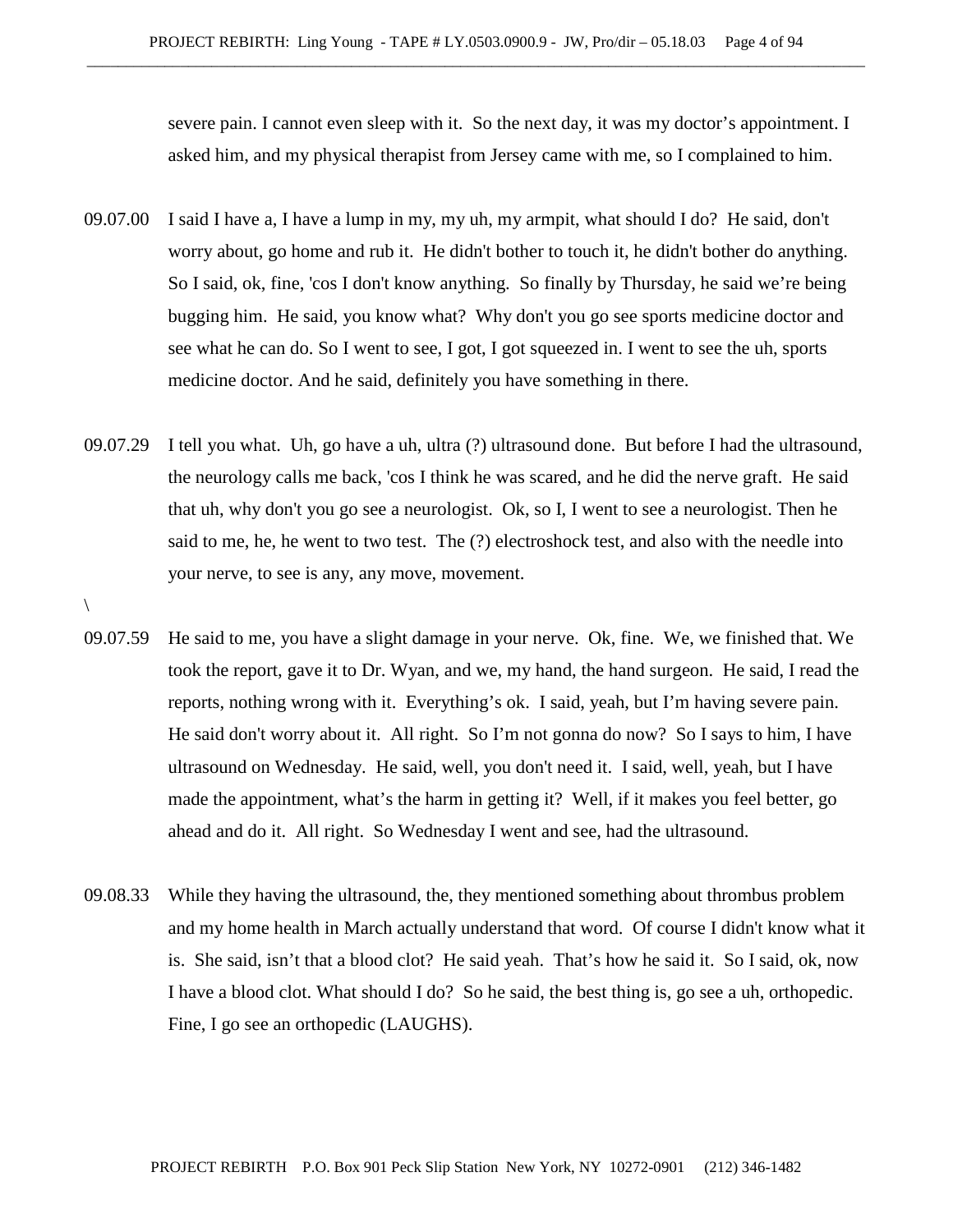severe pain. I cannot even sleep with it. So the next day, it was my doctor's appointment. I asked him, and my physical therapist from Jersey came with me, so I complained to him.

09.07.00 I said I have a, I have a lump in my, my uh, my armpit, what should I do? He said, don't worry about, go home and rub it. He didn't bother to touch it, he didn't bother do anything. So I said, ok, fine, 'cos I don't know anything. So finally by Thursday, he said we're being bugging him. He said, you know what? Why don't you go see sports medicine doctor and see what he can do. So I went to see, I got, I got squeezed in. I went to see the uh, sports medicine doctor. And he said, definitely you have something in there.

09.07.29 I tell you what. Uh, go have a uh, ultra (?) ultrasound done. But before I had the ultrasound, the neurology calls me back, 'cos I think he was scared, and he did the nerve graft. He said that uh, why don't you go see a neurologist. Ok, so I, I went to see a neurologist. Then he said to me, he, he went to two test. The (?) electroshock test, and also with the needle into your nerve, to see is any, any move, movement.

\

09.07.59 He said to me, you have a slight damage in your nerve. Ok, fine. We, we finished that. We took the report, gave it to Dr. Wyan, and we, my hand, the hand surgeon. He said, I read the reports, nothing wrong with it. Everything's ok. I said, yeah, but I'm having severe pain. He said don't worry about it. All right. So I'm not gonna do now? So I says to him, I have ultrasound on Wednesday. He said, well, you don't need it. I said, well, yeah, but I have made the appointment, what's the harm in getting it? Well, if it makes you feel better, go ahead and do it. All right. So Wednesday I went and see, had the ultrasound.

09.08.33 While they having the ultrasound, the, they mentioned something about thrombus problem and my home health in March actually understand that word. Of course I didn't know what it is. She said, isn't that a blood clot? He said yeah. That's how he said it. So I said, ok, now I have a blood clot. What should I do? So he said, the best thing is, go see a uh, orthopedic. Fine, I go see an orthopedic (LAUGHS).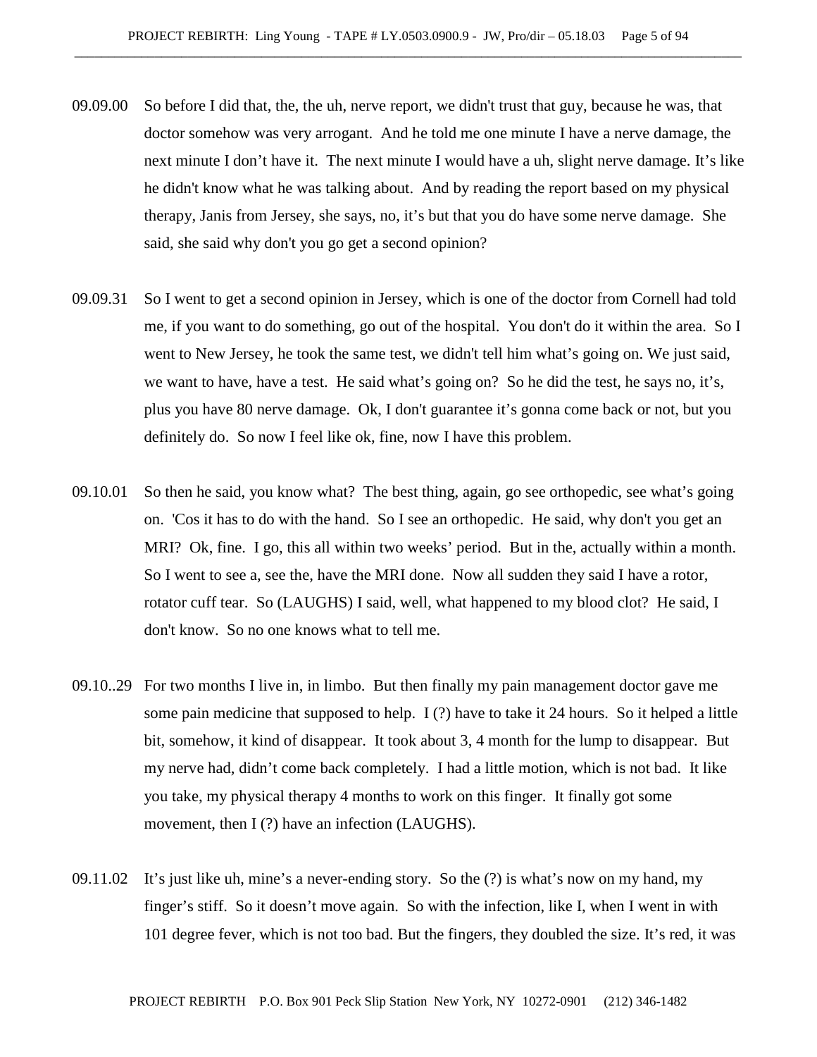09.09.00 So before I did that, the, the uh, nerve report, we didn't trust that guy, because he was, that doctor somehow was very arrogant. And he told me one minute I have a nerve damage, the next minute I don't have it. The next minute I would have a uh, slight nerve damage. It's like he didn't know what he was talking about. And by reading the report based on my physical therapy, Janis from Jersey, she says, no, it's but that you do have some nerve damage. She said, she said why don't you go get a second opinion?

09.09.31 So I went to get a second opinion in Jersey, which is one of the doctor from Cornell had told me, if you want to do something, go out of the hospital. You don't do it within the area. So I went to New Jersey, he took the same test, we didn't tell him what's going on. We just said, we want to have, have a test. He said what's going on? So he did the test, he says no, it's, plus you have 80 nerve damage. Ok, I don't guarantee it's gonna come back or not, but you definitely do. So now I feel like ok, fine, now I have this problem.

09.10.01 So then he said, you know what? The best thing, again, go see orthopedic, see what's going on. 'Cos it has to do with the hand. So I see an orthopedic. He said, why don't you get an MRI? Ok, fine. I go, this all within two weeks' period. But in the, actually within a month. So I went to see a, see the, have the MRI done. Now all sudden they said I have a rotor, rotator cuff tear. So (LAUGHS) I said, well, what happened to my blood clot? He said, I don't know. So no one knows what to tell me.

09.10..29 For two months I live in, in limbo. But then finally my pain management doctor gave me some pain medicine that supposed to help. I (?) have to take it 24 hours. So it helped a little bit, somehow, it kind of disappear. It took about 3, 4 month for the lump to disappear. But my nerve had, didn't come back completely. I had a little motion, which is not bad. It like you take, my physical therapy 4 months to work on this finger. It finally got some movement, then I (?) have an infection (LAUGHS).

09.11.02 It's just like uh, mine's a never-ending story. So the (?) is what's now on my hand, my finger's stiff. So it doesn't move again. So with the infection, like I, when I went in with 101 degree fever, which is not too bad. But the fingers, they doubled the size. It's red, it was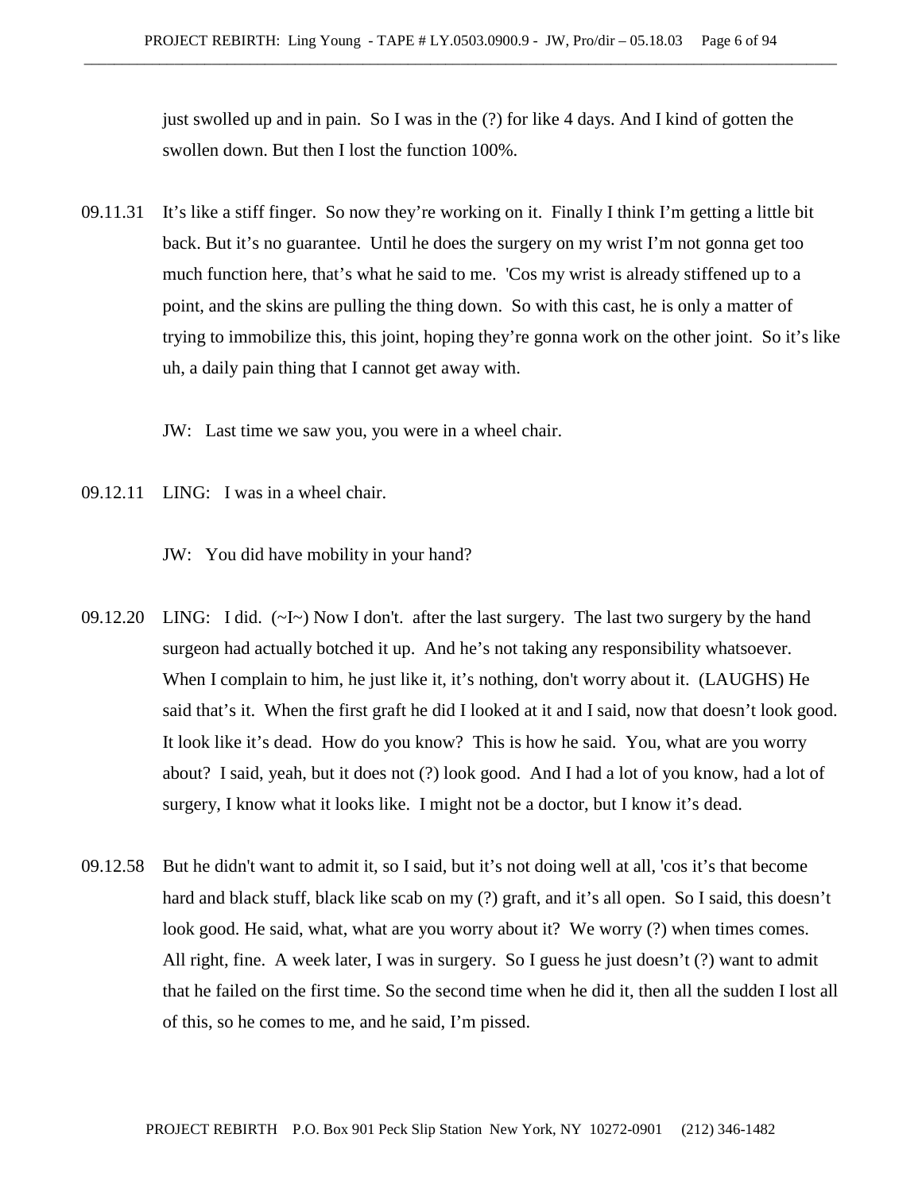just swolled up and in pain. So I was in the (?) for like 4 days. And I kind of gotten the swollen down. But then I lost the function 100%.

09.11.31 It's like a stiff finger. So now they're working on it. Finally I think I'm getting a little bit back. But it's no guarantee. Until he does the surgery on my wrist I'm not gonna get too much function here, that's what he said to me. 'Cos my wrist is already stiffened up to a point, and the skins are pulling the thing down. So with this cast, he is only a matter of trying to immobilize this, this joint, hoping they're gonna work on the other joint. So it's like uh, a daily pain thing that I cannot get away with.

JW: Last time we saw you, you were in a wheel chair.

09.12.11 LING: I was in a wheel chair.

JW: You did have mobility in your hand?

09.12.20 LING: I did. (~I~) Now I don't. after the last surgery. The last two surgery by the hand surgeon had actually botched it up. And he's not taking any responsibility whatsoever. When I complain to him, he just like it, it's nothing, don't worry about it. (LAUGHS) He said that's it. When the first graft he did I looked at it and I said, now that doesn't look good. It look like it's dead. How do you know? This is how he said. You, what are you worry about? I said, yeah, but it does not (?) look good. And I had a lot of you know, had a lot of surgery, I know what it looks like. I might not be a doctor, but I know it's dead.

09.12.58 But he didn't want to admit it, so I said, but it's not doing well at all, 'cos it's that become hard and black stuff, black like scab on my (?) graft, and it's all open. So I said, this doesn't look good. He said, what, what are you worry about it? We worry (?) when times comes. All right, fine. A week later, I was in surgery. So I guess he just doesn't (?) want to admit that he failed on the first time. So the second time when he did it, then all the sudden I lost all of this, so he comes to me, and he said, I'm pissed.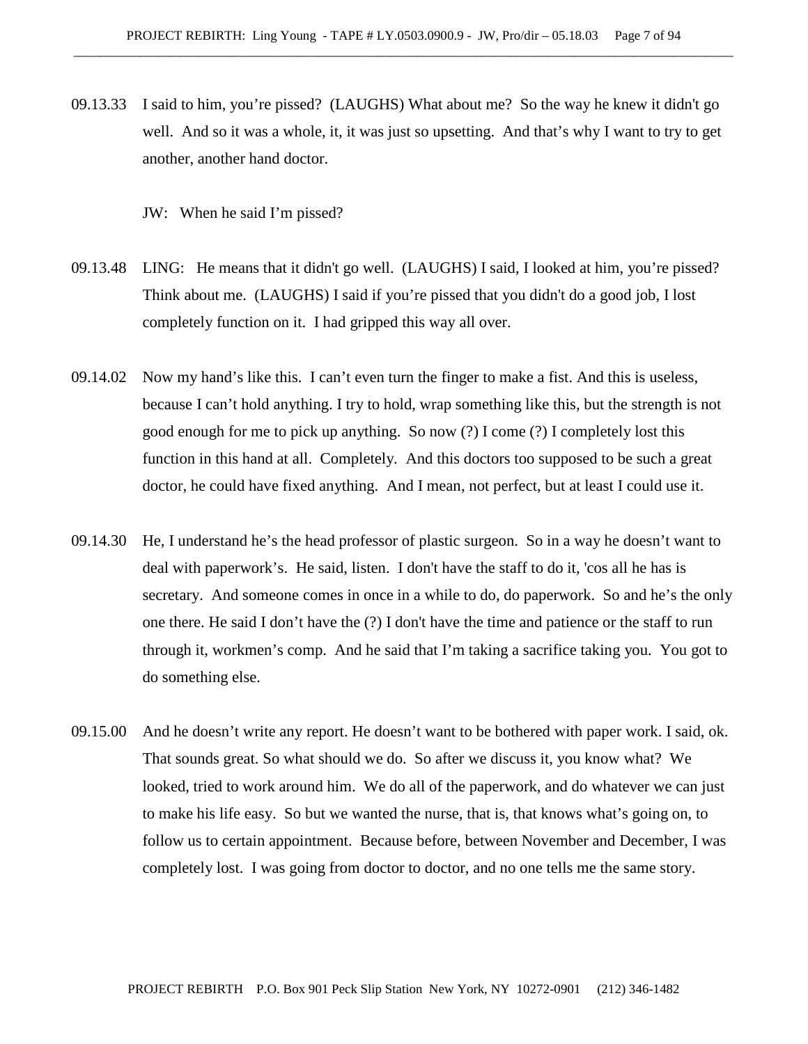09.13.33 I said to him, you're pissed? (LAUGHS) What about me? So the way he knew it didn't go well. And so it was a whole, it, it was just so upsetting. And that's why I want to try to get another, another hand doctor.

JW: When he said I'm pissed?

09.13.48 LING: He means that it didn't go well. (LAUGHS) I said, I looked at him, you're pissed? Think about me. (LAUGHS) I said if you're pissed that you didn't do a good job, I lost completely function on it. I had gripped this way all over.

09.14.02 Now my hand's like this. I can't even turn the finger to make a fist. And this is useless, because I can't hold anything. I try to hold, wrap something like this, but the strength is not good enough for me to pick up anything. So now (?) I come (?) I completely lost this function in this hand at all. Completely. And this doctors too supposed to be such a great doctor, he could have fixed anything. And I mean, not perfect, but at least I could use it.

09.14.30 He, I understand he's the head professor of plastic surgeon. So in a way he doesn't want to deal with paperwork's. He said, listen. I don't have the staff to do it, 'cos all he has is secretary. And someone comes in once in a while to do, do paperwork. So and he's the only one there. He said I don't have the (?) I don't have the time and patience or the staff to run through it, workmen's comp. And he said that I'm taking a sacrifice taking you. You got to do something else.

09.15.00 And he doesn't write any report. He doesn't want to be bothered with paper work. I said, ok. That sounds great. So what should we do. So after we discuss it, you know what? We looked, tried to work around him. We do all of the paperwork, and do whatever we can just to make his life easy. So but we wanted the nurse, that is, that knows what's going on, to follow us to certain appointment. Because before, between November and December, I was completely lost. I was going from doctor to doctor, and no one tells me the same story.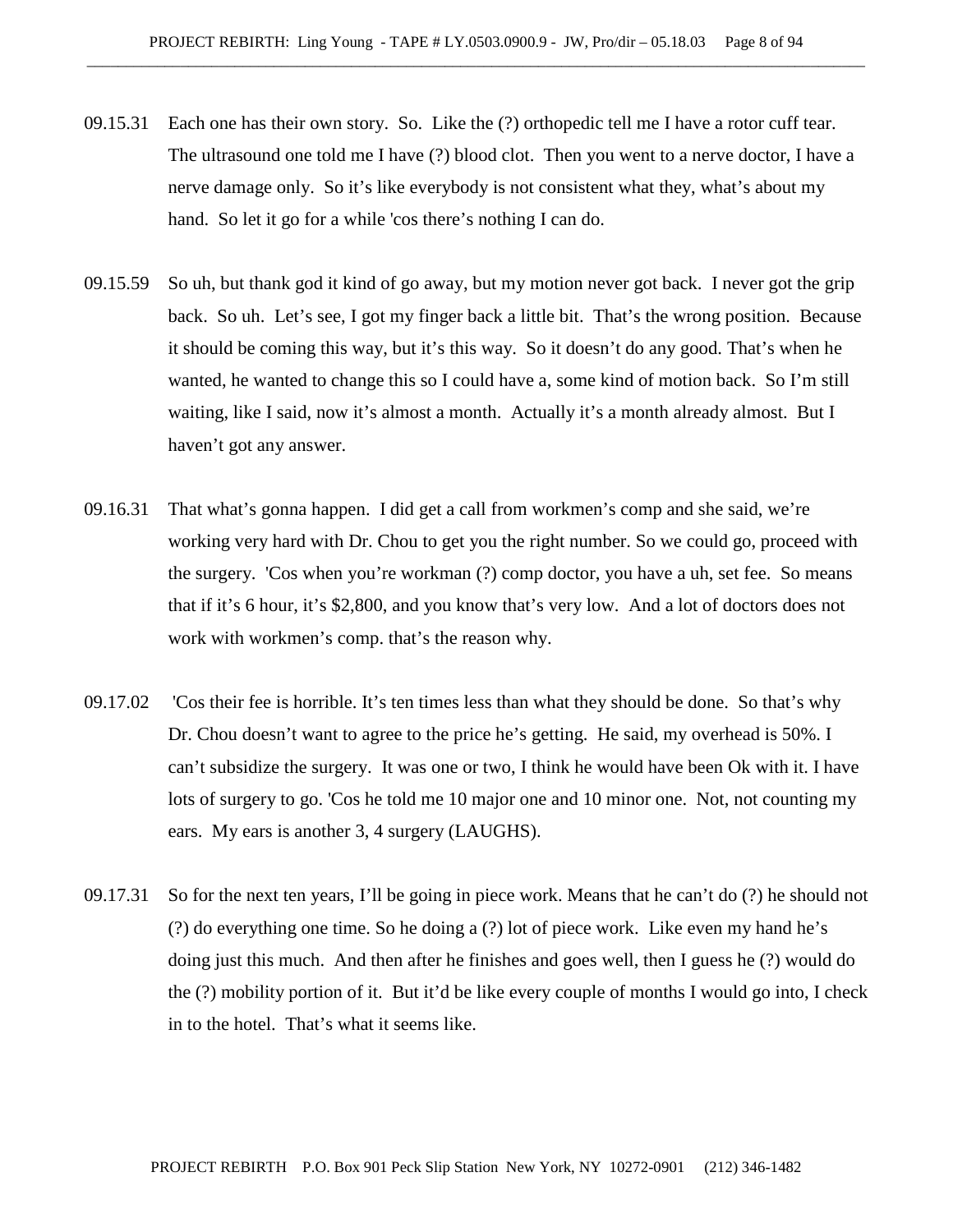09.15.31 Each one has their own story. So. Like the (?) orthopedic tell me I have a rotor cuff tear. The ultrasound one told me I have (?) blood clot. Then you went to a nerve doctor, I have a nerve damage only. So it's like everybody is not consistent what they, what's about my hand. So let it go for a while 'cos there's nothing I can do.

09.15.59 So uh, but thank god it kind of go away, but my motion never got back. I never got the grip back. So uh. Let's see, I got my finger back a little bit. That's the wrong position. Because it should be coming this way, but it's this way. So it doesn't do any good. That's when he wanted, he wanted to change this so I could have a, some kind of motion back. So I'm still waiting, like I said, now it's almost a month. Actually it's a month already almost. But I haven't got any answer.

09.16.31 That what's gonna happen. I did get a call from workmen's comp and she said, we're working very hard with Dr. Chou to get you the right number. So we could go, proceed with the surgery. 'Cos when you're workman (?) comp doctor, you have a uh, set fee. So means that if it's 6 hour, it's $2,800, and you know that's very low. And a lot of doctors does not work with workmen's comp. that's the reason why.

09.17.02 'Cos their fee is horrible. It's ten times less than what they should be done. So that's why Dr. Chou doesn't want to agree to the price he's getting. He said, my overhead is 50%. I can't subsidize the surgery. It was one or two, I think he would have been Ok with it. I have lots of surgery to go. 'Cos he told me 10 major one and 10 minor one. Not, not counting my ears. My ears is another 3, 4 surgery (LAUGHS).

09.17.31 So for the next ten years, I'll be going in piece work. Means that he can't do (?) he should not (?) do everything one time. So he doing a (?) lot of piece work. Like even my hand he's doing just this much. And then after he finishes and goes well, then I guess he (?) would do the (?) mobility portion of it. But it'd be like every couple of months I would go into, I check in to the hotel. That's what it seems like.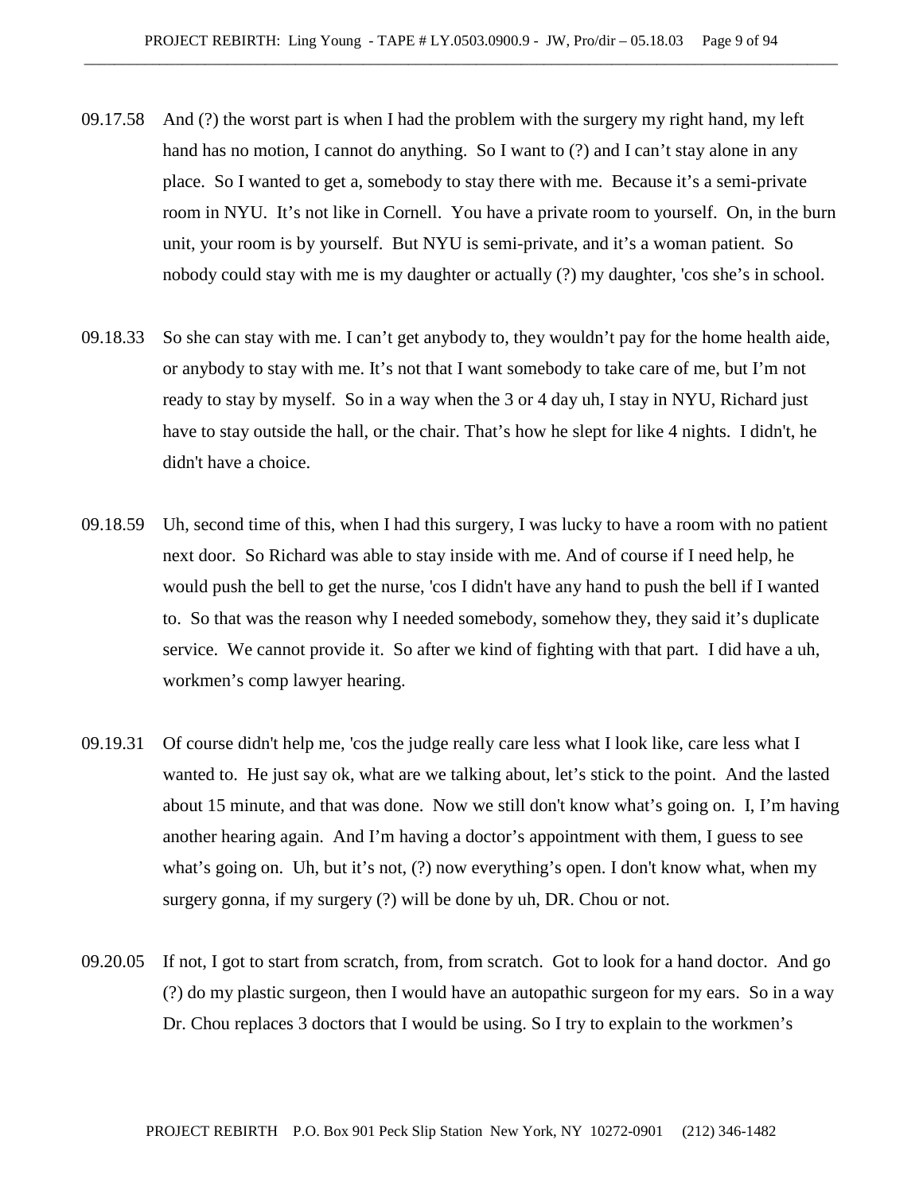09.17.58 And (?) the worst part is when I had the problem with the surgery my right hand, my left hand has no motion, I cannot do anything. So I want to (?) and I can't stay alone in any place. So I wanted to get a, somebody to stay there with me. Because it's a semi-private room in NYU. It's not like in Cornell. You have a private room to yourself. On, in the burn unit, your room is by yourself. But NYU is semi-private, and it's a woman patient. So nobody could stay with me is my daughter or actually (?) my daughter, 'cos she's in school.

09.18.33 So she can stay with me. I can't get anybody to, they wouldn't pay for the home health aide, or anybody to stay with me. It's not that I want somebody to take care of me, but I'm not ready to stay by myself. So in a way when the 3 or 4 day uh, I stay in NYU, Richard just have to stay outside the hall, or the chair. That's how he slept for like 4 nights. I didn't, he didn't have a choice.

09.18.59 Uh, second time of this, when I had this surgery, I was lucky to have a room with no patient next door. So Richard was able to stay inside with me. And of course if I need help, he would push the bell to get the nurse, 'cos I didn't have any hand to push the bell if I wanted to. So that was the reason why I needed somebody, somehow they, they said it's duplicate service. We cannot provide it. So after we kind of fighting with that part. I did have a uh, workmen's comp lawyer hearing.

09.19.31 Of course didn't help me, 'cos the judge really care less what I look like, care less what I wanted to. He just say ok, what are we talking about, let's stick to the point. And the lasted about 15 minute, and that was done. Now we still don't know what's going on. I, I'm having another hearing again. And I'm having a doctor's appointment with them, I guess to see what's going on. Uh, but it's not, (?) now everything's open. I don't know what, when my surgery gonna, if my surgery (?) will be done by uh, DR. Chou or not.

09.20.05 If not, I got to start from scratch, from, from scratch. Got to look for a hand doctor. And go (?) do my plastic surgeon, then I would have an autopathic surgeon for my ears. So in a way Dr. Chou replaces 3 doctors that I would be using. So I try to explain to the workmen's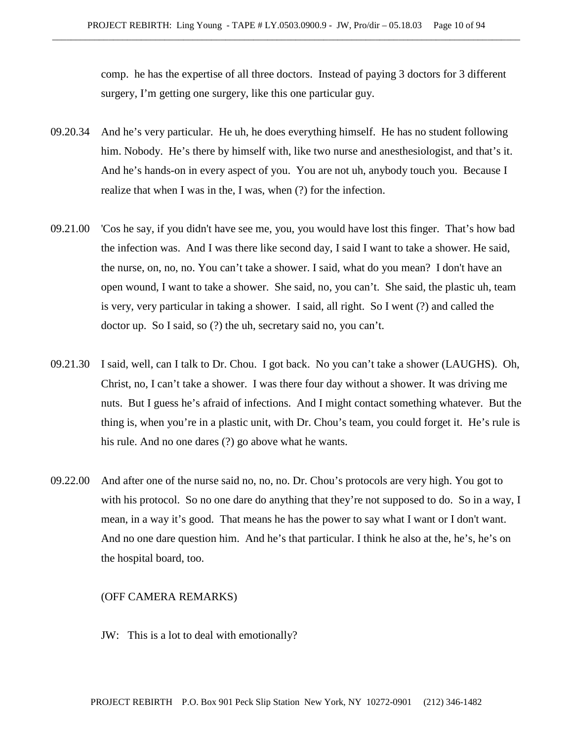comp. he has the expertise of all three doctors. Instead of paying 3 doctors for 3 different surgery, I'm getting one surgery, like this one particular guy.

09.20.34 And he's very particular. He uh, he does everything himself. He has no student following him. Nobody. He's there by himself with, like two nurse and anesthesiologist, and that's it. And he's hands-on in every aspect of you. You are not uh, anybody touch you. Because I realize that when I was in the, I was, when (?) for the infection.

09.21.00 'Cos he say, if you didn't have see me, you, you would have lost this finger. That's how bad the infection was. And I was there like second day, I said I want to take a shower. He said, the nurse, on, no, no. You can't take a shower. I said, what do you mean? I don't have an open wound, I want to take a shower. She said, no, you can't. She said, the plastic uh, team is very, very particular in taking a shower. I said, all right. So I went (?) and called the doctor up. So I said, so (?) the uh, secretary said no, you can't.

09.21.30 I said, well, can I talk to Dr. Chou. I got back. No you can't take a shower (LAUGHS). Oh, Christ, no, I can't take a shower. I was there four day without a shower. It was driving me nuts. But I guess he's afraid of infections. And I might contact something whatever. But the thing is, when you're in a plastic unit, with Dr. Chou's team, you could forget it. He's rule is his rule. And no one dares (?) go above what he wants.

09.22.00 And after one of the nurse said no, no, no. Dr. Chou's protocols are very high. You got to with his protocol. So no one dare do anything that they're not supposed to do. So in a way, I mean, in a way it's good. That means he has the power to say what I want or I don't want. And no one dare question him. And he's that particular. I think he also at the, he's, he's on the hospital board, too.

(OFF CAMERA REMARKS)

JW: This is a lot to deal with emotionally?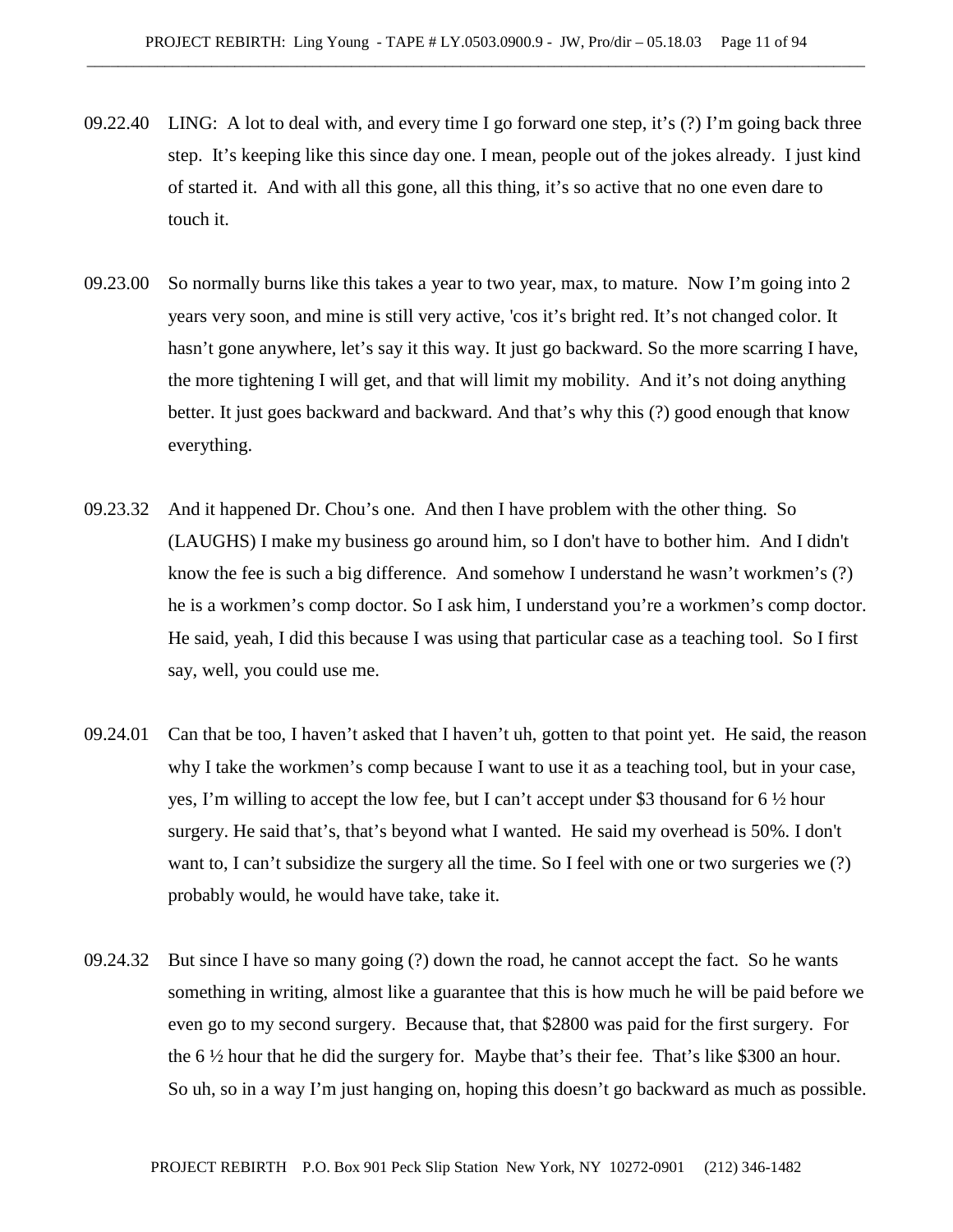09.22.40 LING: A lot to deal with, and every time I go forward one step, it's (?) I'm going back three step. It's keeping like this since day one. I mean, people out of the jokes already. I just kind of started it. And with all this gone, all this thing, it's so active that no one even dare to touch it.

09.23.00 So normally burns like this takes a year to two year, max, to mature. Now I'm going into 2 years very soon, and mine is still very active, 'cos it's bright red. It's not changed color. It hasn't gone anywhere, let's say it this way. It just go backward. So the more scarring I have, the more tightening I will get, and that will limit my mobility. And it's not doing anything better. It just goes backward and backward. And that's why this (?) good enough that know everything.

09.23.32 And it happened Dr. Chou's one. And then I have problem with the other thing. So (LAUGHS) I make my business go around him, so I don't have to bother him. And I didn't know the fee is such a big difference. And somehow I understand he wasn't workmen's (?) he is a workmen's comp doctor. So I ask him, I understand you're a workmen's comp doctor. He said, yeah, I did this because I was using that particular case as a teaching tool. So I first say, well, you could use me.

09.24.01 Can that be too, I haven't asked that I haven't uh, gotten to that point yet. He said, the reason why I take the workmen's comp because I want to use it as a teaching tool, but in your case, yes, I'm willing to accept the low fee, but I can't accept under $3 thousand for 6 ½ hour surgery. He said that's, that's beyond what I wanted. He said my overhead is 50%. I don't want to, I can't subsidize the surgery all the time. So I feel with one or two surgeries we (?) probably would, he would have take, take it.

09.24.32 But since I have so many going (?) down the road, he cannot accept the fact. So he wants something in writing, almost like a guarantee that this is how much he will be paid before we even go to my second surgery. Because that, that $2800 was paid for the first surgery. For the 6 ½ hour that he did the surgery for. Maybe that's their fee. That's like $300 an hour. So uh, so in a way I'm just hanging on, hoping this doesn't go backward as much as possible.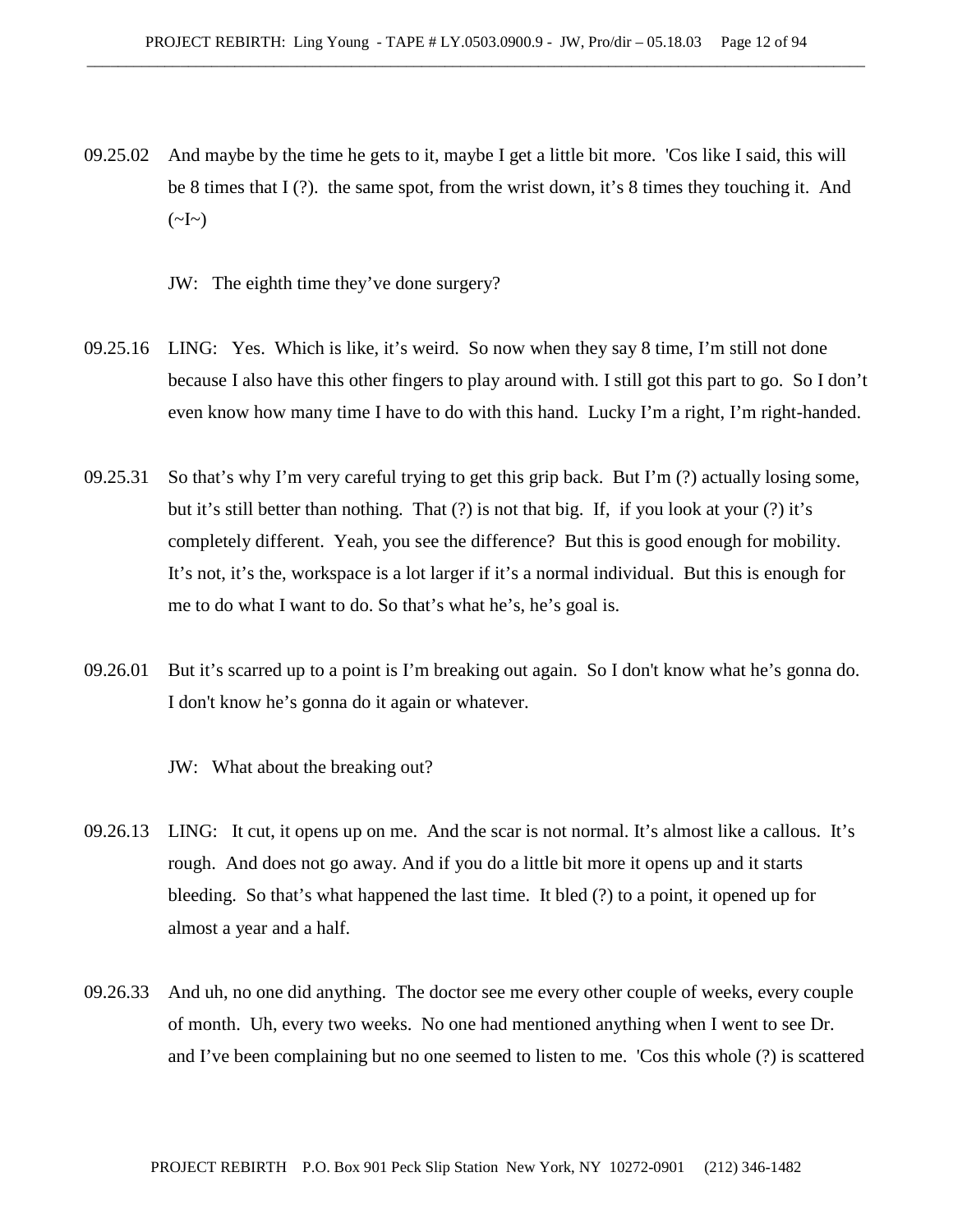09.25.02 And maybe by the time he gets to it, maybe I get a little bit more. 'Cos like I said, this will be 8 times that I (?). the same spot, from the wrist down, it's 8 times they touching it. And (~I~)

JW: The eighth time they've done surgery?

09.25.16 LING: Yes. Which is like, it's weird. So now when they say 8 time, I'm still not done because I also have this other fingers to play around with. I still got this part to go. So I don't even know how many time I have to do with this hand. Lucky I'm a right, I'm right-handed.

09.25.31 So that's why I'm very careful trying to get this grip back. But I'm (?) actually losing some, but it's still better than nothing. That (?) is not that big. If, if you look at your (?) it's completely different. Yeah, you see the difference? But this is good enough for mobility. It's not, it's the, workspace is a lot larger if it's a normal individual. But this is enough for me to do what I want to do. So that's what he's, he's goal is.

09.26.01 But it's scarred up to a point is I'm breaking out again. So I don't know what he's gonna do. I don't know he's gonna do it again or whatever.

JW: What about the breaking out?

09.26.13 LING: It cut, it opens up on me. And the scar is not normal. It's almost like a callous. It's rough. And does not go away. And if you do a little bit more it opens up and it starts bleeding. So that's what happened the last time. It bled (?) to a point, it opened up for almost a year and a half.

09.26.33 And uh, no one did anything. The doctor see me every other couple of weeks, every couple of month. Uh, every two weeks. No one had mentioned anything when I went to see Dr. and I've been complaining but no one seemed to listen to me. 'Cos this whole (?) is scattered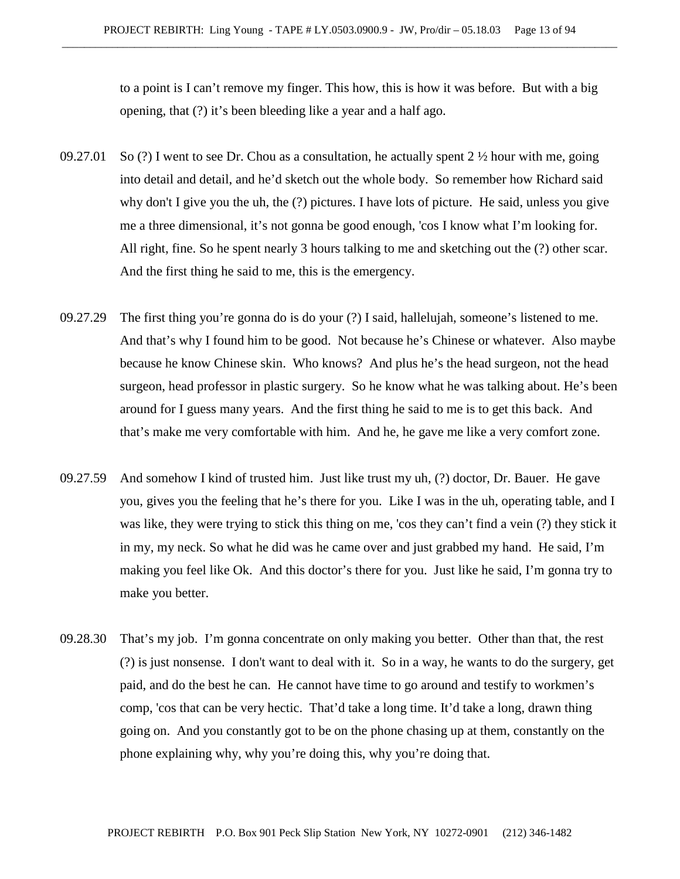to a point is I can't remove my finger. This how, this is how it was before. But with a big opening, that (?) it's been bleeding like a year and a half ago.

09.27.01 So (?) I went to see Dr. Chou as a consultation, he actually spent 2 ½ hour with me, going into detail and detail, and he'd sketch out the whole body. So remember how Richard said why don't I give you the uh, the (?) pictures. I have lots of picture. He said, unless you give me a three dimensional, it's not gonna be good enough, 'cos I know what I'm looking for. All right, fine. So he spent nearly 3 hours talking to me and sketching out the (?) other scar. And the first thing he said to me, this is the emergency.

09.27.29 The first thing you're gonna do is do your (?) I said, hallelujah, someone's listened to me. And that's why I found him to be good. Not because he's Chinese or whatever. Also maybe because he know Chinese skin. Who knows? And plus he's the head surgeon, not the head surgeon, head professor in plastic surgery. So he know what he was talking about. He's been around for I guess many years. And the first thing he said to me is to get this back. And that's make me very comfortable with him. And he, he gave me like a very comfort zone.

09.27.59 And somehow I kind of trusted him. Just like trust my uh, (?) doctor, Dr. Bauer. He gave you, gives you the feeling that he's there for you. Like I was in the uh, operating table, and I was like, they were trying to stick this thing on me, 'cos they can't find a vein (?) they stick it in my, my neck. So what he did was he came over and just grabbed my hand. He said, I'm making you feel like Ok. And this doctor's there for you. Just like he said, I'm gonna try to make you better.

09.28.30 That's my job. I'm gonna concentrate on only making you better. Other than that, the rest (?) is just nonsense. I don't want to deal with it. So in a way, he wants to do the surgery, get paid, and do the best he can. He cannot have time to go around and testify to workmen's comp, 'cos that can be very hectic. That'd take a long time. It'd take a long, drawn thing going on. And you constantly got to be on the phone chasing up at them, constantly on the phone explaining why, why you're doing this, why you're doing that.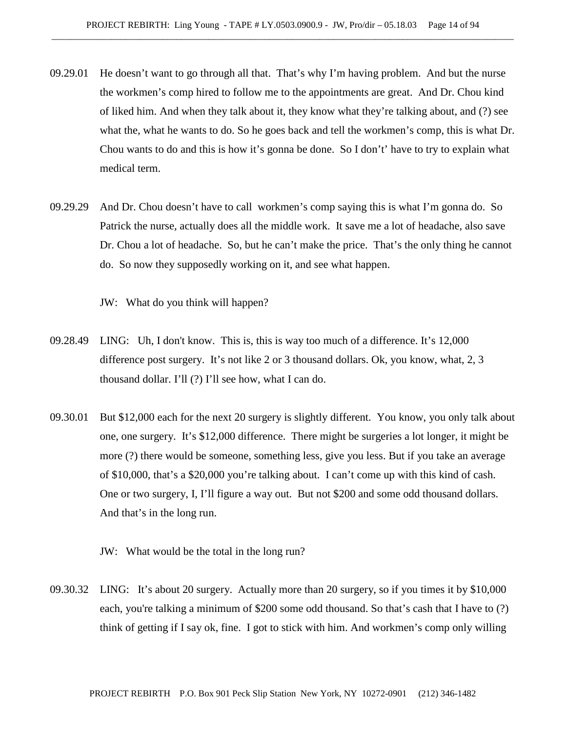09.29.01 He doesn't want to go through all that. That's why I'm having problem. And but the nurse the workmen's comp hired to follow me to the appointments are great. And Dr. Chou kind of liked him. And when they talk about it, they know what they're talking about, and (?) see what the, what he wants to do. So he goes back and tell the workmen's comp, this is what Dr. Chou wants to do and this is how it's gonna be done. So I don't' have to try to explain what medical term.

09.29.29 And Dr. Chou doesn't have to call workmen's comp saying this is what I'm gonna do. So Patrick the nurse, actually does all the middle work. It save me a lot of headache, also save Dr. Chou a lot of headache. So, but he can't make the price. That's the only thing he cannot do. So now they supposedly working on it, and see what happen.

JW: What do you think will happen?

09.28.49 LING: Uh, I don't know. This is, this is way too much of a difference. It's 12,000 difference post surgery. It's not like 2 or 3 thousand dollars. Ok, you know, what, 2, 3 thousand dollar. I'll (?) I'll see how, what I can do.

09.30.01 But $12,000 each for the next 20 surgery is slightly different. You know, you only talk about one, one surgery. It's $12,000 difference. There might be surgeries a lot longer, it might be more (?) there would be someone, something less, give you less. But if you take an average of $10,000, that's a $20,000 you're talking about. I can't come up with this kind of cash. One or two surgery, I, I'll figure a way out. But not $200 and some odd thousand dollars. And that's in the long run.

JW: What would be the total in the long run?

09.30.32 LING: It's about 20 surgery. Actually more than 20 surgery, so if you times it by $10,000 each, you're talking a minimum of $200 some odd thousand. So that's cash that I have to (?) think of getting if I say ok, fine. I got to stick with him. And workmen's comp only willing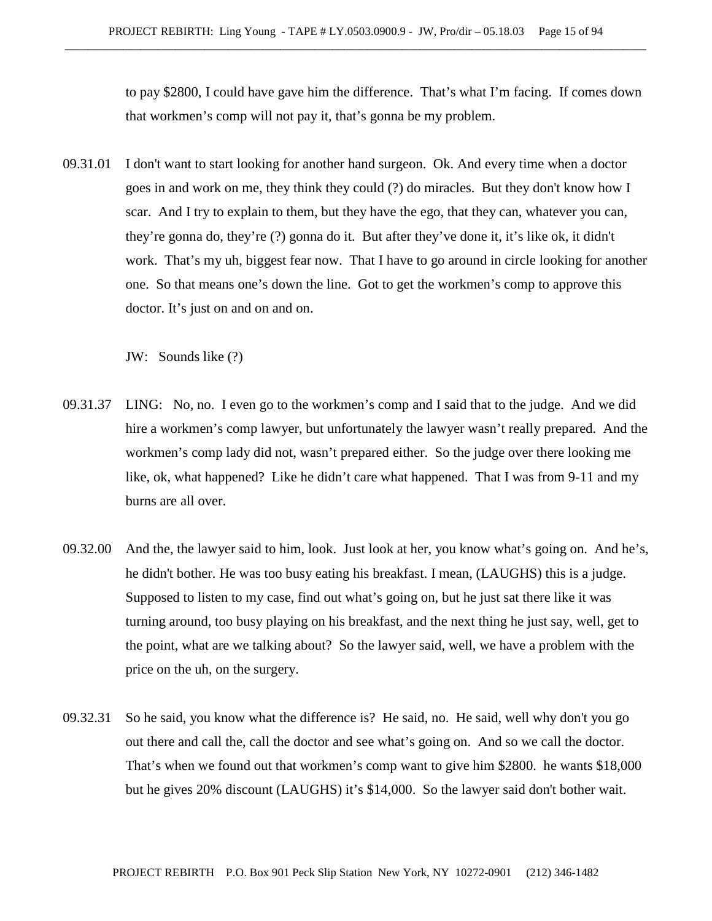to pay $2800, I could have gave him the difference. That's what I'm facing. If comes down that workmen's comp will not pay it, that's gonna be my problem.

09.31.01 I don't want to start looking for another hand surgeon. Ok. And every time when a doctor goes in and work on me, they think they could (?) do miracles. But they don't know how I scar. And I try to explain to them, but they have the ego, that they can, whatever you can, they're gonna do, they're (?) gonna do it. But after they've done it, it's like ok, it didn't work. That's my uh, biggest fear now. That I have to go around in circle looking for another one. So that means one's down the line. Got to get the workmen's comp to approve this doctor. It's just on and on and on.

JW: Sounds like (?)

09.31.37 LING: No, no. I even go to the workmen's comp and I said that to the judge. And we did hire a workmen's comp lawyer, but unfortunately the lawyer wasn't really prepared. And the workmen's comp lady did not, wasn't prepared either. So the judge over there looking me like, ok, what happened? Like he didn't care what happened. That I was from 9-11 and my burns are all over.

09.32.00 And the, the lawyer said to him, look. Just look at her, you know what's going on. And he's, he didn't bother. He was too busy eating his breakfast. I mean, (LAUGHS) this is a judge. Supposed to listen to my case, find out what's going on, but he just sat there like it was turning around, too busy playing on his breakfast, and the next thing he just say, well, get to the point, what are we talking about? So the lawyer said, well, we have a problem with the price on the uh, on the surgery.

09.32.31 So he said, you know what the difference is? He said, no. He said, well why don't you go out there and call the, call the doctor and see what's going on. And so we call the doctor. That's when we found out that workmen's comp want to give him $2800. he wants $18,000 but he gives 20% discount (LAUGHS) it's $14,000. So the lawyer said don't bother wait.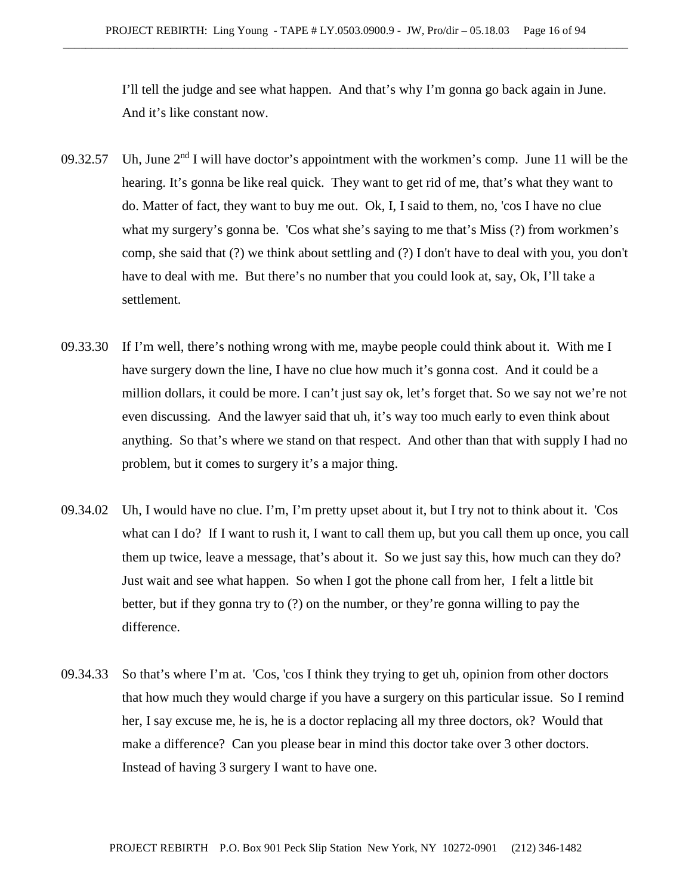I'll tell the judge and see what happen. And that's why I'm gonna go back again in June. And it's like constant now.

09.32.57 Uh, June 2nd I will have doctor's appointment with the workmen's comp. June 11 will be the hearing. It's gonna be like real quick. They want to get rid of me, that's what they want to do. Matter of fact, they want to buy me out. Ok, I, I said to them, no, 'cos I have no clue what my surgery's gonna be. 'Cos what she's saying to me that's Miss (?) from workmen's comp, she said that (?) we think about settling and (?) I don't have to deal with you, you don't have to deal with me. But there's no number that you could look at, say, Ok, I'll take a settlement.

09.33.30 If I'm well, there's nothing wrong with me, maybe people could think about it. With me I have surgery down the line, I have no clue how much it's gonna cost. And it could be a million dollars, it could be more. I can't just say ok, let's forget that. So we say not we're not even discussing. And the lawyer said that uh, it's way too much early to even think about anything. So that's where we stand on that respect. And other than that with supply I had no problem, but it comes to surgery it's a major thing.

09.34.02 Uh, I would have no clue. I'm, I'm pretty upset about it, but I try not to think about it. 'Cos what can I do? If I want to rush it, I want to call them up, but you call them up once, you call them up twice, leave a message, that's about it. So we just say this, how much can they do? Just wait and see what happen. So when I got the phone call from her, I felt a little bit better, but if they gonna try to (?) on the number, or they're gonna willing to pay the difference.

09.34.33 So that's where I'm at. 'Cos, 'cos I think they trying to get uh, opinion from other doctors that how much they would charge if you have a surgery on this particular issue. So I remind her, I say excuse me, he is, he is a doctor replacing all my three doctors, ok? Would that make a difference? Can you please bear in mind this doctor take over 3 other doctors. Instead of having 3 surgery I want to have one.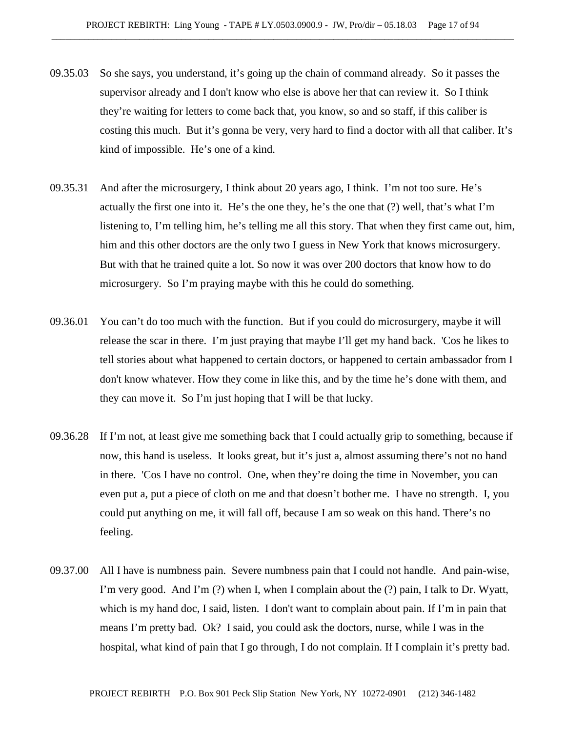09.35.03 So she says, you understand, it's going up the chain of command already. So it passes the supervisor already and I don't know who else is above her that can review it. So I think they're waiting for letters to come back that, you know, so and so staff, if this caliber is costing this much. But it's gonna be very, very hard to find a doctor with all that caliber. It's kind of impossible. He's one of a kind.

09.35.31 And after the microsurgery, I think about 20 years ago, I think. I'm not too sure. He's actually the first one into it. He's the one they, he's the one that (?) well, that's what I'm listening to, I'm telling him, he's telling me all this story. That when they first came out, him, him and this other doctors are the only two I guess in New York that knows microsurgery. But with that he trained quite a lot. So now it was over 200 doctors that know how to do microsurgery. So I'm praying maybe with this he could do something.

09.36.01 You can't do too much with the function. But if you could do microsurgery, maybe it will release the scar in there. I'm just praying that maybe I'll get my hand back. 'Cos he likes to tell stories about what happened to certain doctors, or happened to certain ambassador from I don't know whatever. How they come in like this, and by the time he's done with them, and they can move it. So I'm just hoping that I will be that lucky.

09.36.28 If I'm not, at least give me something back that I could actually grip to something, because if now, this hand is useless. It looks great, but it's just a, almost assuming there's not no hand in there. 'Cos I have no control. One, when they're doing the time in November, you can even put a, put a piece of cloth on me and that doesn't bother me. I have no strength. I, you could put anything on me, it will fall off, because I am so weak on this hand. There's no feeling.

09.37.00 All I have is numbness pain. Severe numbness pain that I could not handle. And pain-wise, I'm very good. And I'm (?) when I, when I complain about the (?) pain, I talk to Dr. Wyatt, which is my hand doc, I said, listen. I don't want to complain about pain. If I'm in pain that means I'm pretty bad. Ok? I said, you could ask the doctors, nurse, while I was in the hospital, what kind of pain that I go through, I do not complain. If I complain it's pretty bad.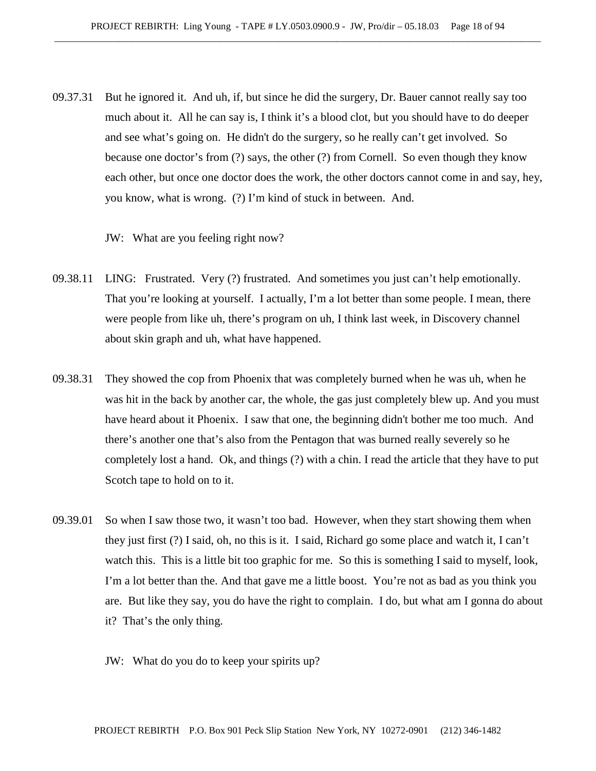09.37.31 But he ignored it. And uh, if, but since he did the surgery, Dr. Bauer cannot really say too much about it. All he can say is, I think it's a blood clot, but you should have to do deeper and see what's going on. He didn't do the surgery, so he really can't get involved. So because one doctor's from (?) says, the other (?) from Cornell. So even though they know each other, but once one doctor does the work, the other doctors cannot come in and say, hey, you know, what is wrong. (?) I'm kind of stuck in between. And.

JW: What are you feeling right now?

09.38.11 LING: Frustrated. Very (?) frustrated. And sometimes you just can't help emotionally. That you're looking at yourself. I actually, I'm a lot better than some people. I mean, there were people from like uh, there's program on uh, I think last week, in Discovery channel about skin graph and uh, what have happened.

09.38.31 They showed the cop from Phoenix that was completely burned when he was uh, when he was hit in the back by another car, the whole, the gas just completely blew up. And you must have heard about it Phoenix. I saw that one, the beginning didn't bother me too much. And there's another one that's also from the Pentagon that was burned really severely so he completely lost a hand. Ok, and things (?) with a chin. I read the article that they have to put Scotch tape to hold on to it.

09.39.01 So when I saw those two, it wasn't too bad. However, when they start showing them when they just first (?) I said, oh, no this is it. I said, Richard go some place and watch it, I can't watch this. This is a little bit too graphic for me. So this is something I said to myself, look, I'm a lot better than the. And that gave me a little boost. You're not as bad as you think you are. But like they say, you do have the right to complain. I do, but what am I gonna do about it? That's the only thing.

JW: What do you do to keep your spirits up?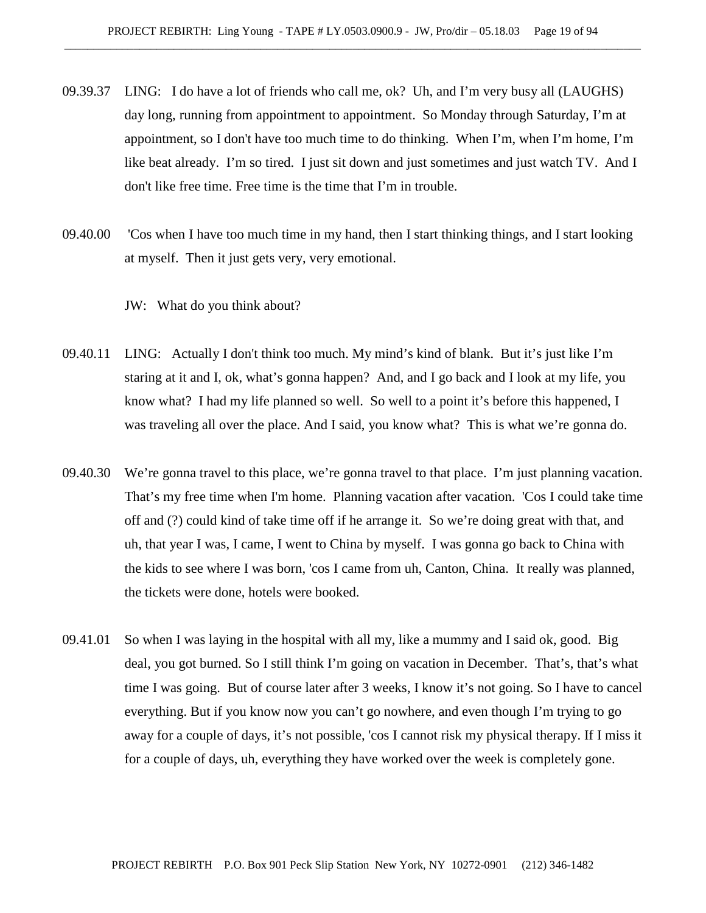09.39.37 LING: I do have a lot of friends who call me, ok? Uh, and I'm very busy all (LAUGHS) day long, running from appointment to appointment. So Monday through Saturday, I'm at appointment, so I don't have too much time to do thinking. When I'm, when I'm home, I'm like beat already. I'm so tired. I just sit down and just sometimes and just watch TV. And I don't like free time. Free time is the time that I'm in trouble.

09.40.00 'Cos when I have too much time in my hand, then I start thinking things, and I start looking at myself. Then it just gets very, very emotional.

JW: What do you think about?

09.40.11 LING: Actually I don't think too much. My mind's kind of blank. But it's just like I'm staring at it and I, ok, what's gonna happen? And, and I go back and I look at my life, you know what? I had my life planned so well. So well to a point it's before this happened, I was traveling all over the place. And I said, you know what? This is what we're gonna do.

09.40.30 We're gonna travel to this place, we're gonna travel to that place. I'm just planning vacation. That's my free time when I'm home. Planning vacation after vacation. 'Cos I could take time off and (?) could kind of take time off if he arrange it. So we're doing great with that, and uh, that year I was, I came, I went to China by myself. I was gonna go back to China with the kids to see where I was born, 'cos I came from uh, Canton, China. It really was planned, the tickets were done, hotels were booked.

09.41.01 So when I was laying in the hospital with all my, like a mummy and I said ok, good. Big deal, you got burned. So I still think I'm going on vacation in December. That's, that's what time I was going. But of course later after 3 weeks, I know it's not going. So I have to cancel everything. But if you know now you can't go nowhere, and even though I'm trying to go away for a couple of days, it's not possible, 'cos I cannot risk my physical therapy. If I miss it for a couple of days, uh, everything they have worked over the week is completely gone.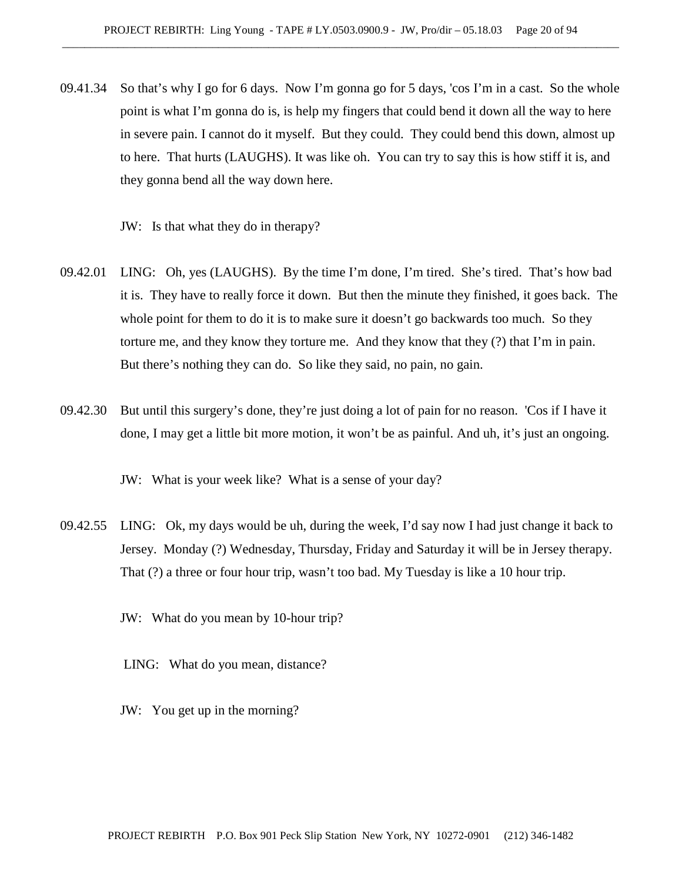09.41.34 So that’s why I go for 6 days. Now I’m gonna go for 5 days, 'cos I’m in a cast. So the whole point is what I’m gonna do is, is help my fingers that could bend it down all the way to here in severe pain. I cannot do it myself. But they could. They could bend this down, almost up to here. That hurts (LAUGHS). It was like oh. You can try to say this is how stiff it is, and they gonna bend all the way down here.

JW: Is that what they do in therapy?

09.42.01 LING: Oh, yes (LAUGHS). By the time I’m done, I’m tired. She’s tired. That’s how bad it is. They have to really force it down. But then the minute they finished, it goes back. The whole point for them to do it is to make sure it doesn’t go backwards too much. So they torture me, and they know they torture me. And they know that they (?) that I’m in pain. But there’s nothing they can do. So like they said, no pain, no gain.

09.42.30 But until this surgery’s done, they’re just doing a lot of pain for no reason. 'Cos if I have it done, I may get a little bit more motion, it won’t be as painful. And uh, it’s just an ongoing.

JW: What is your week like? What is a sense of your day?

09.42.55 LING: Ok, my days would be uh, during the week, I’d say now I had just change it back to Jersey. Monday (?) Wednesday, Thursday, Friday and Saturday it will be in Jersey therapy. That (?) a three or four hour trip, wasn’t too bad. My Tuesday is like a 10 hour trip.

JW: What do you mean by 10-hour trip?

LING: What do you mean, distance?

JW: You get up in the morning?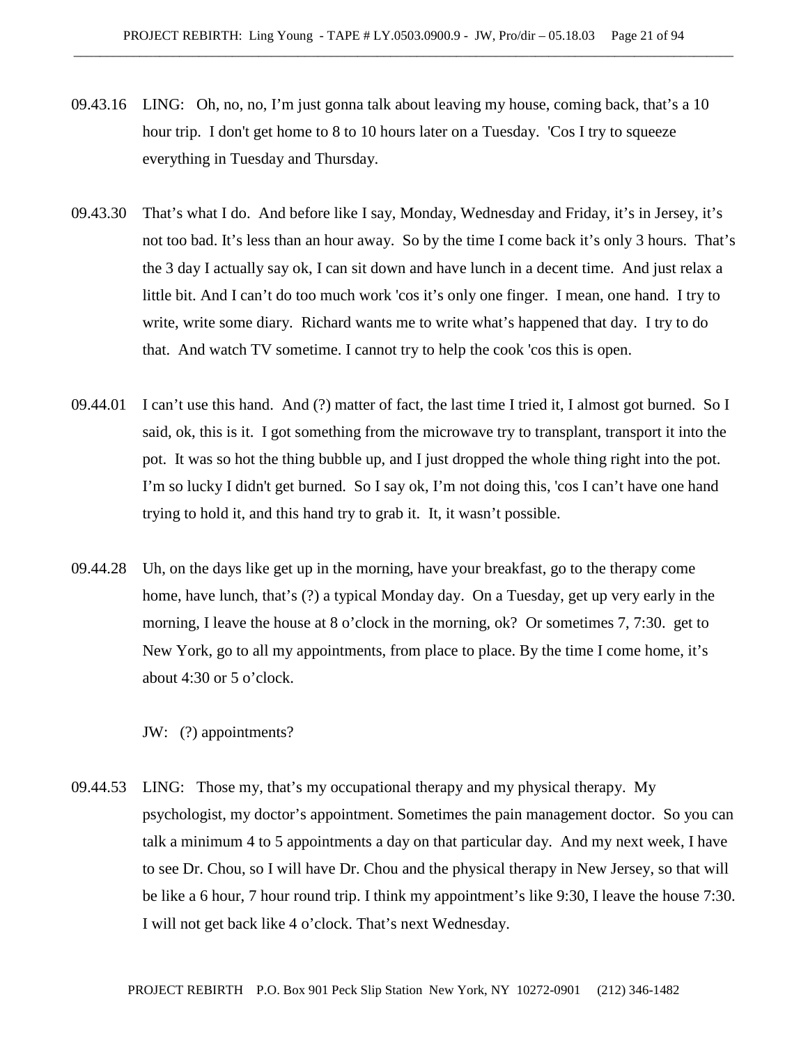09.43.16 LING: Oh, no, no, I'm just gonna talk about leaving my house, coming back, that's a 10 hour trip. I don't get home to 8 to 10 hours later on a Tuesday. 'Cos I try to squeeze everything in Tuesday and Thursday.

09.43.30 That's what I do. And before like I say, Monday, Wednesday and Friday, it's in Jersey, it's not too bad. It's less than an hour away. So by the time I come back it's only 3 hours. That's the 3 day I actually say ok, I can sit down and have lunch in a decent time. And just relax a little bit. And I can't do too much work 'cos it's only one finger. I mean, one hand. I try to write, write some diary. Richard wants me to write what's happened that day. I try to do that. And watch TV sometime. I cannot try to help the cook 'cos this is open.

09.44.01 I can't use this hand. And (?) matter of fact, the last time I tried it, I almost got burned. So I said, ok, this is it. I got something from the microwave try to transplant, transport it into the pot. It was so hot the thing bubble up, and I just dropped the whole thing right into the pot. I'm so lucky I didn't get burned. So I say ok, I'm not doing this, 'cos I can't have one hand trying to hold it, and this hand try to grab it. It, it wasn't possible.

09.44.28 Uh, on the days like get up in the morning, have your breakfast, go to the therapy come home, have lunch, that's (?) a typical Monday day. On a Tuesday, get up very early in the morning, I leave the house at 8 o'clock in the morning, ok? Or sometimes 7, 7:30. get to New York, go to all my appointments, from place to place. By the time I come home, it's about 4:30 or 5 o'clock.

JW: (?) appointments?

09.44.53 LING: Those my, that's my occupational therapy and my physical therapy. My psychologist, my doctor's appointment. Sometimes the pain management doctor. So you can talk a minimum 4 to 5 appointments a day on that particular day. And my next week, I have to see Dr. Chou, so I will have Dr. Chou and the physical therapy in New Jersey, so that will be like a 6 hour, 7 hour round trip. I think my appointment's like 9:30, I leave the house 7:30. I will not get back like 4 o'clock. That's next Wednesday.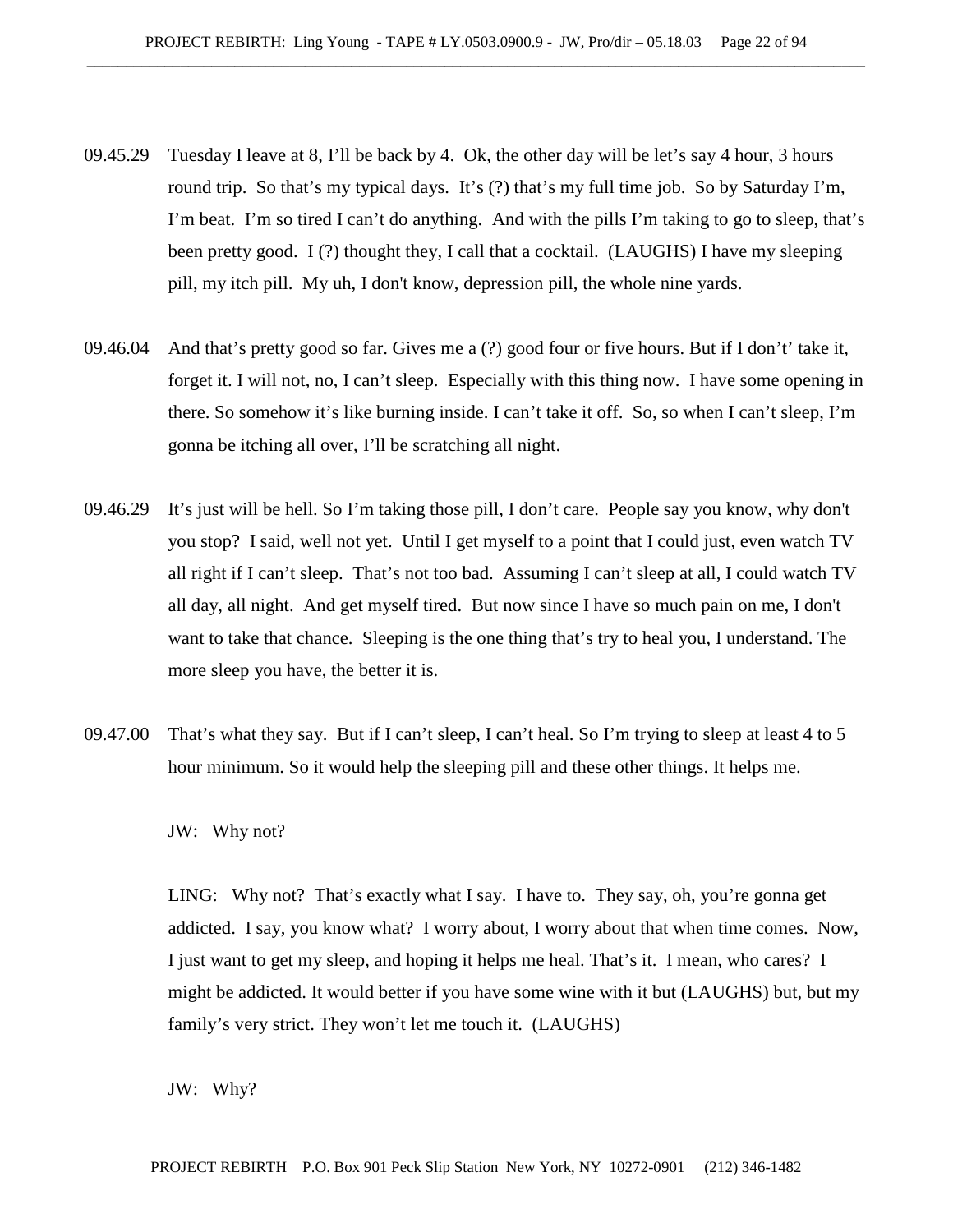09.45.29 Tuesday I leave at 8, I'll be back by 4. Ok, the other day will be let's say 4 hour, 3 hours round trip. So that's my typical days. It's (?) that's my full time job. So by Saturday I'm, I'm beat. I'm so tired I can't do anything. And with the pills I'm taking to go to sleep, that's been pretty good. I (?) thought they, I call that a cocktail. (LAUGHS) I have my sleeping pill, my itch pill. My uh, I don't know, depression pill, the whole nine yards.

09.46.04 And that's pretty good so far. Gives me a (?) good four or five hours. But if I don't' take it, forget it. I will not, no, I can't sleep. Especially with this thing now. I have some opening in there. So somehow it's like burning inside. I can't take it off. So, so when I can't sleep, I'm gonna be itching all over, I'll be scratching all night.

09.46.29 It's just will be hell. So I'm taking those pill, I don't care. People say you know, why don't you stop? I said, well not yet. Until I get myself to a point that I could just, even watch TV all right if I can't sleep. That's not too bad. Assuming I can't sleep at all, I could watch TV all day, all night. And get myself tired. But now since I have so much pain on me, I don't want to take that chance. Sleeping is the one thing that's try to heal you, I understand. The more sleep you have, the better it is.

09.47.00 That's what they say. But if I can't sleep, I can't heal. So I'm trying to sleep at least 4 to 5 hour minimum. So it would help the sleeping pill and these other things. It helps me.

JW: Why not?

LING: Why not? That's exactly what I say. I have to. They say, oh, you're gonna get addicted. I say, you know what? I worry about, I worry about that when time comes. Now, I just want to get my sleep, and hoping it helps me heal. That's it. I mean, who cares? I might be addicted. It would better if you have some wine with it but (LAUGHS) but, but my family's very strict. They won't let me touch it. (LAUGHS)

JW: Why?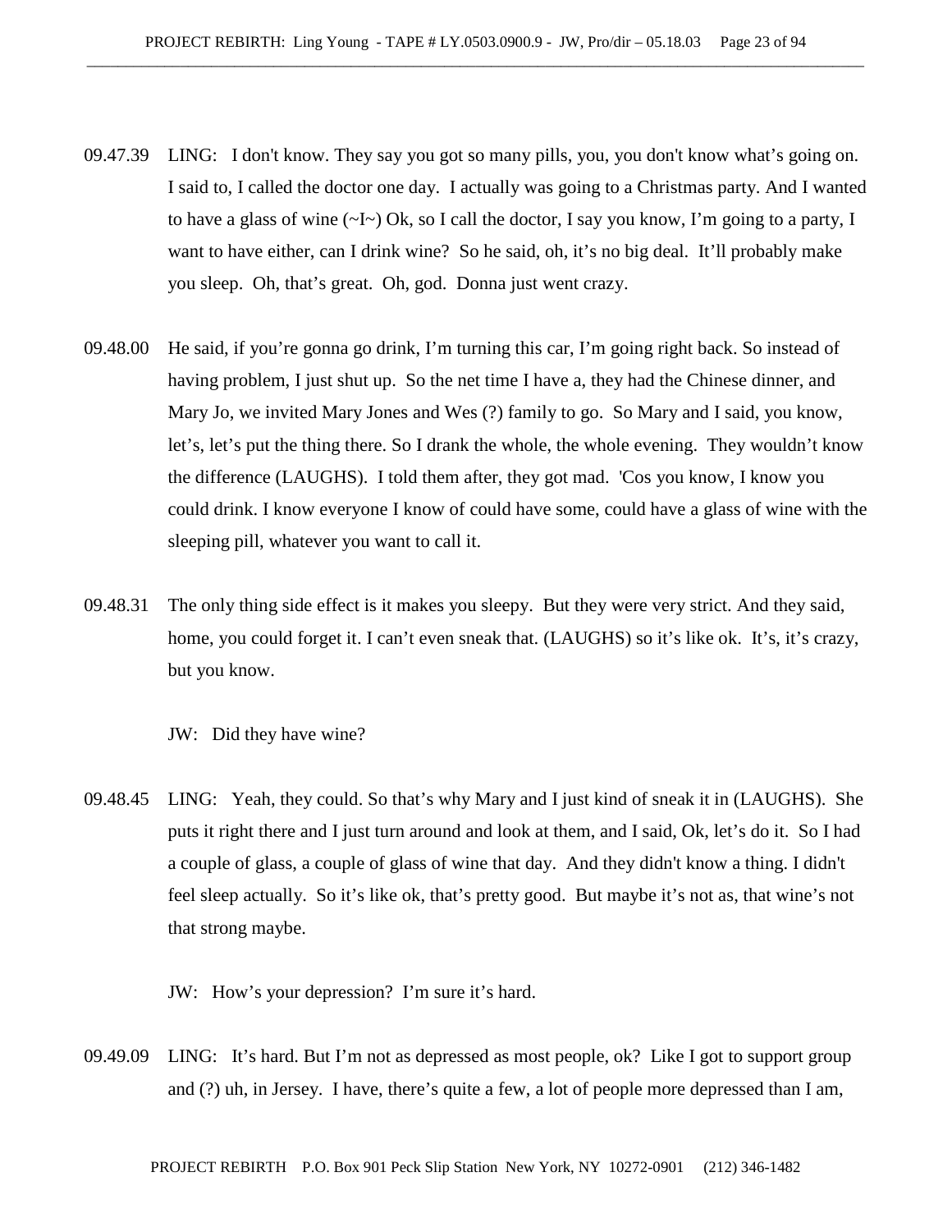09.47.39 LING: I don't know. They say you got so many pills, you, you don't know what's going on. I said to, I called the doctor one day. I actually was going to a Christmas party. And I wanted to have a glass of wine (~I~) Ok, so I call the doctor, I say you know, I'm going to a party, I want to have either, can I drink wine? So he said, oh, it's no big deal. It'll probably make you sleep. Oh, that's great. Oh, god. Donna just went crazy.

09.48.00 He said, if you're gonna go drink, I'm turning this car, I'm going right back. So instead of having problem, I just shut up. So the net time I have a, they had the Chinese dinner, and Mary Jo, we invited Mary Jones and Wes (?) family to go. So Mary and I said, you know, let's, let's put the thing there. So I drank the whole, the whole evening. They wouldn't know the difference (LAUGHS). I told them after, they got mad. 'Cos you know, I know you could drink. I know everyone I know of could have some, could have a glass of wine with the sleeping pill, whatever you want to call it.

09.48.31 The only thing side effect is it makes you sleepy. But they were very strict. And they said, home, you could forget it. I can't even sneak that. (LAUGHS) so it's like ok. It's, it's crazy, but you know.

JW: Did they have wine?

09.48.45 LING: Yeah, they could. So that's why Mary and I just kind of sneak it in (LAUGHS). She puts it right there and I just turn around and look at them, and I said, Ok, let's do it. So I had a couple of glass, a couple of glass of wine that day. And they didn't know a thing. I didn't feel sleep actually. So it's like ok, that's pretty good. But maybe it's not as, that wine's not that strong maybe.

JW: How's your depression? I'm sure it's hard.

09.49.09 LING: It's hard. But I'm not as depressed as most people, ok? Like I got to support group and (?) uh, in Jersey. I have, there's quite a few, a lot of people more depressed than I am,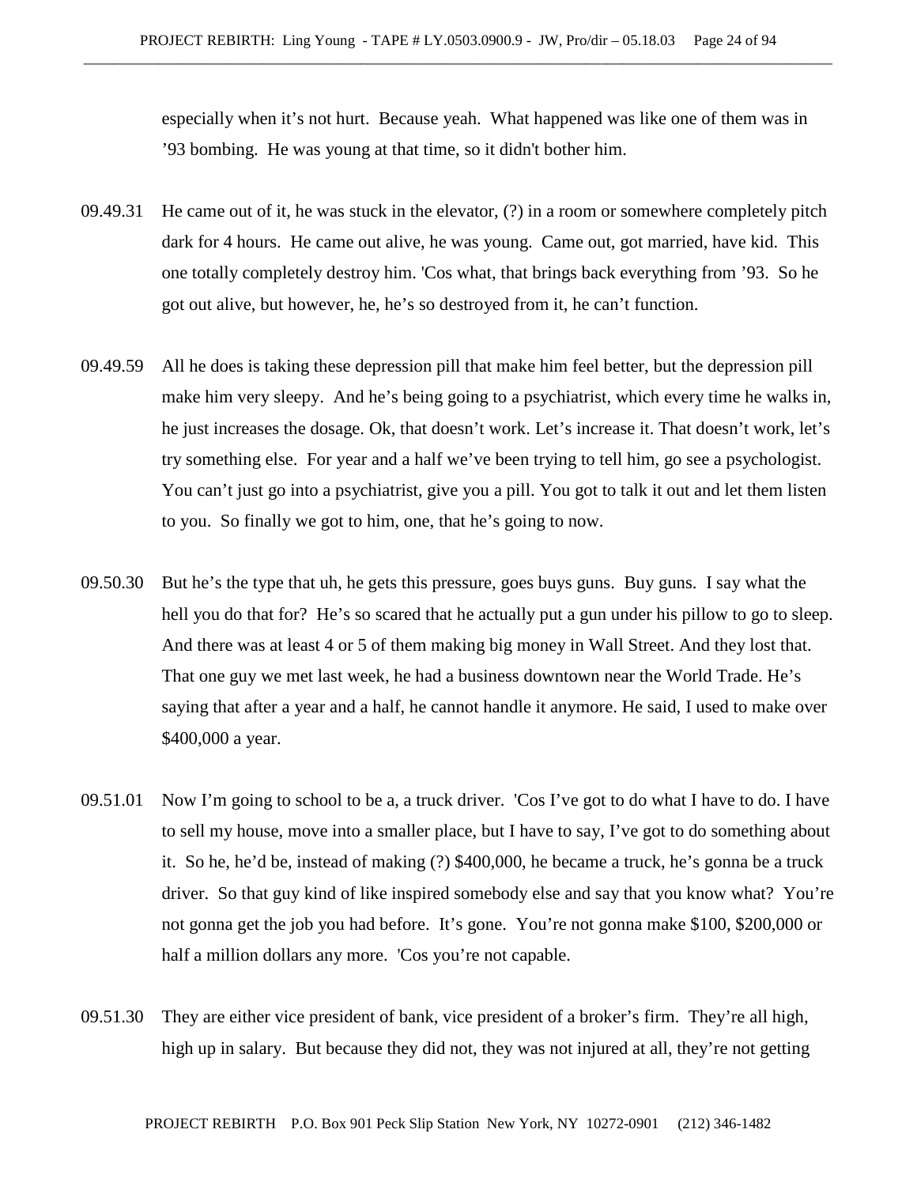especially when it's not hurt. Because yeah. What happened was like one of them was in '93 bombing. He was young at that time, so it didn't bother him.

09.49.31 He came out of it, he was stuck in the elevator, (?) in a room or somewhere completely pitch dark for 4 hours. He came out alive, he was young. Came out, got married, have kid. This one totally completely destroy him. 'Cos what, that brings back everything from '93. So he got out alive, but however, he, he's so destroyed from it, he can't function.

09.49.59 All he does is taking these depression pill that make him feel better, but the depression pill make him very sleepy. And he's being going to a psychiatrist, which every time he walks in, he just increases the dosage. Ok, that doesn't work. Let's increase it. That doesn't work, let's try something else. For year and a half we've been trying to tell him, go see a psychologist. You can't just go into a psychiatrist, give you a pill. You got to talk it out and let them listen to you. So finally we got to him, one, that he's going to now.

09.50.30 But he's the type that uh, he gets this pressure, goes buys guns. Buy guns. I say what the hell you do that for? He's so scared that he actually put a gun under his pillow to go to sleep. And there was at least 4 or 5 of them making big money in Wall Street. And they lost that. That one guy we met last week, he had a business downtown near the World Trade. He's saying that after a year and a half, he cannot handle it anymore. He said, I used to make over $400,000 a year.

09.51.01 Now I'm going to school to be a, a truck driver. 'Cos I've got to do what I have to do. I have to sell my house, move into a smaller place, but I have to say, I've got to do something about it. So he, he'd be, instead of making (?) $400,000, he became a truck, he's gonna be a truck driver. So that guy kind of like inspired somebody else and say that you know what? You're not gonna get the job you had before. It's gone. You're not gonna make $100, $200,000 or half a million dollars any more. 'Cos you're not capable.

09.51.30 They are either vice president of bank, vice president of a broker's firm. They're all high, high up in salary. But because they did not, they was not injured at all, they're not getting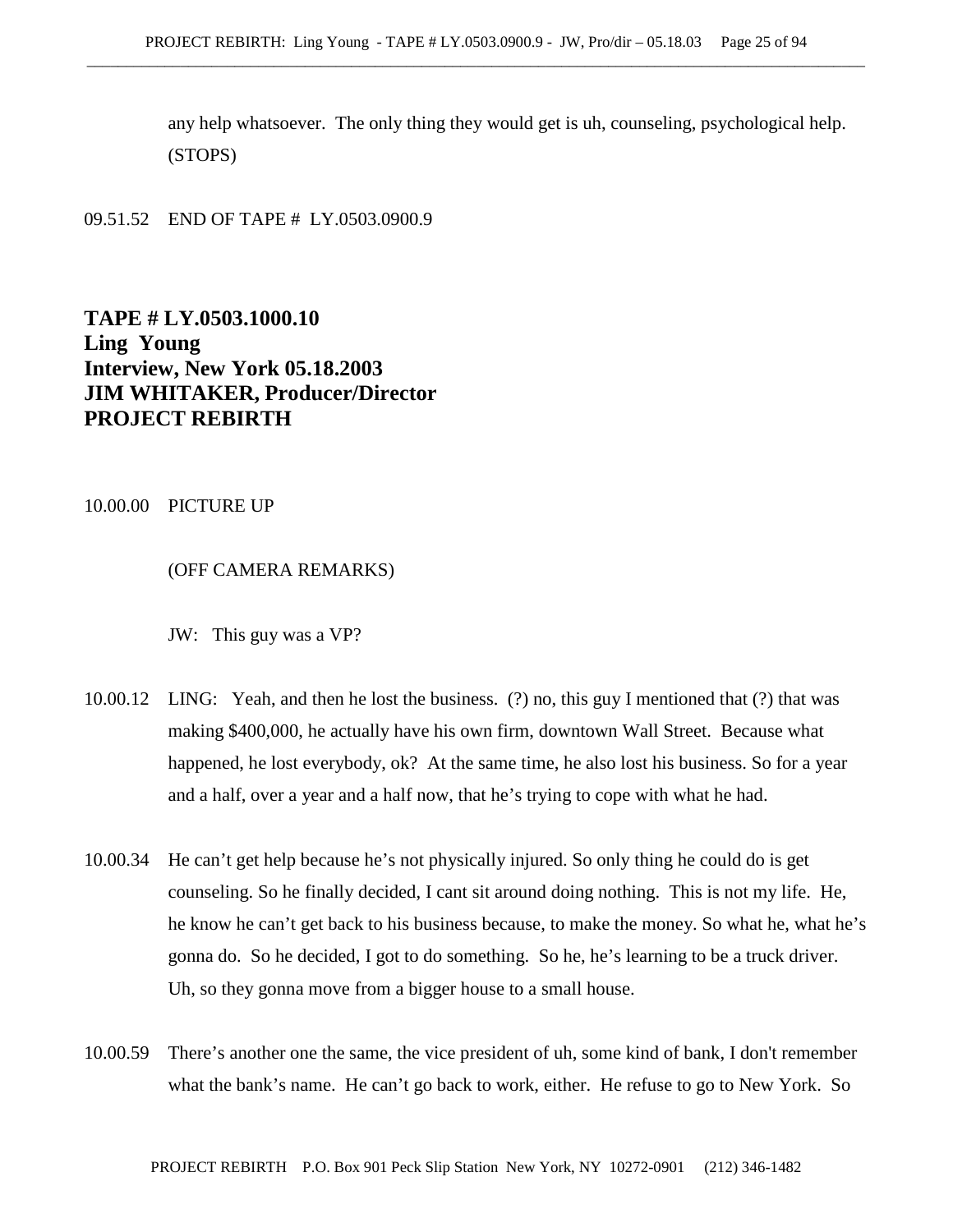any help whatsoever. The only thing they would get is uh, counseling, psychological help. (STOPS)

09.51.52 END OF TAPE # LY.0503.0900.9

**TAPE # LY.0503.1000.10**
**Ling Young**
**Interview, New York 05.18.2003**
**JIM WHITAKER, Producer/Director**
**PROJECT REBIRTH**

10.00.00 PICTURE UP

(OFF CAMERA REMARKS)

JW: This guy was a VP?

10.00.12 LING: Yeah, and then he lost the business. (?) no, this guy I mentioned that (?) that was making $400,000, he actually have his own firm, downtown Wall Street. Because what happened, he lost everybody, ok? At the same time, he also lost his business. So for a year and a half, over a year and a half now, that he's trying to cope with what he had.

10.00.34 He can't get help because he's not physically injured. So only thing he could do is get counseling. So he finally decided, I cant sit around doing nothing. This is not my life. He, he know he can't get back to his business because, to make the money. So what he, what he's gonna do. So he decided, I got to do something. So he, he's learning to be a truck driver. Uh, so they gonna move from a bigger house to a small house.

10.00.59 There's another one the same, the vice president of uh, some kind of bank, I don't remember what the bank's name. He can't go back to work, either. He refuse to go to New York. So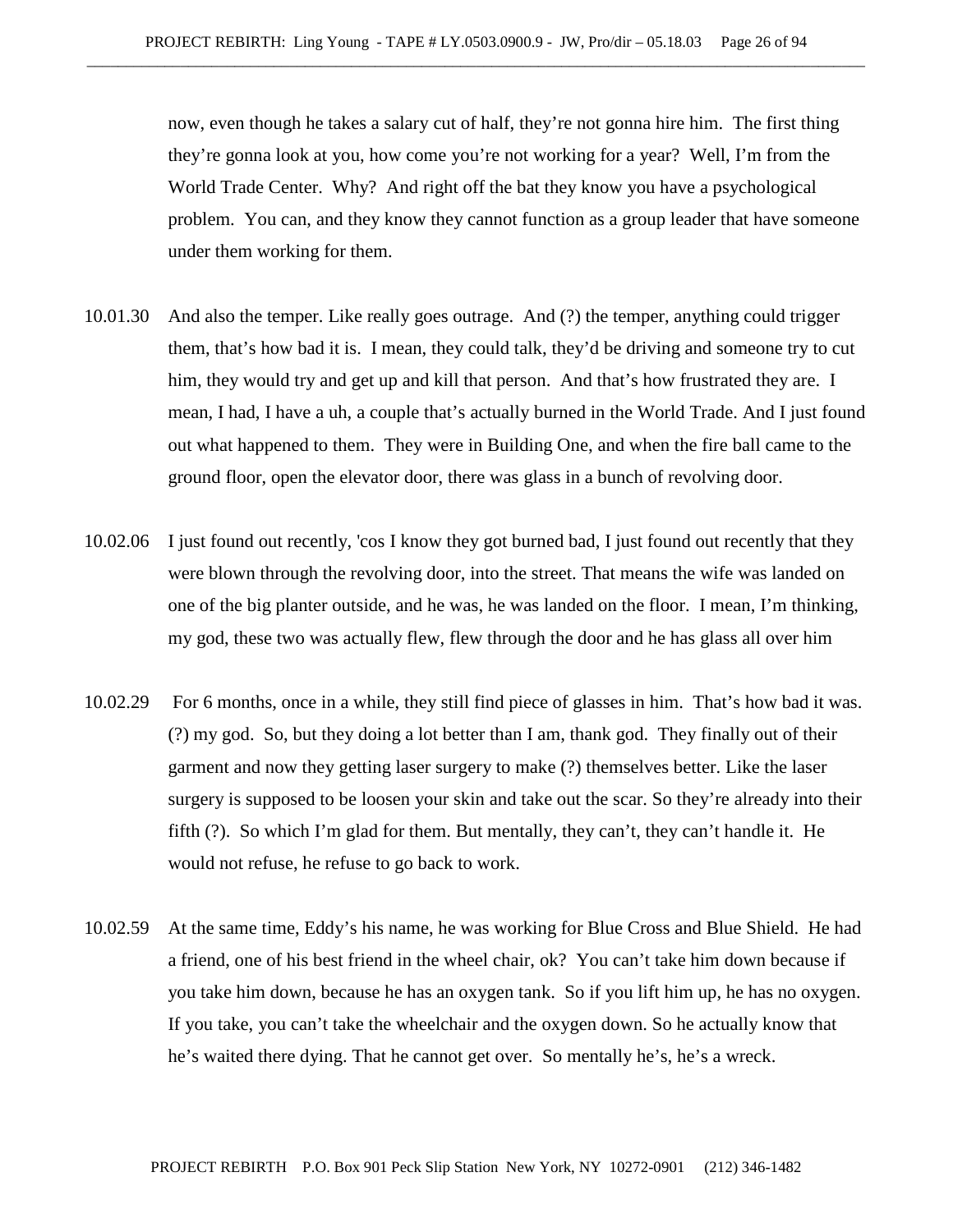now, even though he takes a salary cut of half, they're not gonna hire him. The first thing they're gonna look at you, how come you're not working for a year? Well, I'm from the World Trade Center. Why? And right off the bat they know you have a psychological problem. You can, and they know they cannot function as a group leader that have someone under them working for them.

10.01.30 And also the temper. Like really goes outrage. And (?) the temper, anything could trigger them, that's how bad it is. I mean, they could talk, they'd be driving and someone try to cut him, they would try and get up and kill that person. And that's how frustrated they are. I mean, I had, I have a uh, a couple that's actually burned in the World Trade. And I just found out what happened to them. They were in Building One, and when the fire ball came to the ground floor, open the elevator door, there was glass in a bunch of revolving door.

10.02.06 I just found out recently, 'cos I know they got burned bad, I just found out recently that they were blown through the revolving door, into the street. That means the wife was landed on one of the big planter outside, and he was, he was landed on the floor. I mean, I'm thinking, my god, these two was actually flew, flew through the door and he has glass all over him

10.02.29 For 6 months, once in a while, they still find piece of glasses in him. That's how bad it was. (?) my god. So, but they doing a lot better than I am, thank god. They finally out of their garment and now they getting laser surgery to make (?) themselves better. Like the laser surgery is supposed to be loosen your skin and take out the scar. So they're already into their fifth (?). So which I'm glad for them. But mentally, they can't, they can't handle it. He would not refuse, he refuse to go back to work.

10.02.59 At the same time, Eddy's his name, he was working for Blue Cross and Blue Shield. He had a friend, one of his best friend in the wheel chair, ok? You can't take him down because if you take him down, because he has an oxygen tank. So if you lift him up, he has no oxygen. If you take, you can't take the wheelchair and the oxygen down. So he actually know that he's waited there dying. That he cannot get over. So mentally he's, he's a wreck.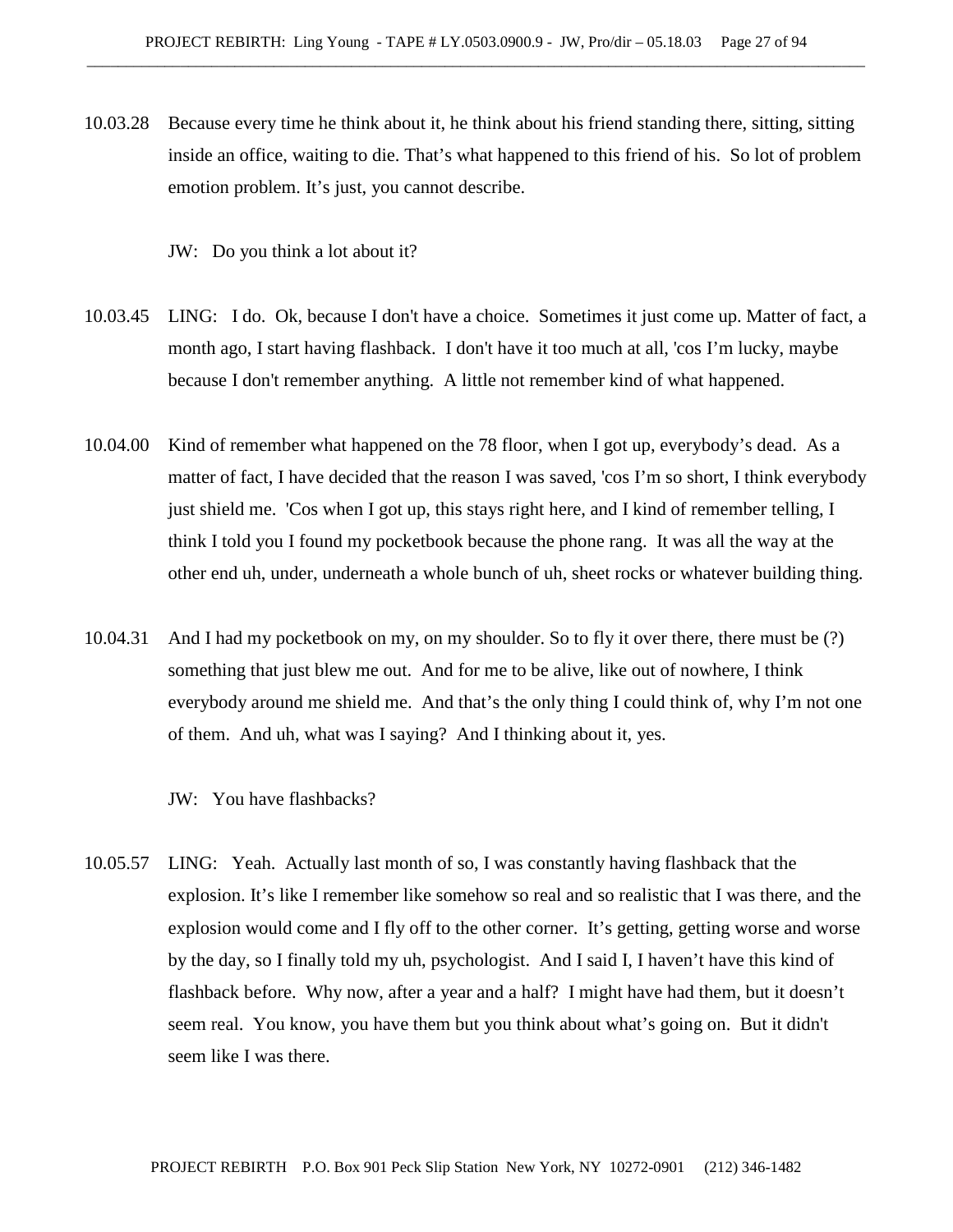10.03.28 Because every time he think about it, he think about his friend standing there, sitting, sitting inside an office, waiting to die. That's what happened to this friend of his. So lot of problem emotion problem. It's just, you cannot describe.

JW: Do you think a lot about it?

10.03.45 LING: I do. Ok, because I don't have a choice. Sometimes it just come up. Matter of fact, a month ago, I start having flashback. I don't have it too much at all, 'cos I'm lucky, maybe because I don't remember anything. A little not remember kind of what happened.

10.04.00 Kind of remember what happened on the 78 floor, when I got up, everybody's dead. As a matter of fact, I have decided that the reason I was saved, 'cos I'm so short, I think everybody just shield me. 'Cos when I got up, this stays right here, and I kind of remember telling, I think I told you I found my pocketbook because the phone rang. It was all the way at the other end uh, under, underneath a whole bunch of uh, sheet rocks or whatever building thing.

10.04.31 And I had my pocketbook on my, on my shoulder. So to fly it over there, there must be (?) something that just blew me out. And for me to be alive, like out of nowhere, I think everybody around me shield me. And that's the only thing I could think of, why I'm not one of them. And uh, what was I saying? And I thinking about it, yes.

JW: You have flashbacks?

10.05.57 LING: Yeah. Actually last month of so, I was constantly having flashback that the explosion. It's like I remember like somehow so real and so realistic that I was there, and the explosion would come and I fly off to the other corner. It's getting, getting worse and worse by the day, so I finally told my uh, psychologist. And I said I, I haven't have this kind of flashback before. Why now, after a year and a half? I might have had them, but it doesn't seem real. You know, you have them but you think about what's going on. But it didn't seem like I was there.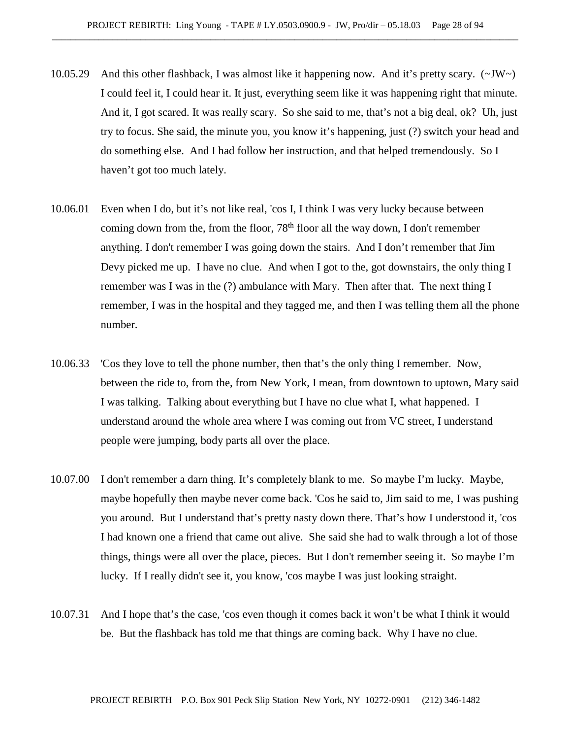10.05.29 And this other flashback, I was almost like it happening now. And it's pretty scary. (~JW~) I could feel it, I could hear it. It just, everything seem like it was happening right that minute. And it, I got scared. It was really scary. So she said to me, that's not a big deal, ok? Uh, just try to focus. She said, the minute you, you know it's happening, just (?) switch your head and do something else. And I had follow her instruction, and that helped tremendously. So I haven't got too much lately.

10.06.01 Even when I do, but it's not like real, 'cos I, I think I was very lucky because between coming down from the, from the floor, 78th floor all the way down, I don't remember anything. I don't remember I was going down the stairs. And I don't remember that Jim Devy picked me up. I have no clue. And when I got to the, got downstairs, the only thing I remember was I was in the (?) ambulance with Mary. Then after that. The next thing I remember, I was in the hospital and they tagged me, and then I was telling them all the phone number.

10.06.33 'Cos they love to tell the phone number, then that's the only thing I remember. Now, between the ride to, from the, from New York, I mean, from downtown to uptown, Mary said I was talking. Talking about everything but I have no clue what I, what happened. I understand around the whole area where I was coming out from VC street, I understand people were jumping, body parts all over the place.

10.07.00 I don't remember a darn thing. It's completely blank to me. So maybe I'm lucky. Maybe, maybe hopefully then maybe never come back. 'Cos he said to, Jim said to me, I was pushing you around. But I understand that's pretty nasty down there. That's how I understood it, 'cos I had known one a friend that came out alive. She said she had to walk through a lot of those things, things were all over the place, pieces. But I don't remember seeing it. So maybe I'm lucky. If I really didn't see it, you know, 'cos maybe I was just looking straight.

10.07.31 And I hope that's the case, 'cos even though it comes back it won't be what I think it would be. But the flashback has told me that things are coming back. Why I have no clue.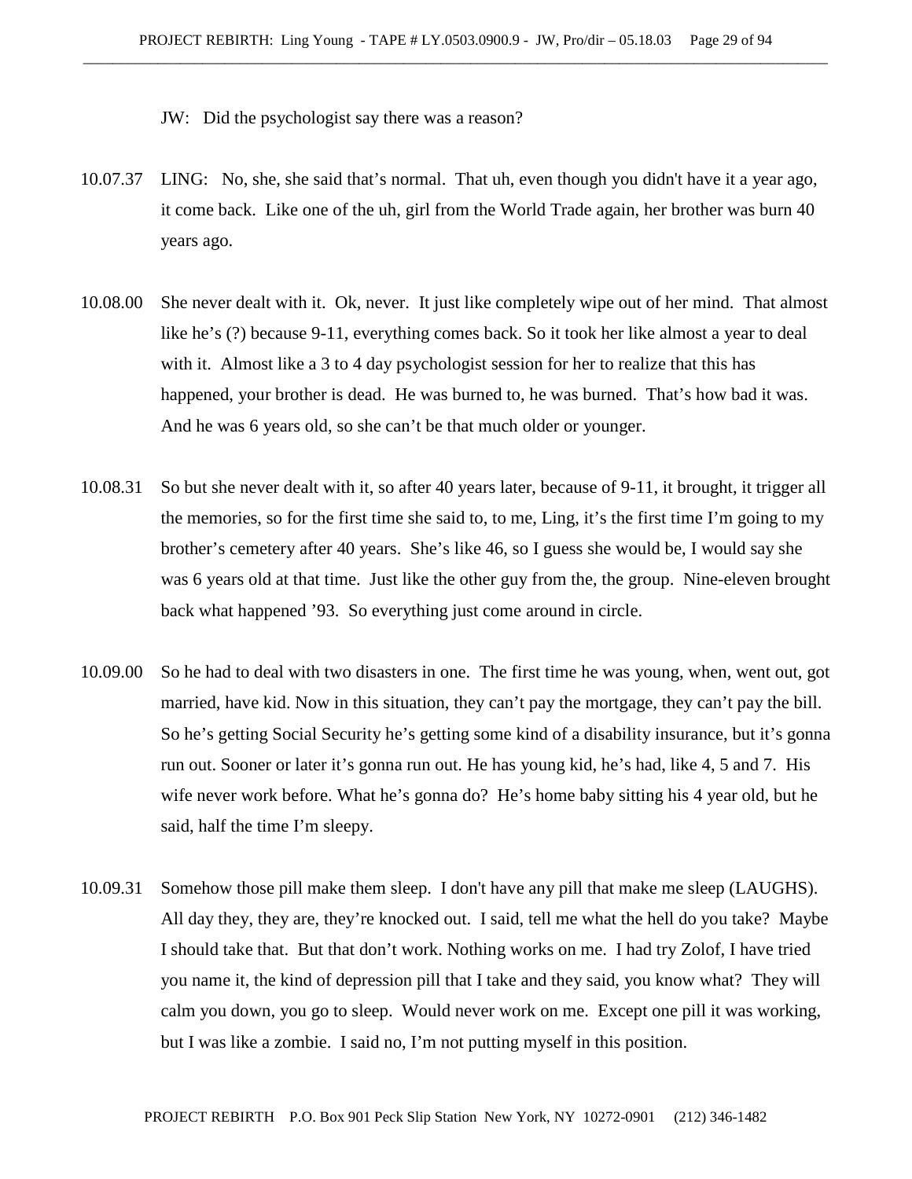JW: Did the psychologist say there was a reason?

10.07.37 LING: No, she, she said that's normal. That uh, even though you didn't have it a year ago, it come back. Like one of the uh, girl from the World Trade again, her brother was burn 40 years ago.

10.08.00 She never dealt with it. Ok, never. It just like completely wipe out of her mind. That almost like he's (?) because 9-11, everything comes back. So it took her like almost a year to deal with it. Almost like a 3 to 4 day psychologist session for her to realize that this has happened, your brother is dead. He was burned to, he was burned. That's how bad it was. And he was 6 years old, so she can't be that much older or younger.

10.08.31 So but she never dealt with it, so after 40 years later, because of 9-11, it brought, it trigger all the memories, so for the first time she said to, to me, Ling, it's the first time I'm going to my brother's cemetery after 40 years. She's like 46, so I guess she would be, I would say she was 6 years old at that time. Just like the other guy from the, the group. Nine-eleven brought back what happened '93. So everything just come around in circle.

10.09.00 So he had to deal with two disasters in one. The first time he was young, when, went out, got married, have kid. Now in this situation, they can't pay the mortgage, they can't pay the bill. So he's getting Social Security he's getting some kind of a disability insurance, but it's gonna run out. Sooner or later it's gonna run out. He has young kid, he's had, like 4, 5 and 7. His wife never work before. What he's gonna do? He's home baby sitting his 4 year old, but he said, half the time I'm sleepy.

10.09.31 Somehow those pill make them sleep. I don't have any pill that make me sleep (LAUGHS). All day they, they are, they're knocked out. I said, tell me what the hell do you take? Maybe I should take that. But that don't work. Nothing works on me. I had try Zolof, I have tried you name it, the kind of depression pill that I take and they said, you know what? They will calm you down, you go to sleep. Would never work on me. Except one pill it was working, but I was like a zombie. I said no, I'm not putting myself in this position.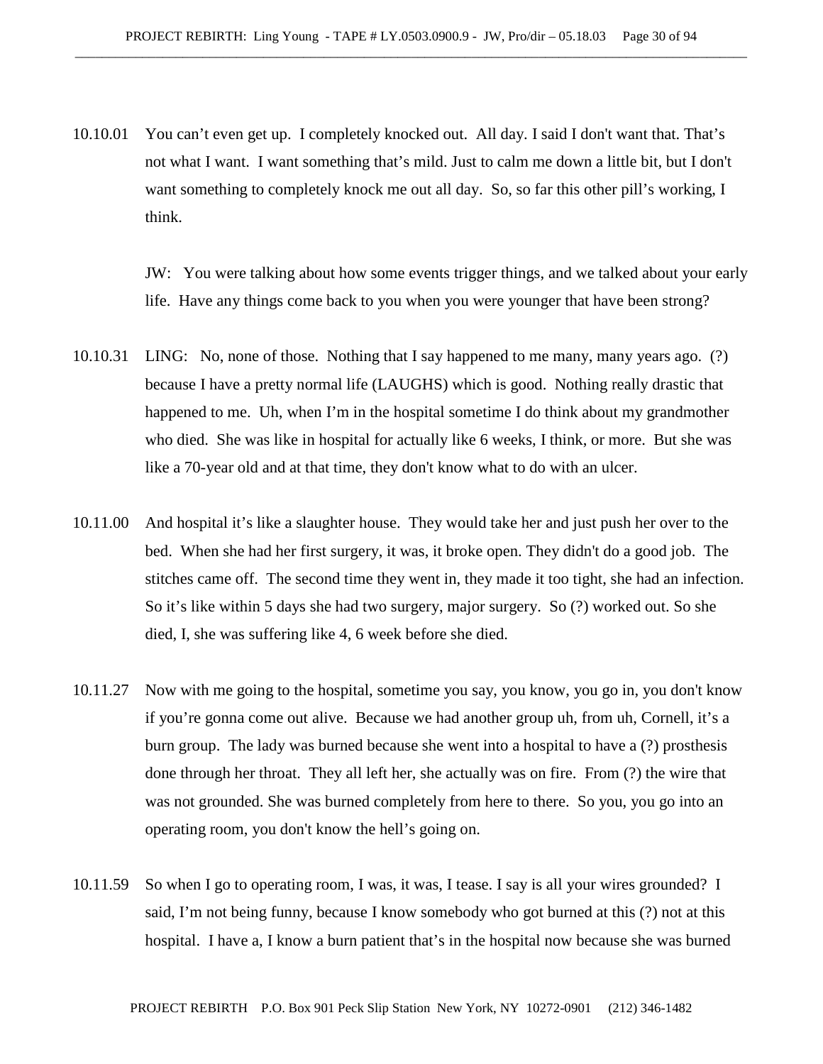10.10.01 You can't even get up. I completely knocked out. All day. I said I don't want that. That's not what I want. I want something that's mild. Just to calm me down a little bit, but I don't want something to completely knock me out all day. So, so far this other pill's working, I think.

JW: You were talking about how some events trigger things, and we talked about your early life. Have any things come back to you when you were younger that have been strong?

10.10.31 LING: No, none of those. Nothing that I say happened to me many, many years ago. (?) because I have a pretty normal life (LAUGHS) which is good. Nothing really drastic that happened to me. Uh, when I'm in the hospital sometime I do think about my grandmother who died. She was like in hospital for actually like 6 weeks, I think, or more. But she was like a 70-year old and at that time, they don't know what to do with an ulcer.

10.11.00 And hospital it's like a slaughter house. They would take her and just push her over to the bed. When she had her first surgery, it was, it broke open. They didn't do a good job. The stitches came off. The second time they went in, they made it too tight, she had an infection. So it's like within 5 days she had two surgery, major surgery. So (?) worked out. So she died, I, she was suffering like 4, 6 week before she died.

10.11.27 Now with me going to the hospital, sometime you say, you know, you go in, you don't know if you're gonna come out alive. Because we had another group uh, from uh, Cornell, it's a burn group. The lady was burned because she went into a hospital to have a (?) prosthesis done through her throat. They all left her, she actually was on fire. From (?) the wire that was not grounded. She was burned completely from here to there. So you, you go into an operating room, you don't know the hell's going on.

10.11.59 So when I go to operating room, I was, it was, I tease. I say is all your wires grounded? I said, I'm not being funny, because I know somebody who got burned at this (?) not at this hospital. I have a, I know a burn patient that's in the hospital now because she was burned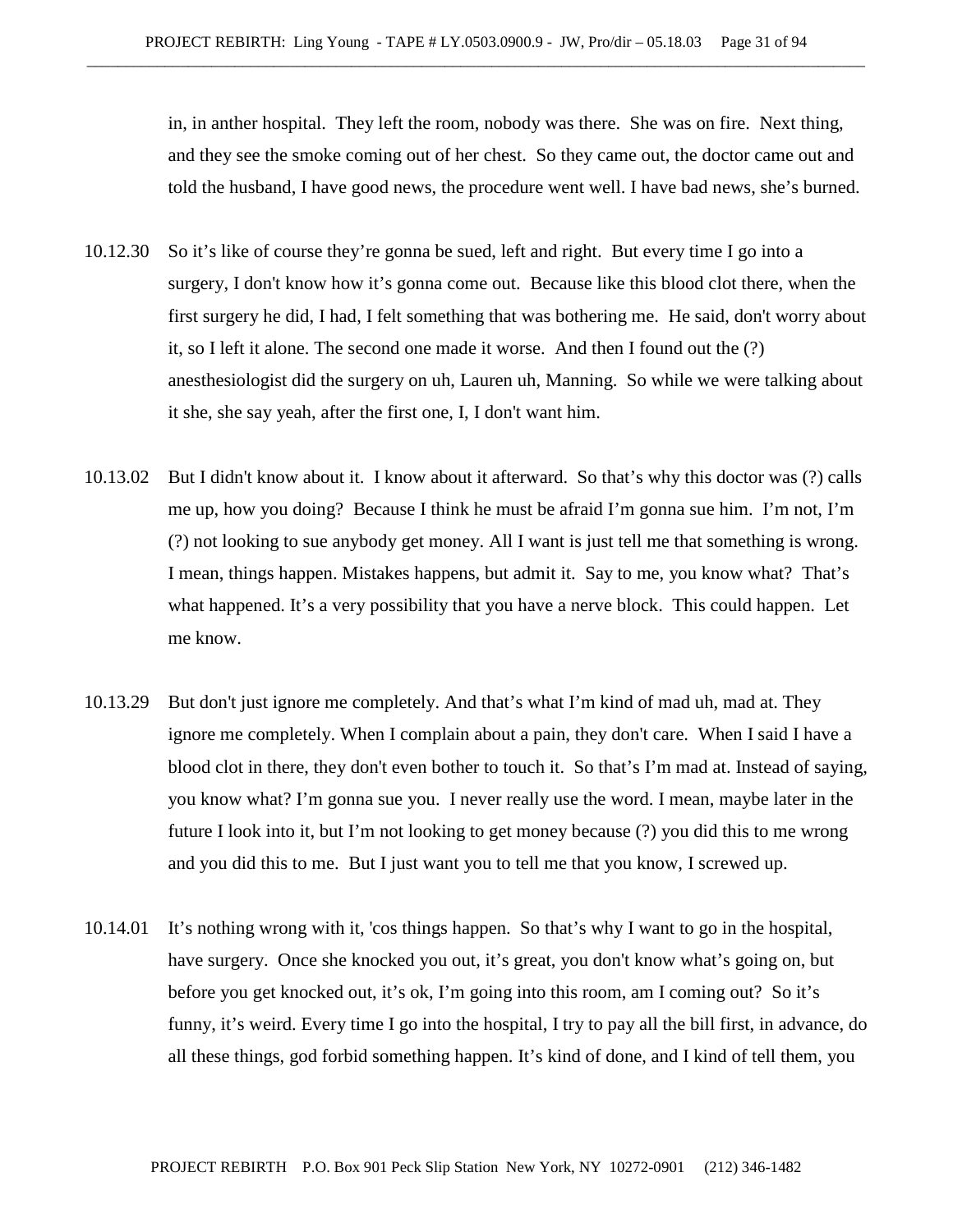in, in anther hospital. They left the room, nobody was there. She was on fire. Next thing, and they see the smoke coming out of her chest. So they came out, the doctor came out and told the husband, I have good news, the procedure went well. I have bad news, she's burned.

10.12.30 So it's like of course they're gonna be sued, left and right. But every time I go into a surgery, I don't know how it's gonna come out. Because like this blood clot there, when the first surgery he did, I had, I felt something that was bothering me. He said, don't worry about it, so I left it alone. The second one made it worse. And then I found out the (?) anesthesiologist did the surgery on uh, Lauren uh, Manning. So while we were talking about it she, she say yeah, after the first one, I, I don't want him.

10.13.02 But I didn't know about it. I know about it afterward. So that's why this doctor was (?) calls me up, how you doing? Because I think he must be afraid I'm gonna sue him. I'm not, I'm (?) not looking to sue anybody get money. All I want is just tell me that something is wrong. I mean, things happen. Mistakes happens, but admit it. Say to me, you know what? That's what happened. It's a very possibility that you have a nerve block. This could happen. Let me know.

10.13.29 But don't just ignore me completely. And that's what I'm kind of mad uh, mad at. They ignore me completely. When I complain about a pain, they don't care. When I said I have a blood clot in there, they don't even bother to touch it. So that's I'm mad at. Instead of saying, you know what? I'm gonna sue you. I never really use the word. I mean, maybe later in the future I look into it, but I'm not looking to get money because (?) you did this to me wrong and you did this to me. But I just want you to tell me that you know, I screwed up.

10.14.01 It's nothing wrong with it, 'cos things happen. So that's why I want to go in the hospital, have surgery. Once she knocked you out, it's great, you don't know what's going on, but before you get knocked out, it's ok, I'm going into this room, am I coming out? So it's funny, it's weird. Every time I go into the hospital, I try to pay all the bill first, in advance, do all these things, god forbid something happen. It's kind of done, and I kind of tell them, you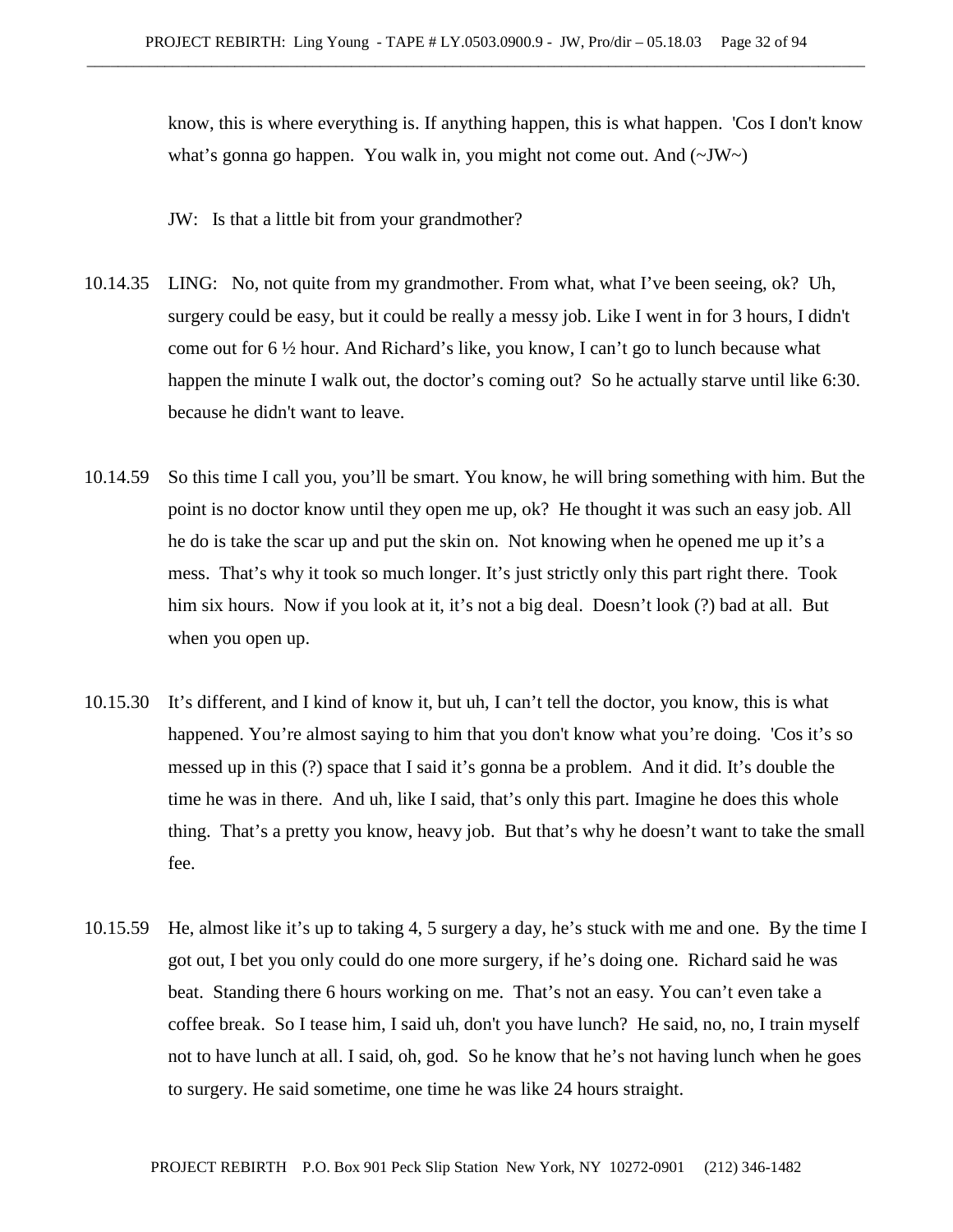know, this is where everything is. If anything happen, this is what happen. 'Cos I don't know what's gonna go happen. You walk in, you might not come out. And (~JW~)

JW: Is that a little bit from your grandmother?

10.14.35 LING: No, not quite from my grandmother. From what, what I've been seeing, ok? Uh, surgery could be easy, but it could be really a messy job. Like I went in for 3 hours, I didn't come out for 6 ½ hour. And Richard's like, you know, I can't go to lunch because what happen the minute I walk out, the doctor's coming out? So he actually starve until like 6:30. because he didn't want to leave.

10.14.59 So this time I call you, you'll be smart. You know, he will bring something with him. But the point is no doctor know until they open me up, ok? He thought it was such an easy job. All he do is take the scar up and put the skin on. Not knowing when he opened me up it's a mess. That's why it took so much longer. It's just strictly only this part right there. Took him six hours. Now if you look at it, it's not a big deal. Doesn't look (?) bad at all. But when you open up.

10.15.30 It's different, and I kind of know it, but uh, I can't tell the doctor, you know, this is what happened. You're almost saying to him that you don't know what you're doing. 'Cos it's so messed up in this (?) space that I said it's gonna be a problem. And it did. It's double the time he was in there. And uh, like I said, that's only this part. Imagine he does this whole thing. That's a pretty you know, heavy job. But that's why he doesn't want to take the small fee.

10.15.59 He, almost like it's up to taking 4, 5 surgery a day, he's stuck with me and one. By the time I got out, I bet you only could do one more surgery, if he's doing one. Richard said he was beat. Standing there 6 hours working on me. That's not an easy. You can't even take a coffee break. So I tease him, I said uh, don't you have lunch? He said, no, no, I train myself not to have lunch at all. I said, oh, god. So he know that he's not having lunch when he goes to surgery. He said sometime, one time he was like 24 hours straight.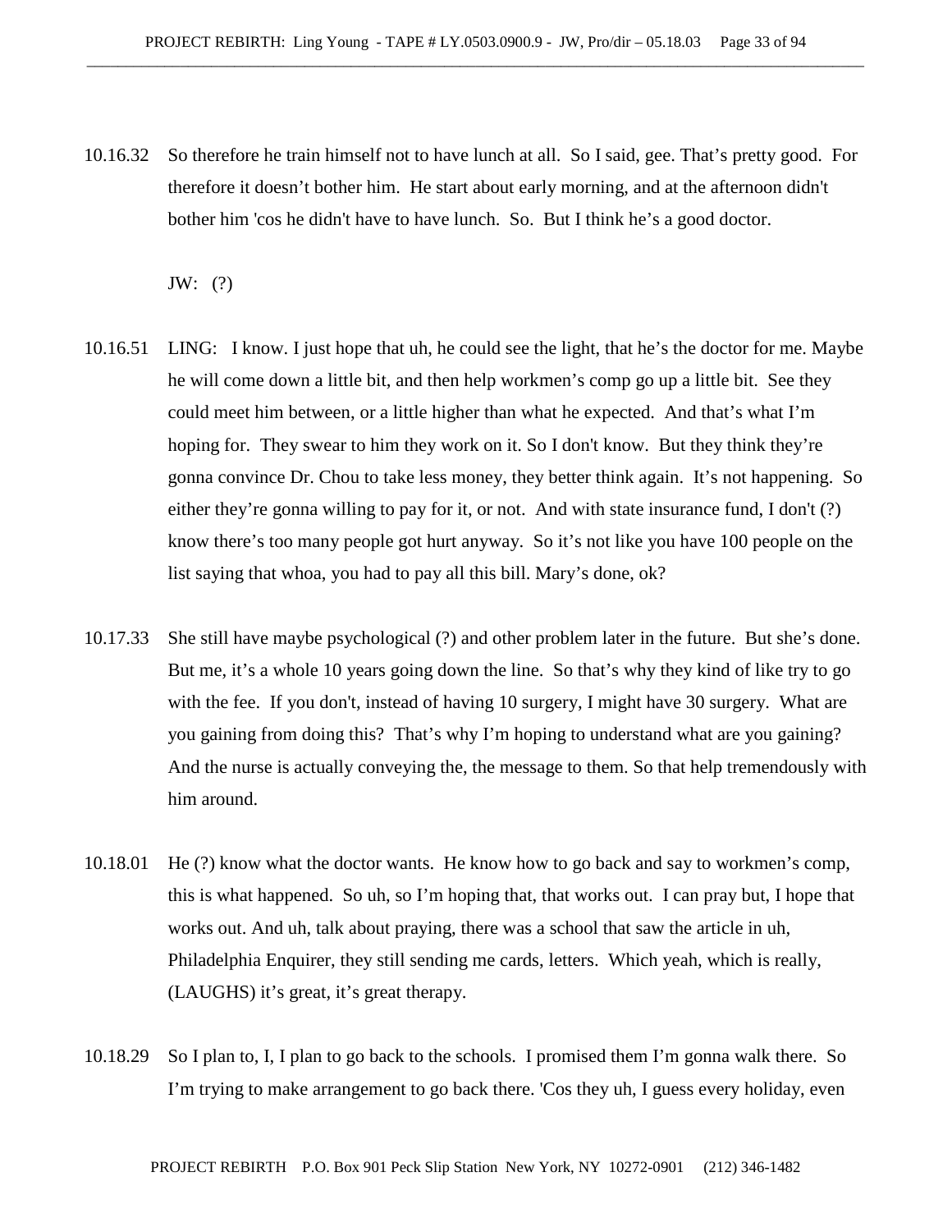10.16.32 So therefore he train himself not to have lunch at all. So I said, gee. That's pretty good. For therefore it doesn't bother him. He start about early morning, and at the afternoon didn't bother him 'cos he didn't have to have lunch. So. But I think he's a good doctor.

JW: (?)

10.16.51 LING: I know. I just hope that uh, he could see the light, that he's the doctor for me. Maybe he will come down a little bit, and then help workmen's comp go up a little bit. See they could meet him between, or a little higher than what he expected. And that's what I'm hoping for. They swear to him they work on it. So I don't know. But they think they're gonna convince Dr. Chou to take less money, they better think again. It's not happening. So either they're gonna willing to pay for it, or not. And with state insurance fund, I don't (?) know there's too many people got hurt anyway. So it's not like you have 100 people on the list saying that whoa, you had to pay all this bill. Mary's done, ok?

10.17.33 She still have maybe psychological (?) and other problem later in the future. But she's done. But me, it's a whole 10 years going down the line. So that's why they kind of like try to go with the fee. If you don't, instead of having 10 surgery, I might have 30 surgery. What are you gaining from doing this? That's why I'm hoping to understand what are you gaining? And the nurse is actually conveying the, the message to them. So that help tremendously with him around.

10.18.01 He (?) know what the doctor wants. He know how to go back and say to workmen's comp, this is what happened. So uh, so I'm hoping that, that works out. I can pray but, I hope that works out. And uh, talk about praying, there was a school that saw the article in uh, Philadelphia Enquirer, they still sending me cards, letters. Which yeah, which is really, (LAUGHS) it's great, it's great therapy.

10.18.29 So I plan to, I, I plan to go back to the schools. I promised them I'm gonna walk there. So I'm trying to make arrangement to go back there. 'Cos they uh, I guess every holiday, even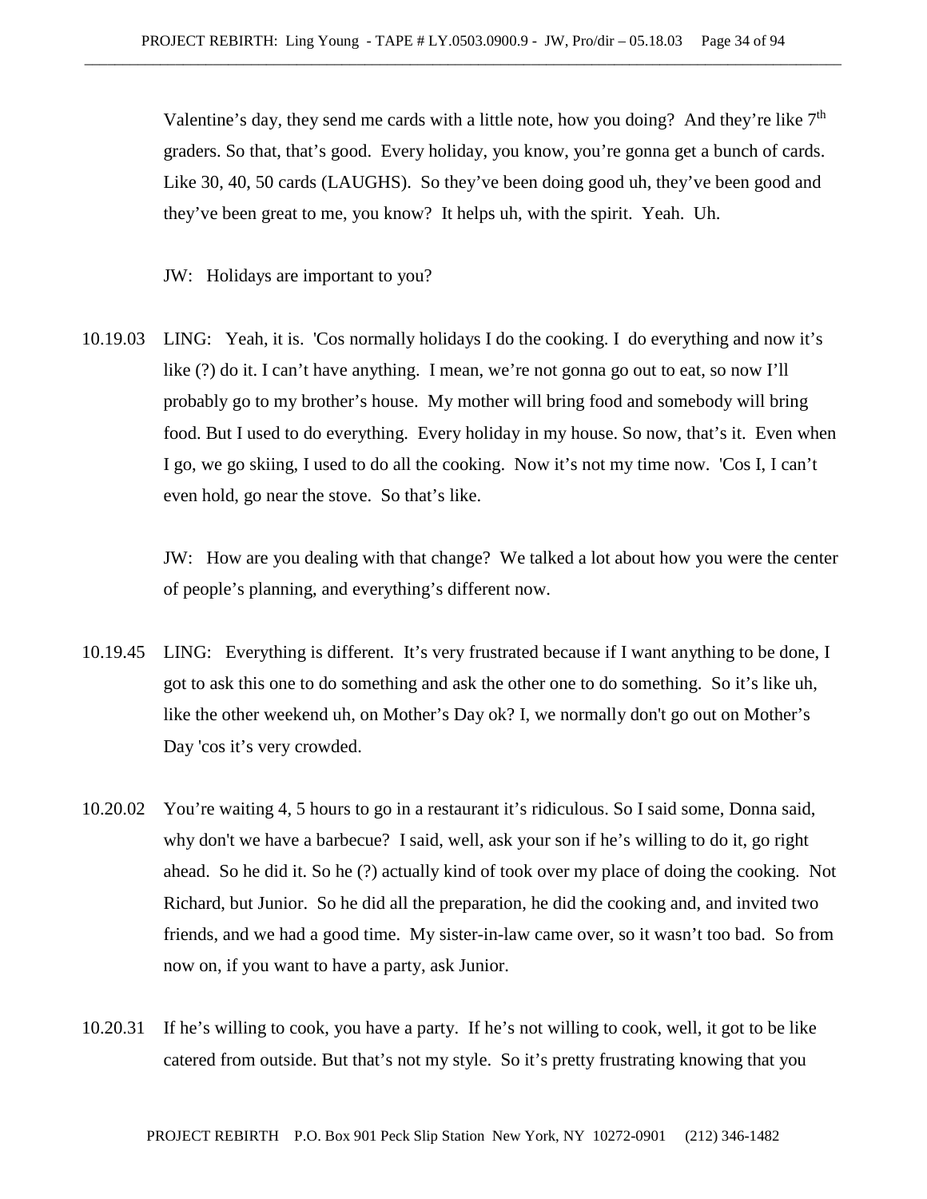Valentine's day, they send me cards with a little note, how you doing? And they're like 7th graders. So that, that's good. Every holiday, you know, you're gonna get a bunch of cards. Like 30, 40, 50 cards (LAUGHS). So they've been doing good uh, they've been good and they've been great to me, you know? It helps uh, with the spirit. Yeah. Uh.

JW: Holidays are important to you?

10.19.03 LING: Yeah, it is. 'Cos normally holidays I do the cooking. I do everything and now it's like (?) do it. I can't have anything. I mean, we're not gonna go out to eat, so now I'll probably go to my brother's house. My mother will bring food and somebody will bring food. But I used to do everything. Every holiday in my house. So now, that's it. Even when I go, we go skiing, I used to do all the cooking. Now it's not my time now. 'Cos I, I can't even hold, go near the stove. So that's like.

JW: How are you dealing with that change? We talked a lot about how you were the center of people's planning, and everything's different now.

10.19.45 LING: Everything is different. It's very frustrated because if I want anything to be done, I got to ask this one to do something and ask the other one to do something. So it's like uh, like the other weekend uh, on Mother's Day ok? I, we normally don't go out on Mother's Day 'cos it's very crowded.

10.20.02 You're waiting 4, 5 hours to go in a restaurant it's ridiculous. So I said some, Donna said, why don't we have a barbecue? I said, well, ask your son if he's willing to do it, go right ahead. So he did it. So he (?) actually kind of took over my place of doing the cooking. Not Richard, but Junior. So he did all the preparation, he did the cooking and, and invited two friends, and we had a good time. My sister-in-law came over, so it wasn't too bad. So from now on, if you want to have a party, ask Junior.

10.20.31 If he's willing to cook, you have a party. If he's not willing to cook, well, it got to be like catered from outside. But that's not my style. So it's pretty frustrating knowing that you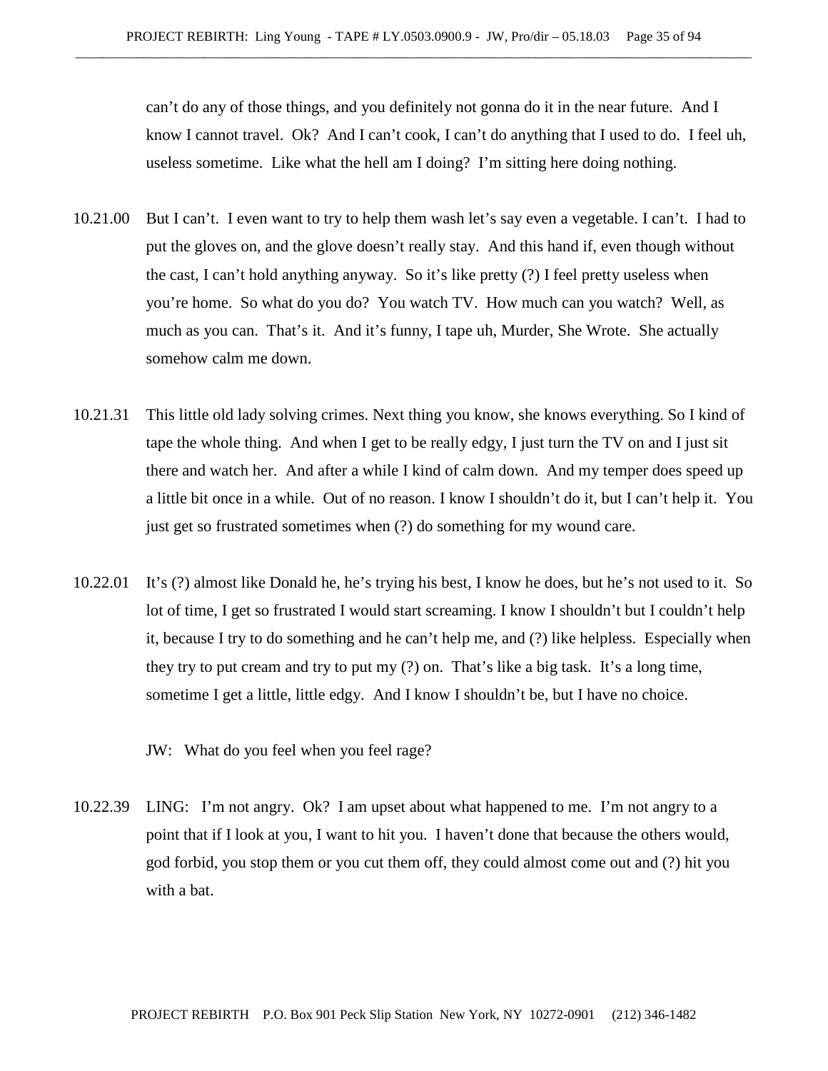can't do any of those things, and you definitely not gonna do it in the near future. And I know I cannot travel. Ok? And I can't cook, I can't do anything that I used to do. I feel uh, useless sometime. Like what the hell am I doing? I'm sitting here doing nothing.

10.21.00 But I can't. I even want to try to help them wash let's say even a vegetable. I can't. I had to put the gloves on, and the glove doesn't really stay. And this hand if, even though without the cast, I can't hold anything anyway. So it's like pretty (?) I feel pretty useless when you're home. So what do you do? You watch TV. How much can you watch? Well, as much as you can. That's it. And it's funny, I tape uh, Murder, She Wrote. She actually somehow calm me down.

10.21.31 This little old lady solving crimes. Next thing you know, she knows everything. So I kind of tape the whole thing. And when I get to be really edgy, I just turn the TV on and I just sit there and watch her. And after a while I kind of calm down. And my temper does speed up a little bit once in a while. Out of no reason. I know I shouldn't do it, but I can't help it. You just get so frustrated sometimes when (?) do something for my wound care.

10.22.01 It's (?) almost like Donald he, he's trying his best, I know he does, but he's not used to it. So lot of time, I get so frustrated I would start screaming. I know I shouldn't but I couldn't help it, because I try to do something and he can't help me, and (?) like helpless. Especially when they try to put cream and try to put my (?) on. That's like a big task. It's a long time, sometime I get a little, little edgy. And I know I shouldn't be, but I have no choice.

JW: What do you feel when you feel rage?

10.22.39 LING: I'm not angry. Ok? I am upset about what happened to me. I'm not angry to a point that if I look at you, I want to hit you. I haven't done that because the others would, god forbid, you stop them or you cut them off, they could almost come out and (?) hit you with a bat.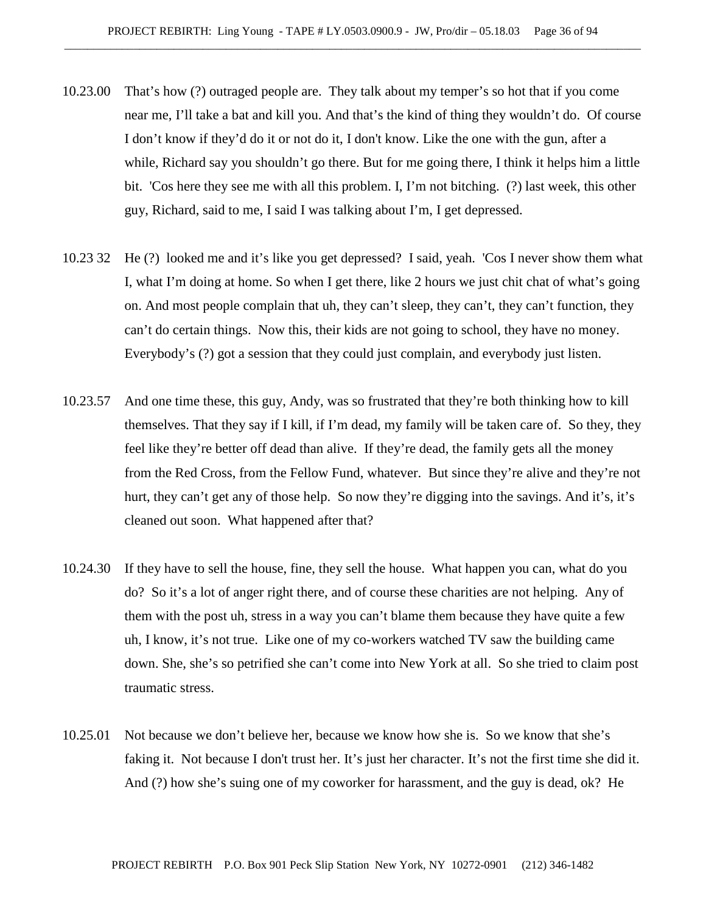10.23.00 That's how (?) outraged people are. They talk about my temper's so hot that if you come near me, I'll take a bat and kill you. And that's the kind of thing they wouldn't do. Of course I don't know if they'd do it or not do it, I don't know. Like the one with the gun, after a while, Richard say you shouldn't go there. But for me going there, I think it helps him a little bit. 'Cos here they see me with all this problem. I, I'm not bitching. (?) last week, this other guy, Richard, said to me, I said I was talking about I'm, I get depressed.

10.23 32 He (?) looked me and it's like you get depressed? I said, yeah. 'Cos I never show them what I, what I'm doing at home. So when I get there, like 2 hours we just chit chat of what's going on. And most people complain that uh, they can't sleep, they can't, they can't function, they can't do certain things. Now this, their kids are not going to school, they have no money. Everybody's (?) got a session that they could just complain, and everybody just listen.

10.23.57 And one time these, this guy, Andy, was so frustrated that they're both thinking how to kill themselves. That they say if I kill, if I'm dead, my family will be taken care of. So they, they feel like they're better off dead than alive. If they're dead, the family gets all the money from the Red Cross, from the Fellow Fund, whatever. But since they're alive and they're not hurt, they can't get any of those help. So now they're digging into the savings. And it's, it's cleaned out soon. What happened after that?

10.24.30 If they have to sell the house, fine, they sell the house. What happen you can, what do you do? So it's a lot of anger right there, and of course these charities are not helping. Any of them with the post uh, stress in a way you can't blame them because they have quite a few uh, I know, it's not true. Like one of my co-workers watched TV saw the building came down. She, she's so petrified she can't come into New York at all. So she tried to claim post traumatic stress.

10.25.01 Not because we don't believe her, because we know how she is. So we know that she's faking it. Not because I don't trust her. It's just her character. It's not the first time she did it. And (?) how she's suing one of my coworker for harassment, and the guy is dead, ok? He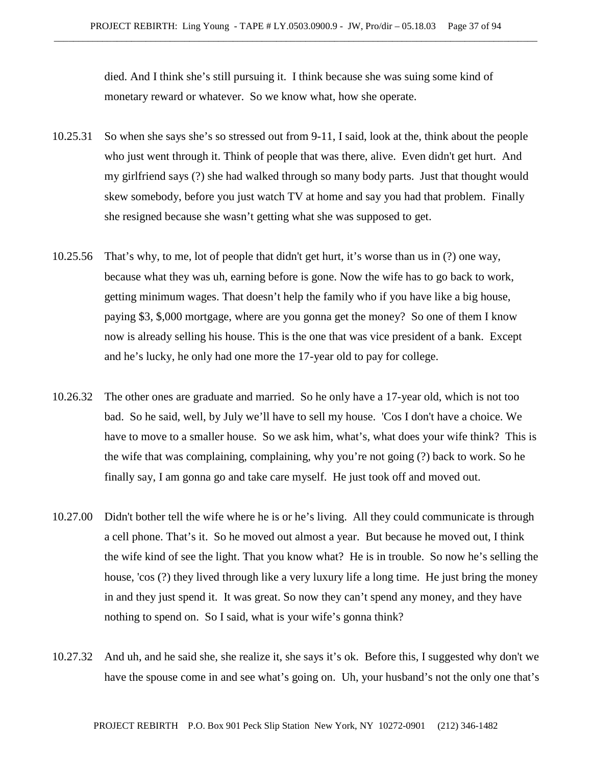died. And I think she's still pursuing it. I think because she was suing some kind of monetary reward or whatever. So we know what, how she operate.

10.25.31 So when she says she's so stressed out from 9-11, I said, look at the, think about the people who just went through it. Think of people that was there, alive. Even didn't get hurt. And my girlfriend says (?) she had walked through so many body parts. Just that thought would skew somebody, before you just watch TV at home and say you had that problem. Finally she resigned because she wasn't getting what she was supposed to get.

10.25.56 That's why, to me, lot of people that didn't get hurt, it's worse than us in (?) one way, because what they was uh, earning before is gone. Now the wife has to go back to work, getting minimum wages. That doesn't help the family who if you have like a big house, paying $3, $,000 mortgage, where are you gonna get the money? So one of them I know now is already selling his house. This is the one that was vice president of a bank. Except and he's lucky, he only had one more the 17-year old to pay for college.

10.26.32 The other ones are graduate and married. So he only have a 17-year old, which is not too bad. So he said, well, by July we'll have to sell my house. 'Cos I don't have a choice. We have to move to a smaller house. So we ask him, what's, what does your wife think? This is the wife that was complaining, complaining, why you're not going (?) back to work. So he finally say, I am gonna go and take care myself. He just took off and moved out.

10.27.00 Didn't bother tell the wife where he is or he's living. All they could communicate is through a cell phone. That's it. So he moved out almost a year. But because he moved out, I think the wife kind of see the light. That you know what? He is in trouble. So now he's selling the house, 'cos (?) they lived through like a very luxury life a long time. He just bring the money in and they just spend it. It was great. So now they can't spend any money, and they have nothing to spend on. So I said, what is your wife's gonna think?

10.27.32 And uh, and he said she, she realize it, she says it's ok. Before this, I suggested why don't we have the spouse come in and see what's going on. Uh, your husband's not the only one that's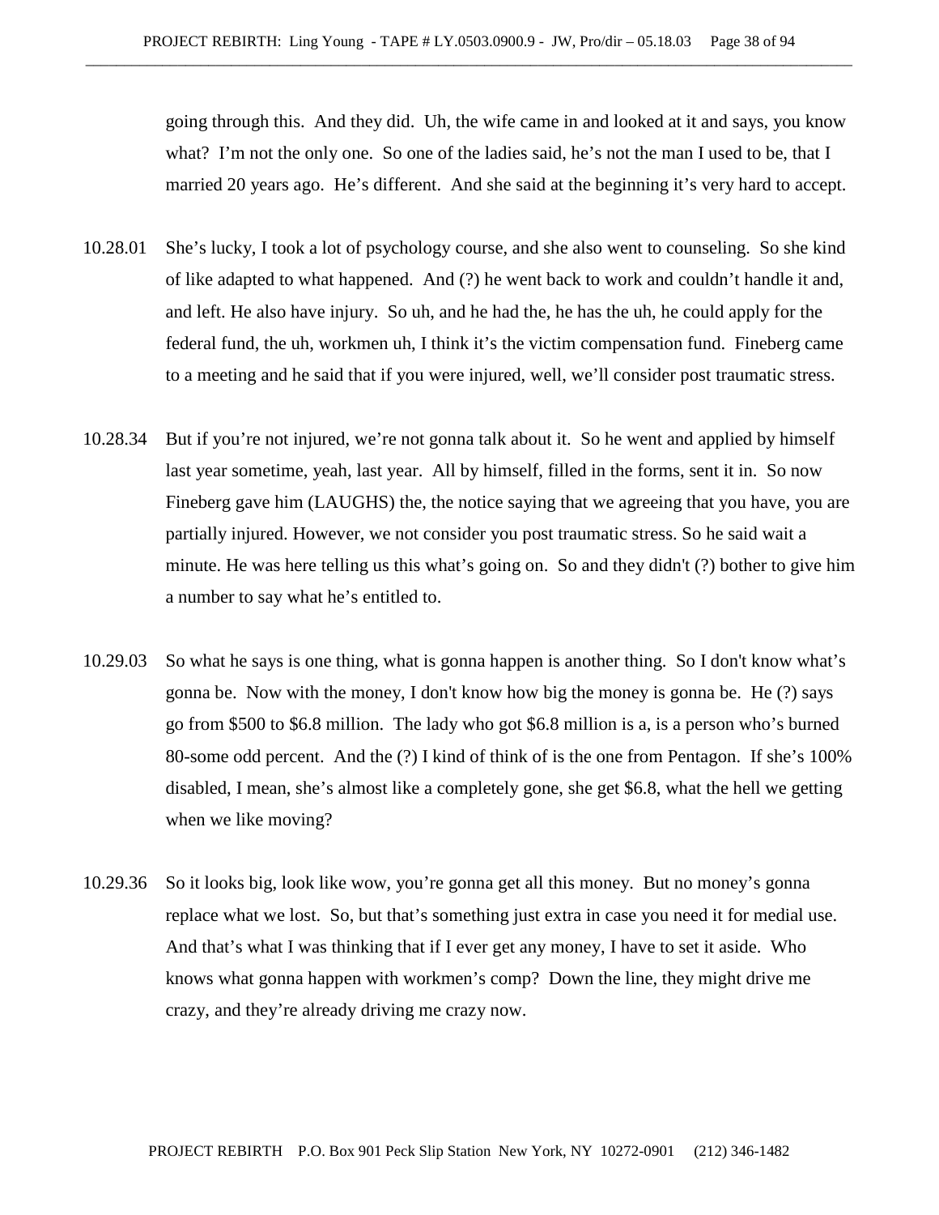going through this. And they did. Uh, the wife came in and looked at it and says, you know what? I'm not the only one. So one of the ladies said, he's not the man I used to be, that I married 20 years ago. He's different. And she said at the beginning it's very hard to accept.

10.28.01 She's lucky, I took a lot of psychology course, and she also went to counseling. So she kind of like adapted to what happened. And (?) he went back to work and couldn't handle it and, and left. He also have injury. So uh, and he had the, he has the uh, he could apply for the federal fund, the uh, workmen uh, I think it's the victim compensation fund. Fineberg came to a meeting and he said that if you were injured, well, we'll consider post traumatic stress.

10.28.34 But if you're not injured, we're not gonna talk about it. So he went and applied by himself last year sometime, yeah, last year. All by himself, filled in the forms, sent it in. So now Fineberg gave him (LAUGHS) the, the notice saying that we agreeing that you have, you are partially injured. However, we not consider you post traumatic stress. So he said wait a minute. He was here telling us this what's going on. So and they didn't (?) bother to give him a number to say what he's entitled to.

10.29.03 So what he says is one thing, what is gonna happen is another thing. So I don't know what's gonna be. Now with the money, I don't know how big the money is gonna be. He (?) says go from $500 to $6.8 million. The lady who got $6.8 million is a, is a person who's burned 80-some odd percent. And the (?) I kind of think of is the one from Pentagon. If she's 100% disabled, I mean, she's almost like a completely gone, she get $6.8, what the hell we getting when we like moving?

10.29.36 So it looks big, look like wow, you're gonna get all this money. But no money's gonna replace what we lost. So, but that's something just extra in case you need it for medial use. And that's what I was thinking that if I ever get any money, I have to set it aside. Who knows what gonna happen with workmen's comp? Down the line, they might drive me crazy, and they're already driving me crazy now.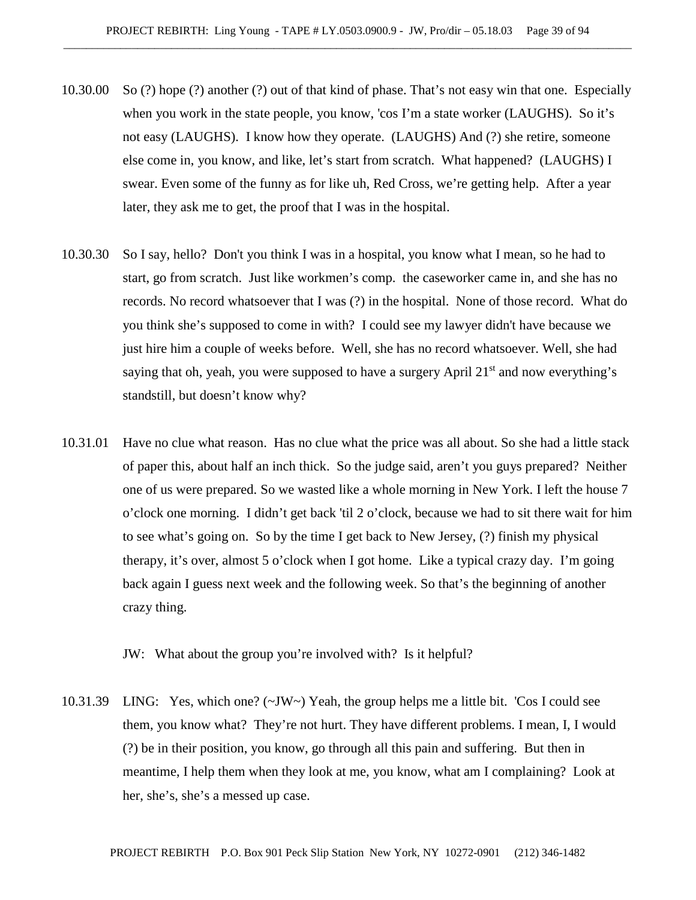10.30.00 So (?) hope (?) another (?) out of that kind of phase. That's not easy win that one. Especially when you work in the state people, you know, 'cos I'm a state worker (LAUGHS). So it's not easy (LAUGHS). I know how they operate. (LAUGHS) And (?) she retire, someone else come in, you know, and like, let's start from scratch. What happened? (LAUGHS) I swear. Even some of the funny as for like uh, Red Cross, we're getting help. After a year later, they ask me to get, the proof that I was in the hospital.

10.30.30 So I say, hello? Don't you think I was in a hospital, you know what I mean, so he had to start, go from scratch. Just like workmen's comp. the caseworker came in, and she has no records. No record whatsoever that I was (?) in the hospital. None of those record. What do you think she's supposed to come in with? I could see my lawyer didn't have because we just hire him a couple of weeks before. Well, she has no record whatsoever. Well, she had saying that oh, yeah, you were supposed to have a surgery April 21st and now everything's standstill, but doesn't know why?

10.31.01 Have no clue what reason. Has no clue what the price was all about. So she had a little stack of paper this, about half an inch thick. So the judge said, aren't you guys prepared? Neither one of us were prepared. So we wasted like a whole morning in New York. I left the house 7 o'clock one morning. I didn't get back 'til 2 o'clock, because we had to sit there wait for him to see what's going on. So by the time I get back to New Jersey, (?) finish my physical therapy, it's over, almost 5 o'clock when I got home. Like a typical crazy day. I'm going back again I guess next week and the following week. So that's the beginning of another crazy thing.

JW: What about the group you're involved with? Is it helpful?

10.31.39 LING: Yes, which one? (~JW~) Yeah, the group helps me a little bit. 'Cos I could see them, you know what? They're not hurt. They have different problems. I mean, I, I would (?) be in their position, you know, go through all this pain and suffering. But then in meantime, I help them when they look at me, you know, what am I complaining? Look at her, she's, she's a messed up case.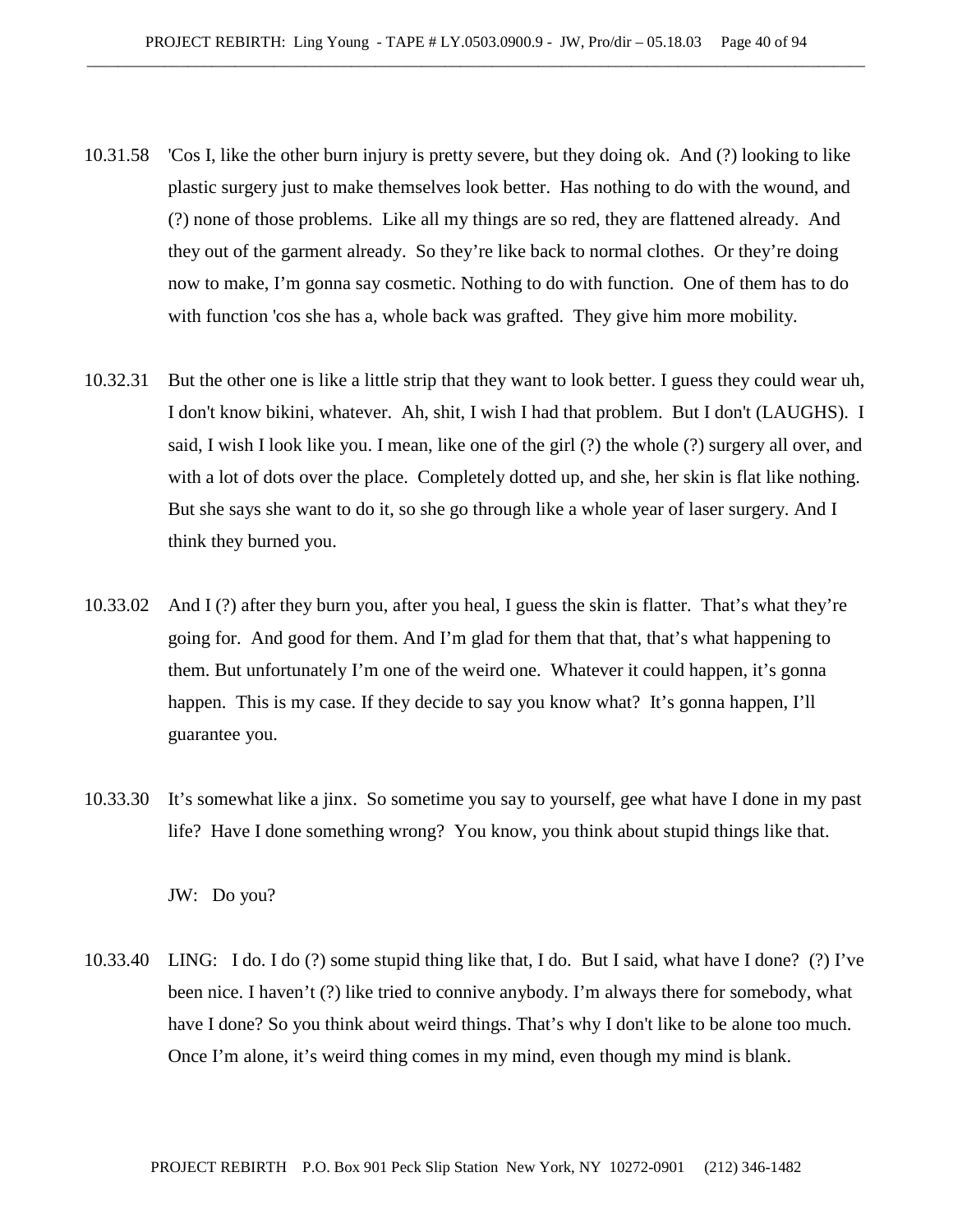10.31.58 'Cos I, like the other burn injury is pretty severe, but they doing ok. And (?) looking to like plastic surgery just to make themselves look better. Has nothing to do with the wound, and (?) none of those problems. Like all my things are so red, they are flattened already. And they out of the garment already. So they're like back to normal clothes. Or they're doing now to make, I'm gonna say cosmetic. Nothing to do with function. One of them has to do with function 'cos she has a, whole back was grafted. They give him more mobility.

10.32.31 But the other one is like a little strip that they want to look better. I guess they could wear uh, I don't know bikini, whatever. Ah, shit, I wish I had that problem. But I don't (LAUGHS). I said, I wish I look like you. I mean, like one of the girl (?) the whole (?) surgery all over, and with a lot of dots over the place. Completely dotted up, and she, her skin is flat like nothing. But she says she want to do it, so she go through like a whole year of laser surgery. And I think they burned you.

10.33.02 And I (?) after they burn you, after you heal, I guess the skin is flatter. That's what they're going for. And good for them. And I'm glad for them that that, that's what happening to them. But unfortunately I'm one of the weird one. Whatever it could happen, it's gonna happen. This is my case. If they decide to say you know what? It's gonna happen, I'll guarantee you.

10.33.30 It's somewhat like a jinx. So sometime you say to yourself, gee what have I done in my past life? Have I done something wrong? You know, you think about stupid things like that.

JW: Do you?

10.33.40 LING: I do. I do (?) some stupid thing like that, I do. But I said, what have I done? (?) I've been nice. I haven't (?) like tried to connive anybody. I'm always there for somebody, what have I done? So you think about weird things. That's why I don't like to be alone too much. Once I'm alone, it's weird thing comes in my mind, even though my mind is blank.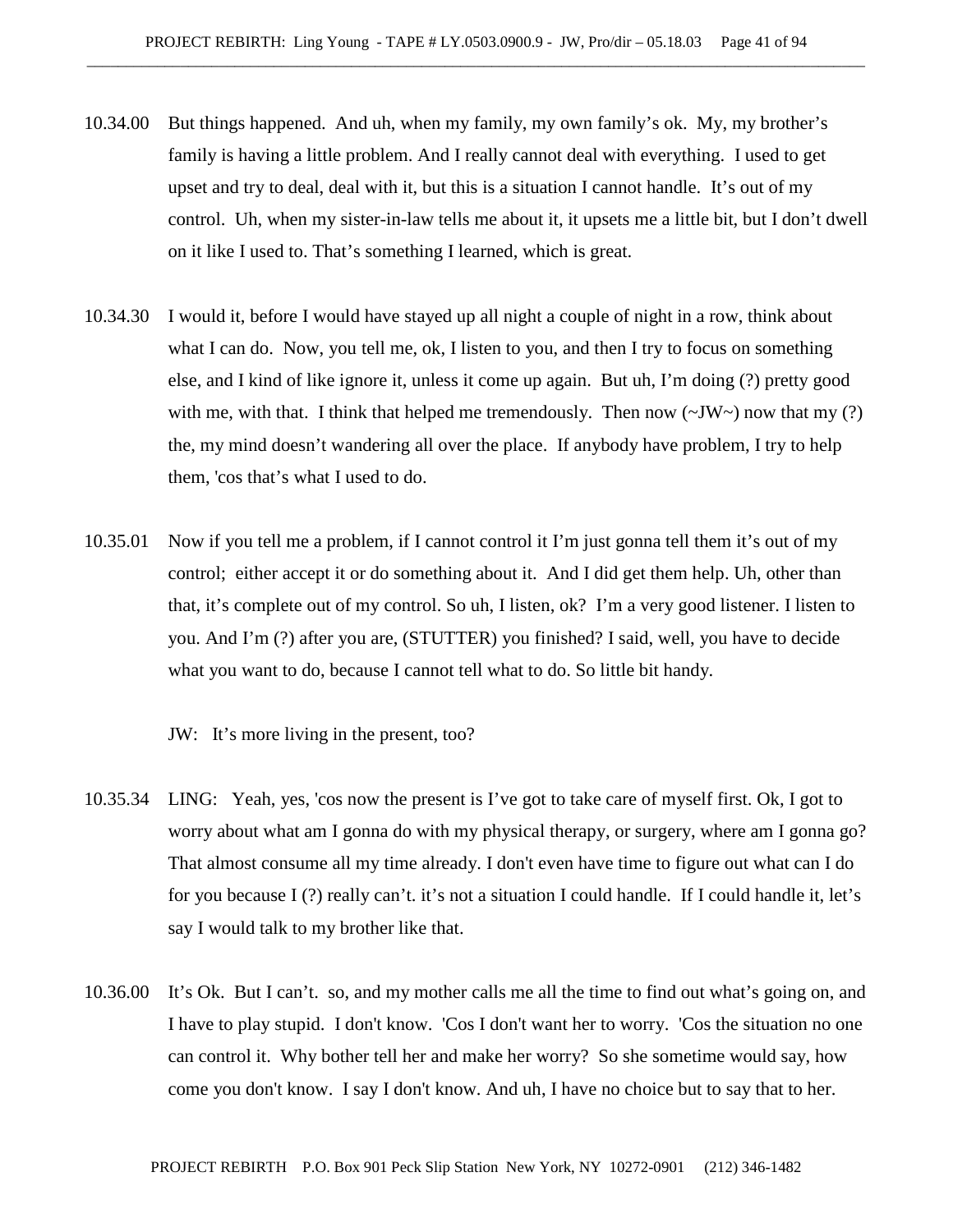10.34.00 But things happened. And uh, when my family, my own family's ok. My, my brother's family is having a little problem. And I really cannot deal with everything. I used to get upset and try to deal, deal with it, but this is a situation I cannot handle. It's out of my control. Uh, when my sister-in-law tells me about it, it upsets me a little bit, but I don't dwell on it like I used to. That's something I learned, which is great.

10.34.30 I would it, before I would have stayed up all night a couple of night in a row, think about what I can do. Now, you tell me, ok, I listen to you, and then I try to focus on something else, and I kind of like ignore it, unless it come up again. But uh, I'm doing (?) pretty good with me, with that. I think that helped me tremendously. Then now (~JW~) now that my (?) the, my mind doesn't wandering all over the place. If anybody have problem, I try to help them, 'cos that's what I used to do.

10.35.01 Now if you tell me a problem, if I cannot control it I'm just gonna tell them it's out of my control; either accept it or do something about it. And I did get them help. Uh, other than that, it's complete out of my control. So uh, I listen, ok? I'm a very good listener. I listen to you. And I'm (?) after you are, (STUTTER) you finished? I said, well, you have to decide what you want to do, because I cannot tell what to do. So little bit handy.

JW: It's more living in the present, too?

10.35.34 LING: Yeah, yes, 'cos now the present is I've got to take care of myself first. Ok, I got to worry about what am I gonna do with my physical therapy, or surgery, where am I gonna go? That almost consume all my time already. I don't even have time to figure out what can I do for you because I (?) really can't. it's not a situation I could handle. If I could handle it, let's say I would talk to my brother like that.

10.36.00 It's Ok. But I can't. so, and my mother calls me all the time to find out what's going on, and I have to play stupid. I don't know. 'Cos I don't want her to worry. 'Cos the situation no one can control it. Why bother tell her and make her worry? So she sometime would say, how come you don't know. I say I don't know. And uh, I have no choice but to say that to her.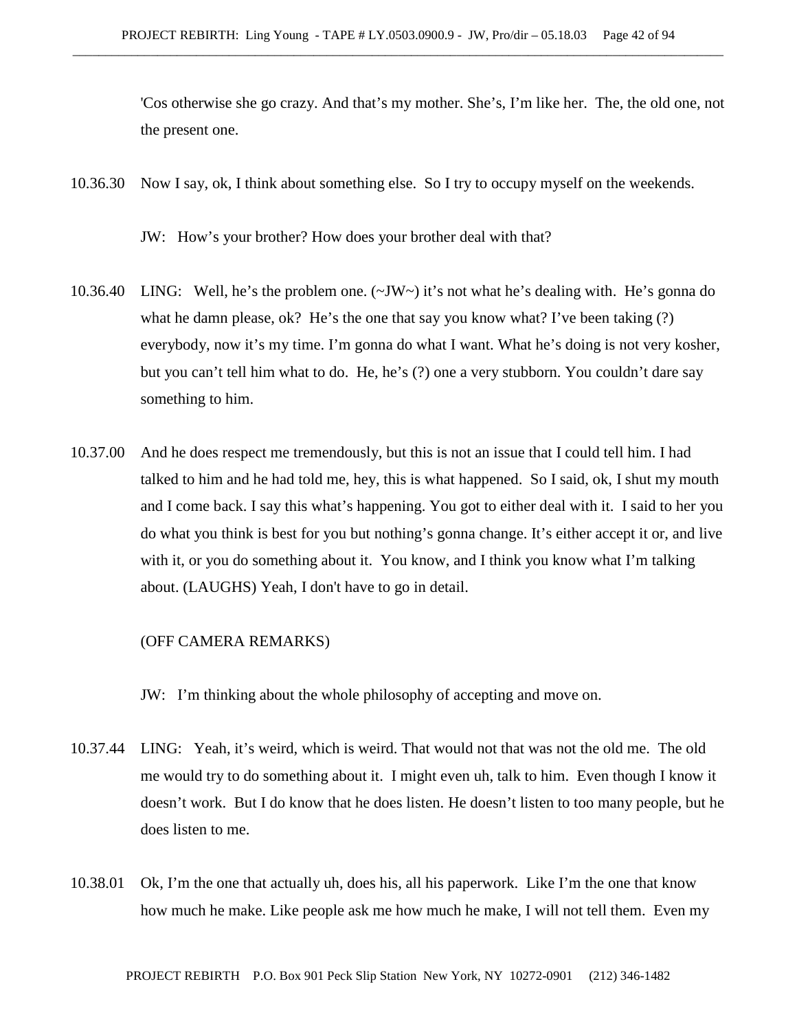'Cos otherwise she go crazy. And that's my mother. She's, I'm like her. The, the old one, not the present one.

10.36.30 Now I say, ok, I think about something else. So I try to occupy myself on the weekends.

JW: How's your brother? How does your brother deal with that?

10.36.40 LING: Well, he's the problem one. (~JW~) it's not what he's dealing with. He's gonna do what he damn please, ok? He's the one that say you know what? I've been taking (?) everybody, now it's my time. I'm gonna do what I want. What he's doing is not very kosher, but you can't tell him what to do. He, he's (?) one a very stubborn. You couldn't dare say something to him.

10.37.00 And he does respect me tremendously, but this is not an issue that I could tell him. I had talked to him and he had told me, hey, this is what happened. So I said, ok, I shut my mouth and I come back. I say this what's happening. You got to either deal with it. I said to her you do what you think is best for you but nothing's gonna change. It's either accept it or, and live with it, or you do something about it. You know, and I think you know what I'm talking about. (LAUGHS) Yeah, I don't have to go in detail.

(OFF CAMERA REMARKS)

JW: I'm thinking about the whole philosophy of accepting and move on.

10.37.44 LING: Yeah, it's weird, which is weird. That would not that was not the old me. The old me would try to do something about it. I might even uh, talk to him. Even though I know it doesn't work. But I do know that he does listen. He doesn't listen to too many people, but he does listen to me.

10.38.01 Ok, I'm the one that actually uh, does his, all his paperwork. Like I'm the one that know how much he make. Like people ask me how much he make, I will not tell them. Even my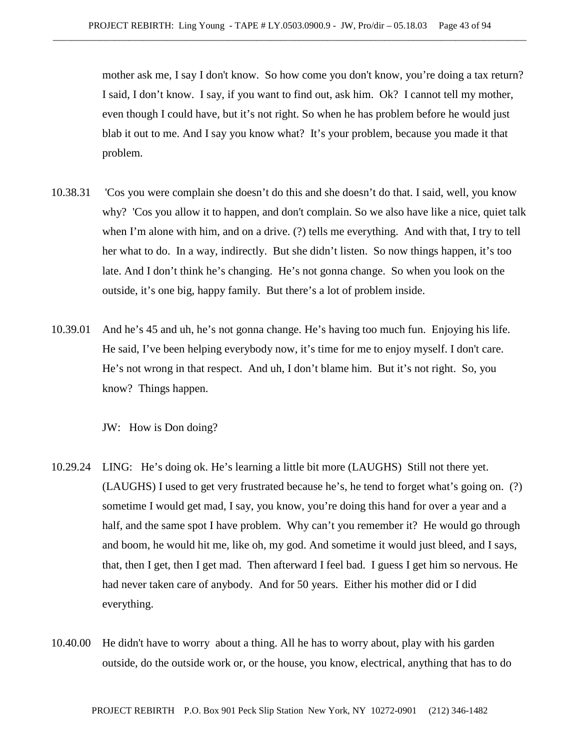mother ask me, I say I don't know. So how come you don't know, you're doing a tax return? I said, I don't know. I say, if you want to find out, ask him. Ok? I cannot tell my mother, even though I could have, but it's not right. So when he has problem before he would just blab it out to me. And I say you know what? It's your problem, because you made it that problem.

10.38.31 'Cos you were complain she doesn't do this and she doesn't do that. I said, well, you know why? 'Cos you allow it to happen, and don't complain. So we also have like a nice, quiet talk when I'm alone with him, and on a drive. (?) tells me everything. And with that, I try to tell her what to do. In a way, indirectly. But she didn't listen. So now things happen, it's too late. And I don't think he's changing. He's not gonna change. So when you look on the outside, it's one big, happy family. But there's a lot of problem inside.

10.39.01 And he's 45 and uh, he's not gonna change. He's having too much fun. Enjoying his life. He said, I've been helping everybody now, it's time for me to enjoy myself. I don't care. He's not wrong in that respect. And uh, I don't blame him. But it's not right. So, you know? Things happen.

JW: How is Don doing?

10.29.24 LING: He's doing ok. He's learning a little bit more (LAUGHS) Still not there yet. (LAUGHS) I used to get very frustrated because he's, he tend to forget what's going on. (?) sometime I would get mad, I say, you know, you're doing this hand for over a year and a half, and the same spot I have problem. Why can't you remember it? He would go through and boom, he would hit me, like oh, my god. And sometime it would just bleed, and I says, that, then I get, then I get mad. Then afterward I feel bad. I guess I get him so nervous. He had never taken care of anybody. And for 50 years. Either his mother did or I did everything.

10.40.00 He didn't have to worry about a thing. All he has to worry about, play with his garden outside, do the outside work or, or the house, you know, electrical, anything that has to do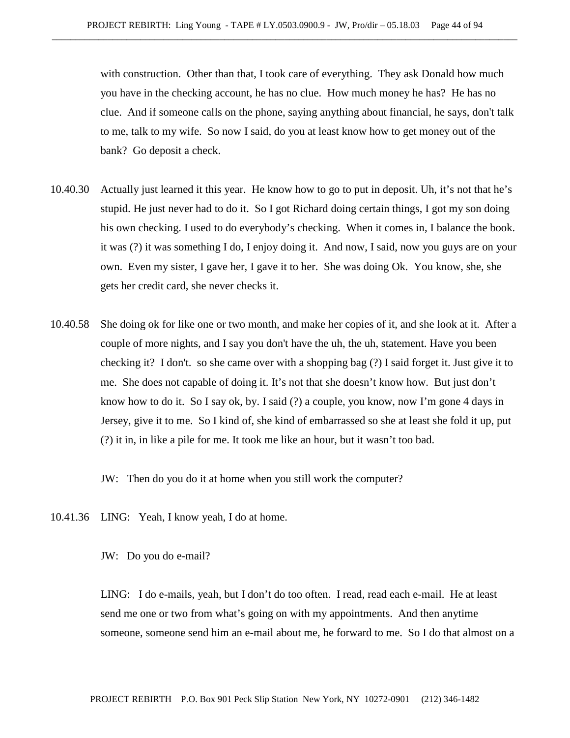with construction. Other than that, I took care of everything. They ask Donald how much you have in the checking account, he has no clue. How much money he has? He has no clue. And if someone calls on the phone, saying anything about financial, he says, don't talk to me, talk to my wife. So now I said, do you at least know how to get money out of the bank? Go deposit a check.

10.40.30 Actually just learned it this year. He know how to go to put in deposit. Uh, it's not that he's stupid. He just never had to do it. So I got Richard doing certain things, I got my son doing his own checking. I used to do everybody's checking. When it comes in, I balance the book. it was (?) it was something I do, I enjoy doing it. And now, I said, now you guys are on your own. Even my sister, I gave her, I gave it to her. She was doing Ok. You know, she, she gets her credit card, she never checks it.

10.40.58 She doing ok for like one or two month, and make her copies of it, and she look at it. After a couple of more nights, and I say you don't have the uh, the uh, statement. Have you been checking it? I don't. so she came over with a shopping bag (?) I said forget it. Just give it to me. She does not capable of doing it. It's not that she doesn't know how. But just don't know how to do it. So I say ok, by. I said (?) a couple, you know, now I'm gone 4 days in Jersey, give it to me. So I kind of, she kind of embarrassed so she at least she fold it up, put (?) it in, in like a pile for me. It took me like an hour, but it wasn't too bad.

JW: Then do you do it at home when you still work the computer?

10.41.36 LING: Yeah, I know yeah, I do at home.

JW: Do you do e-mail?

LING: I do e-mails, yeah, but I don't do too often. I read, read each e-mail. He at least send me one or two from what's going on with my appointments. And then anytime someone, someone send him an e-mail about me, he forward to me. So I do that almost on a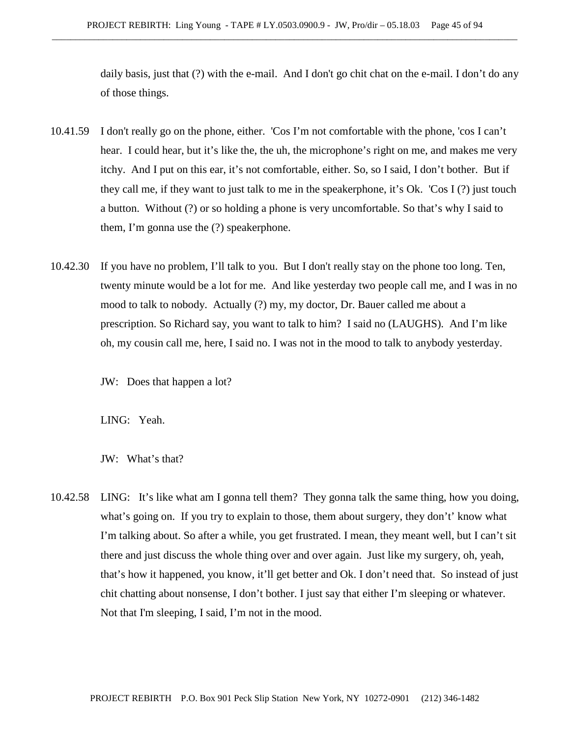daily basis, just that (?) with the e-mail. And I don't go chit chat on the e-mail. I don't do any of those things.

10.41.59 I don't really go on the phone, either. 'Cos I'm not comfortable with the phone, 'cos I can't hear. I could hear, but it's like the, the uh, the microphone's right on me, and makes me very itchy. And I put on this ear, it's not comfortable, either. So, so I said, I don't bother. But if they call me, if they want to just talk to me in the speakerphone, it's Ok. 'Cos I (?) just touch a button. Without (?) or so holding a phone is very uncomfortable. So that's why I said to them, I'm gonna use the (?) speakerphone.

10.42.30 If you have no problem, I'll talk to you. But I don't really stay on the phone too long. Ten, twenty minute would be a lot for me. And like yesterday two people call me, and I was in no mood to talk to nobody. Actually (?) my, my doctor, Dr. Bauer called me about a prescription. So Richard say, you want to talk to him? I said no (LAUGHS). And I'm like oh, my cousin call me, here, I said no. I was not in the mood to talk to anybody yesterday.

JW: Does that happen a lot?

LING: Yeah.

JW: What's that?

10.42.58 LING: It's like what am I gonna tell them? They gonna talk the same thing, how you doing, what's going on. If you try to explain to those, them about surgery, they don't' know what I'm talking about. So after a while, you get frustrated. I mean, they meant well, but I can't sit there and just discuss the whole thing over and over again. Just like my surgery, oh, yeah, that's how it happened, you know, it'll get better and Ok. I don't need that. So instead of just chit chatting about nonsense, I don't bother. I just say that either I'm sleeping or whatever. Not that I'm sleeping, I said, I'm not in the mood.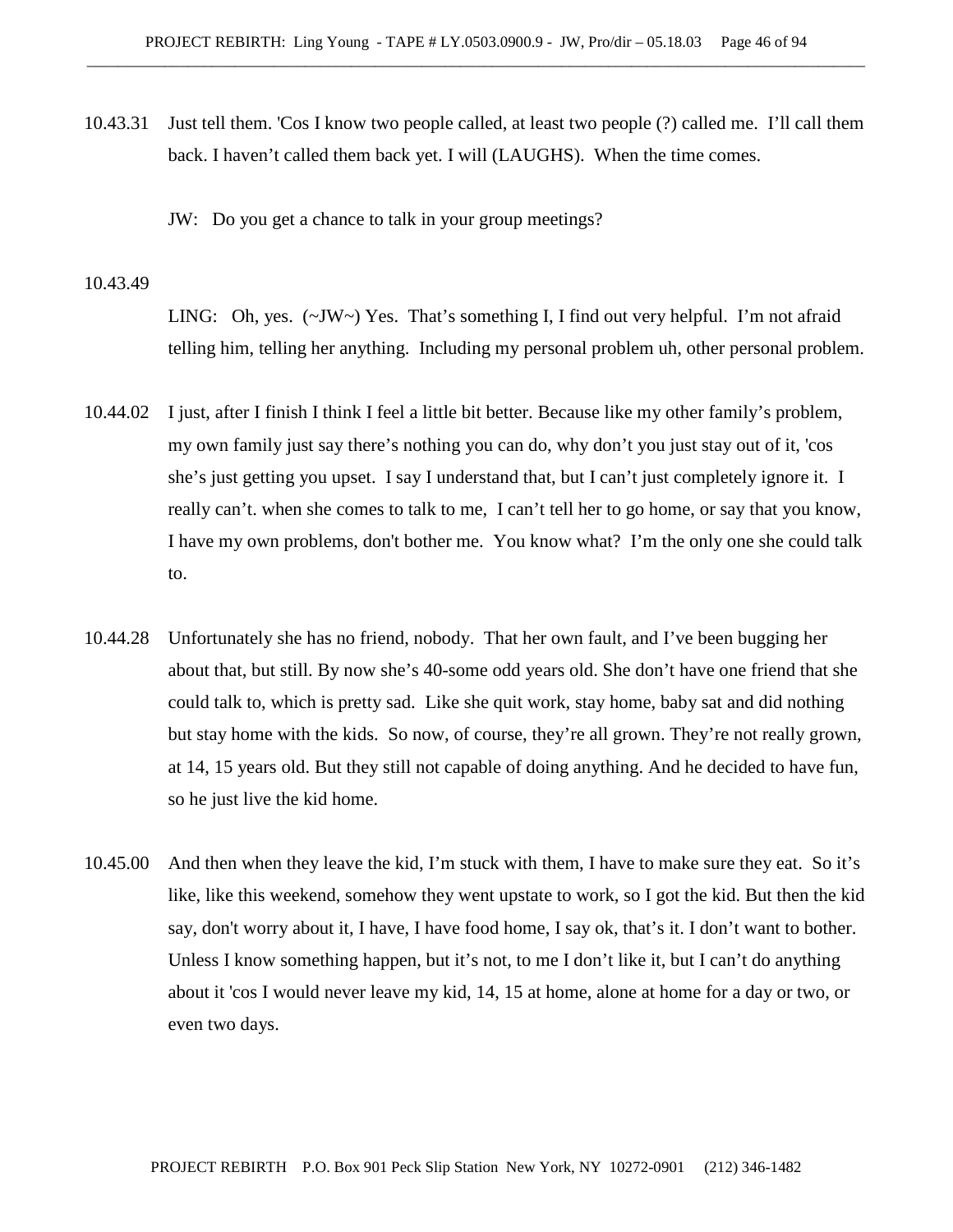10.43.31 Just tell them. 'Cos I know two people called, at least two people (?) called me. I'll call them back. I haven't called them back yet. I will (LAUGHS). When the time comes.

JW: Do you get a chance to talk in your group meetings?

10.43.49

LING: Oh, yes. (~JW~) Yes. That's something I, I find out very helpful. I'm not afraid telling him, telling her anything. Including my personal problem uh, other personal problem.

10.44.02 I just, after I finish I think I feel a little bit better. Because like my other family's problem, my own family just say there's nothing you can do, why don't you just stay out of it, 'cos she's just getting you upset. I say I understand that, but I can't just completely ignore it. I really can't. when she comes to talk to me, I can't tell her to go home, or say that you know, I have my own problems, don't bother me. You know what? I'm the only one she could talk to.

10.44.28 Unfortunately she has no friend, nobody. That her own fault, and I've been bugging her about that, but still. By now she's 40-some odd years old. She don't have one friend that she could talk to, which is pretty sad. Like she quit work, stay home, baby sat and did nothing but stay home with the kids. So now, of course, they're all grown. They're not really grown, at 14, 15 years old. But they still not capable of doing anything. And he decided to have fun, so he just live the kid home.

10.45.00 And then when they leave the kid, I'm stuck with them, I have to make sure they eat. So it's like, like this weekend, somehow they went upstate to work, so I got the kid. But then the kid say, don't worry about it, I have, I have food home, I say ok, that's it. I don't want to bother. Unless I know something happen, but it's not, to me I don't like it, but I can't do anything about it 'cos I would never leave my kid, 14, 15 at home, alone at home for a day or two, or even two days.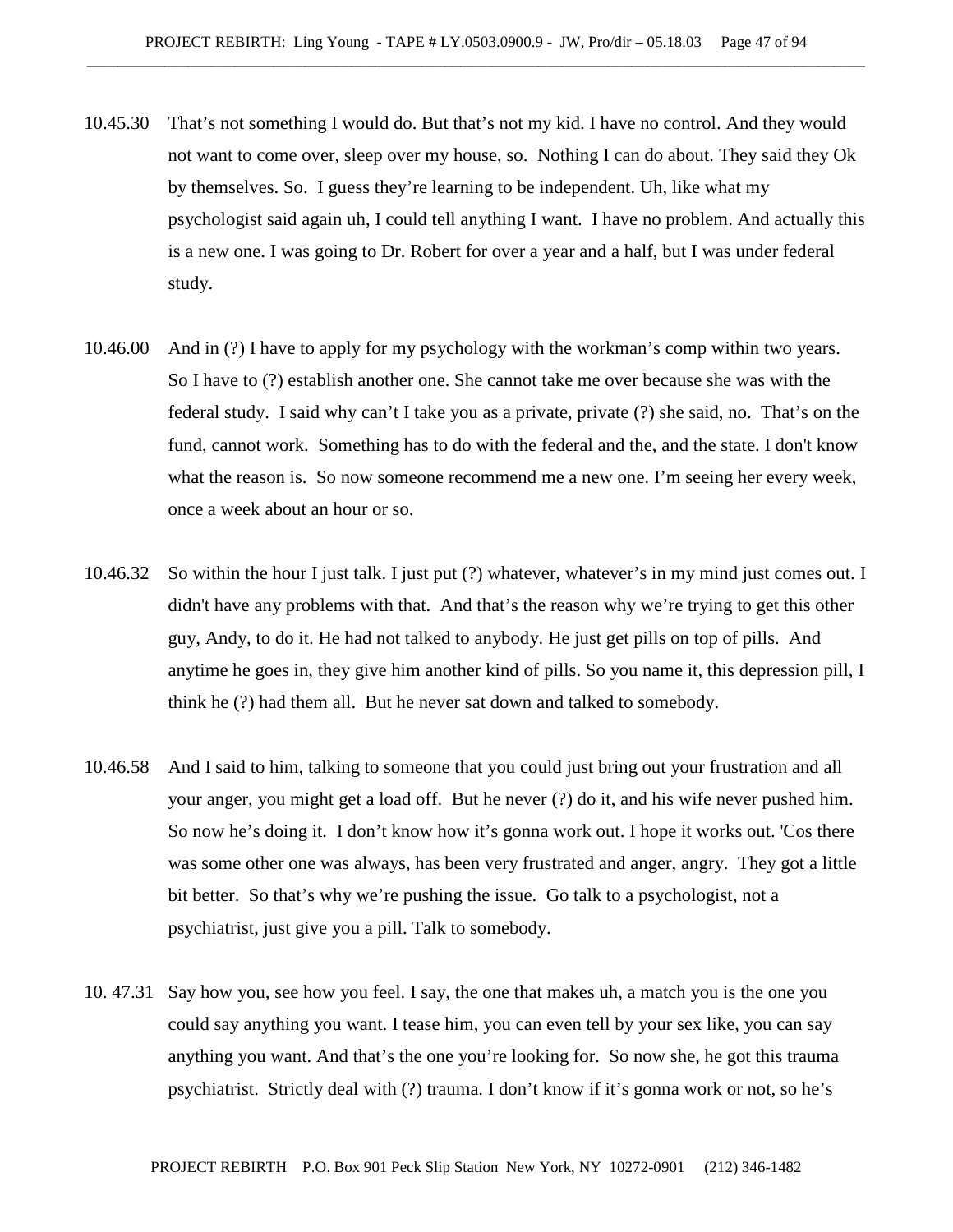10.45.30 That's not something I would do. But that's not my kid. I have no control. And they would not want to come over, sleep over my house, so. Nothing I can do about. They said they Ok by themselves. So. I guess they're learning to be independent. Uh, like what my psychologist said again uh, I could tell anything I want. I have no problem. And actually this is a new one. I was going to Dr. Robert for over a year and a half, but I was under federal study.

10.46.00 And in (?) I have to apply for my psychology with the workman's comp within two years. So I have to (?) establish another one. She cannot take me over because she was with the federal study. I said why can't I take you as a private, private (?) she said, no. That's on the fund, cannot work. Something has to do with the federal and the, and the state. I don't know what the reason is. So now someone recommend me a new one. I'm seeing her every week, once a week about an hour or so.

10.46.32 So within the hour I just talk. I just put (?) whatever, whatever's in my mind just comes out. I didn't have any problems with that. And that's the reason why we're trying to get this other guy, Andy, to do it. He had not talked to anybody. He just get pills on top of pills. And anytime he goes in, they give him another kind of pills. So you name it, this depression pill, I think he (?) had them all. But he never sat down and talked to somebody.

10.46.58 And I said to him, talking to someone that you could just bring out your frustration and all your anger, you might get a load off. But he never (?) do it, and his wife never pushed him. So now he's doing it. I don't know how it's gonna work out. I hope it works out. 'Cos there was some other one was always, has been very frustrated and anger, angry. They got a little bit better. So that's why we're pushing the issue. Go talk to a psychologist, not a psychiatrist, just give you a pill. Talk to somebody.

10. 47.31 Say how you, see how you feel. I say, the one that makes uh, a match you is the one you could say anything you want. I tease him, you can even tell by your sex like, you can say anything you want. And that's the one you're looking for. So now she, he got this trauma psychiatrist. Strictly deal with (?) trauma. I don't know if it's gonna work or not, so he's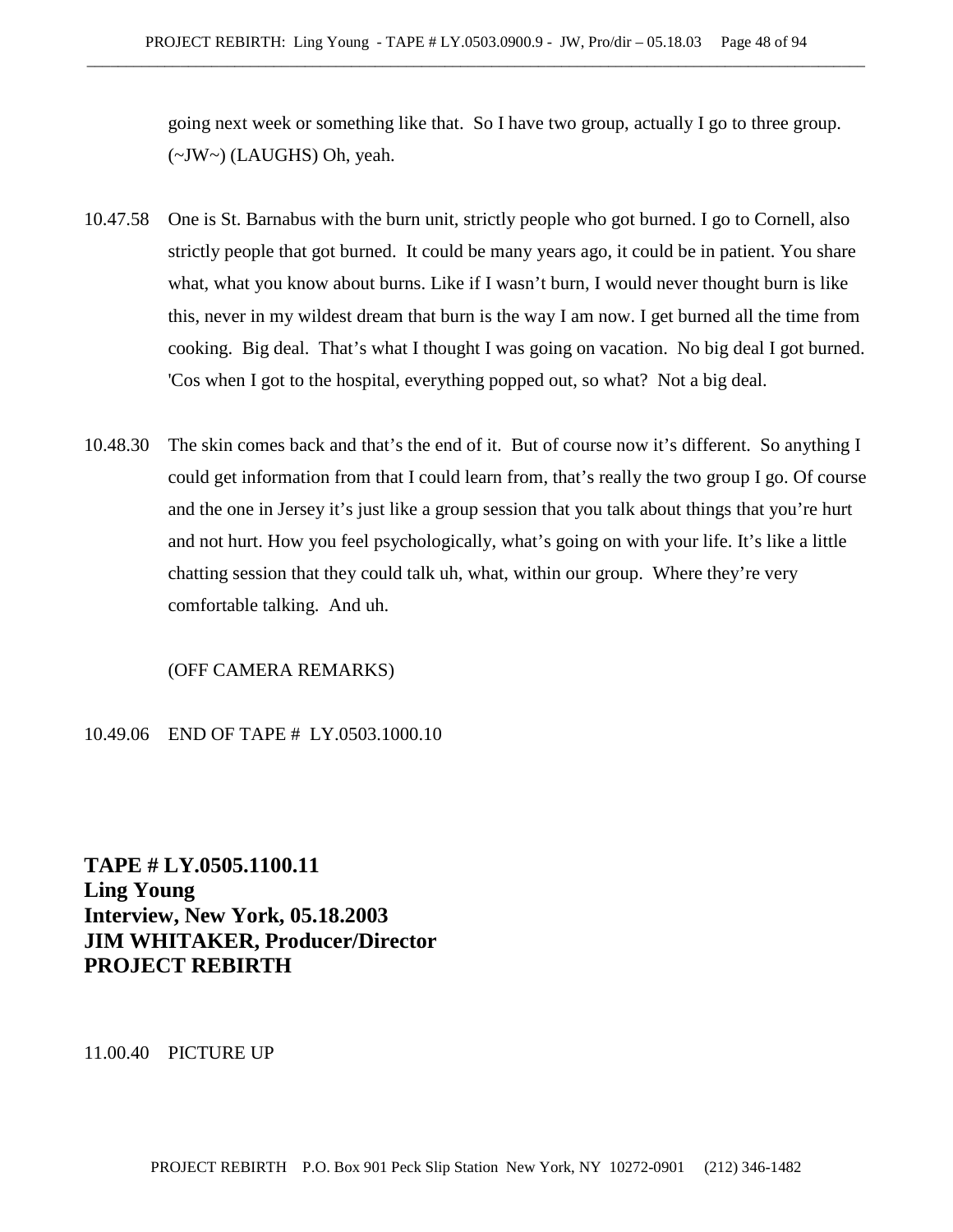going next week or something like that. So I have two group, actually I go to three group. (~JW~) (LAUGHS) Oh, yeah.

10.47.58 One is St. Barnabus with the burn unit, strictly people who got burned. I go to Cornell, also strictly people that got burned. It could be many years ago, it could be in patient. You share what, what you know about burns. Like if I wasn't burn, I would never thought burn is like this, never in my wildest dream that burn is the way I am now. I get burned all the time from cooking. Big deal. That's what I thought I was going on vacation. No big deal I got burned. 'Cos when I got to the hospital, everything popped out, so what? Not a big deal.

10.48.30 The skin comes back and that's the end of it. But of course now it's different. So anything I could get information from that I could learn from, that's really the two group I go. Of course and the one in Jersey it's just like a group session that you talk about things that you're hurt and not hurt. How you feel psychologically, what's going on with your life. It's like a little chatting session that they could talk uh, what, within our group. Where they're very comfortable talking. And uh.

(OFF CAMERA REMARKS)

10.49.06 END OF TAPE # LY.0503.1000.10

**TAPE # LY.0505.1100.11**
**Ling Young**
**Interview, New York, 05.18.2003**
**JIM WHITAKER, Producer/Director**
**PROJECT REBIRTH**

11.00.40 PICTURE UP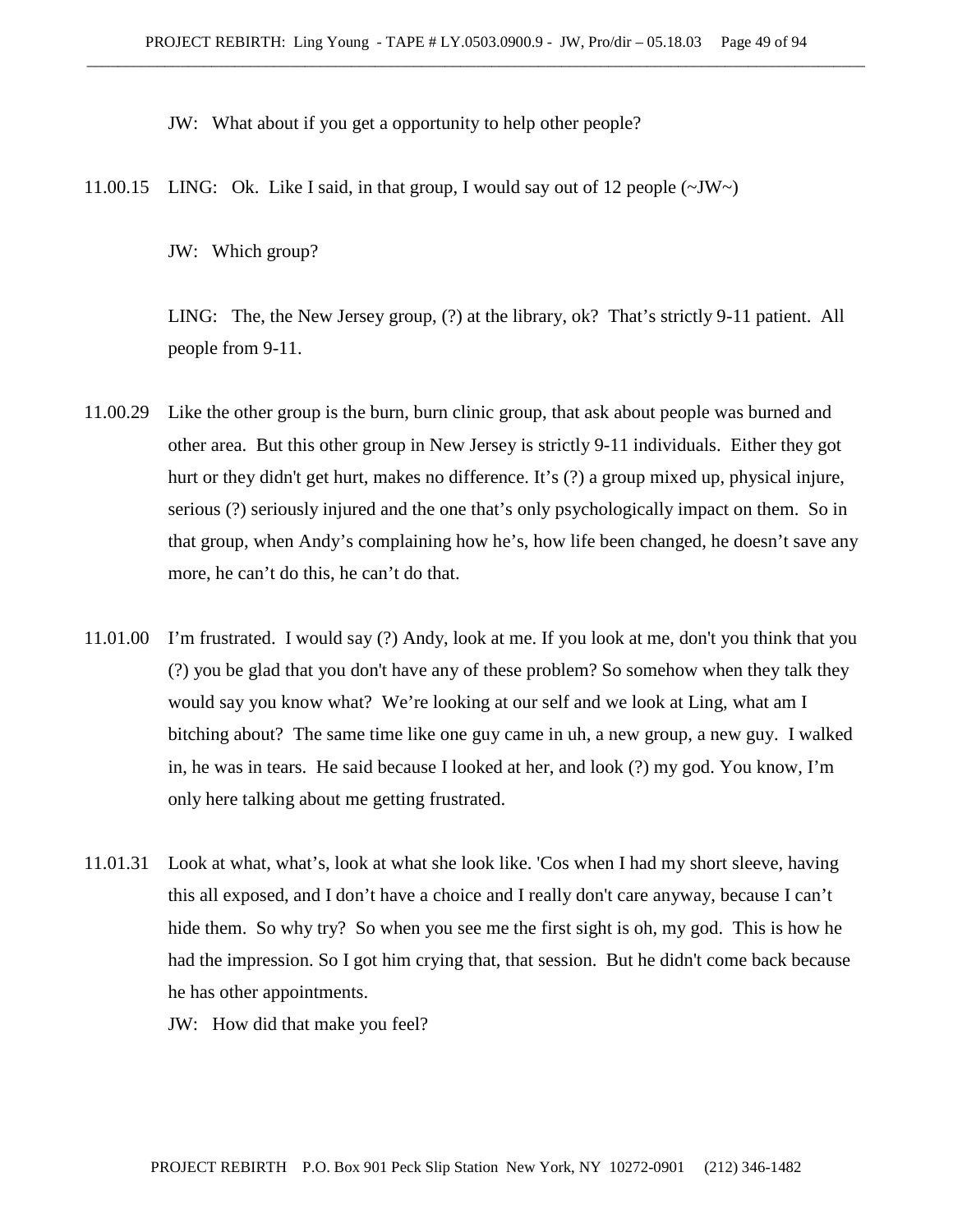JW: What about if you get a opportunity to help other people?

11.00.15 LING: Ok. Like I said, in that group, I would say out of 12 people (~JW~)

JW: Which group?

LING: The, the New Jersey group, (?) at the library, ok? That's strictly 9-11 patient. All people from 9-11.

11.00.29 Like the other group is the burn, burn clinic group, that ask about people was burned and other area. But this other group in New Jersey is strictly 9-11 individuals. Either they got hurt or they didn't get hurt, makes no difference. It's (?) a group mixed up, physical injure, serious (?) seriously injured and the one that's only psychologically impact on them. So in that group, when Andy's complaining how he's, how life been changed, he doesn't save any more, he can't do this, he can't do that.

11.01.00 I'm frustrated. I would say (?) Andy, look at me. If you look at me, don't you think that you (?) you be glad that you don't have any of these problem? So somehow when they talk they would say you know what? We're looking at our self and we look at Ling, what am I bitching about? The same time like one guy came in uh, a new group, a new guy. I walked in, he was in tears. He said because I looked at her, and look (?) my god. You know, I'm only here talking about me getting frustrated.

11.01.31 Look at what, what's, look at what she look like. 'Cos when I had my short sleeve, having this all exposed, and I don't have a choice and I really don't care anyway, because I can't hide them. So why try? So when you see me the first sight is oh, my god. This is how he had the impression. So I got him crying that, that session. But he didn't come back because he has other appointments.

JW: How did that make you feel?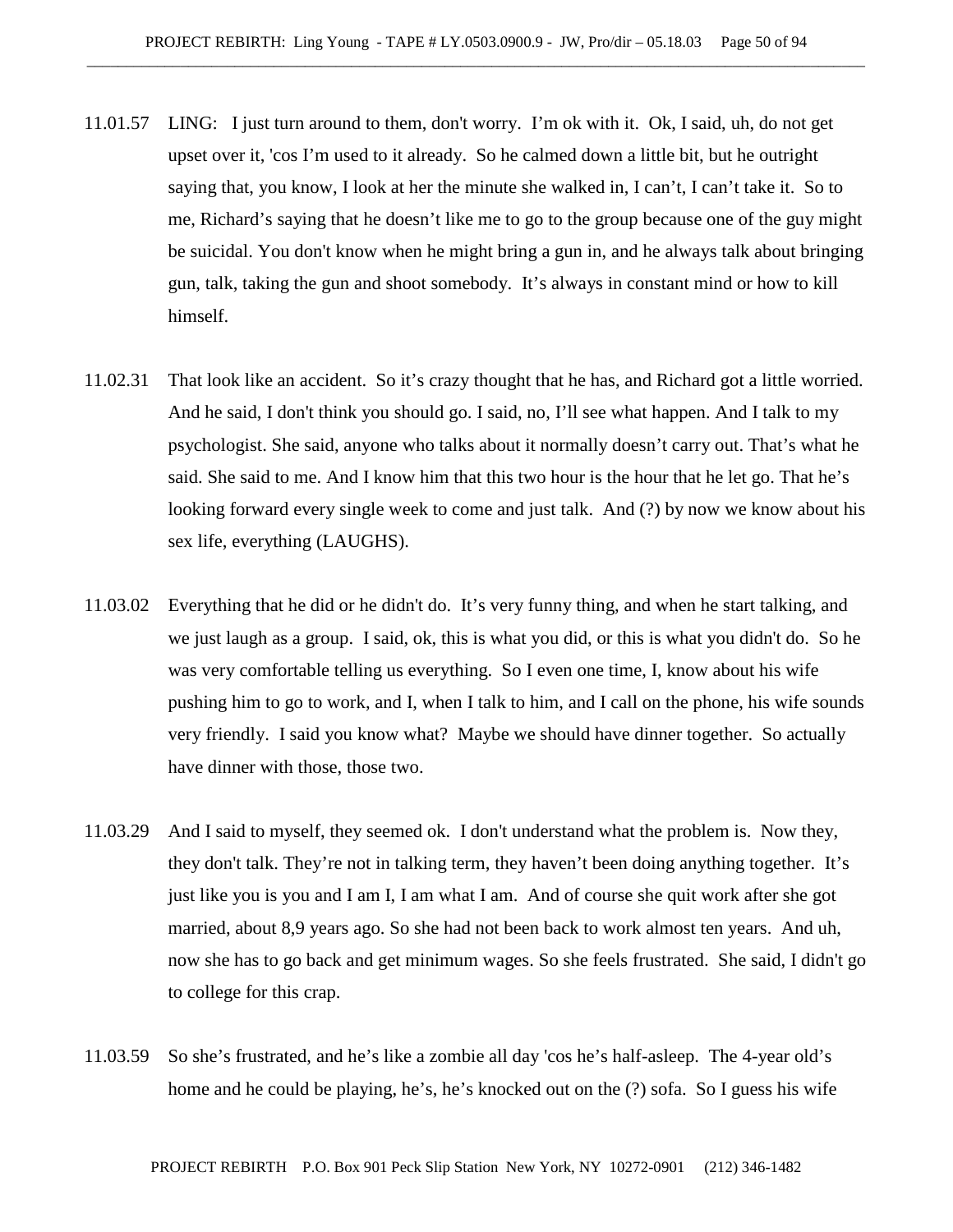11.01.57 LING: I just turn around to them, don't worry. I'm ok with it. Ok, I said, uh, do not get upset over it, 'cos I'm used to it already. So he calmed down a little bit, but he outright saying that, you know, I look at her the minute she walked in, I can't, I can't take it. So to me, Richard's saying that he doesn't like me to go to the group because one of the guy might be suicidal. You don't know when he might bring a gun in, and he always talk about bringing gun, talk, taking the gun and shoot somebody. It's always in constant mind or how to kill himself.

11.02.31 That look like an accident. So it's crazy thought that he has, and Richard got a little worried. And he said, I don't think you should go. I said, no, I'll see what happen. And I talk to my psychologist. She said, anyone who talks about it normally doesn't carry out. That's what he said. She said to me. And I know him that this two hour is the hour that he let go. That he's looking forward every single week to come and just talk. And (?) by now we know about his sex life, everything (LAUGHS).

11.03.02 Everything that he did or he didn't do. It's very funny thing, and when he start talking, and we just laugh as a group. I said, ok, this is what you did, or this is what you didn't do. So he was very comfortable telling us everything. So I even one time, I, know about his wife pushing him to go to work, and I, when I talk to him, and I call on the phone, his wife sounds very friendly. I said you know what? Maybe we should have dinner together. So actually have dinner with those, those two.

11.03.29 And I said to myself, they seemed ok. I don't understand what the problem is. Now they, they don't talk. They're not in talking term, they haven't been doing anything together. It's just like you is you and I am I, I am what I am. And of course she quit work after she got married, about 8,9 years ago. So she had not been back to work almost ten years. And uh, now she has to go back and get minimum wages. So she feels frustrated. She said, I didn't go to college for this crap.

11.03.59 So she's frustrated, and he's like a zombie all day 'cos he's half-asleep. The 4-year old's home and he could be playing, he's, he's knocked out on the (?) sofa. So I guess his wife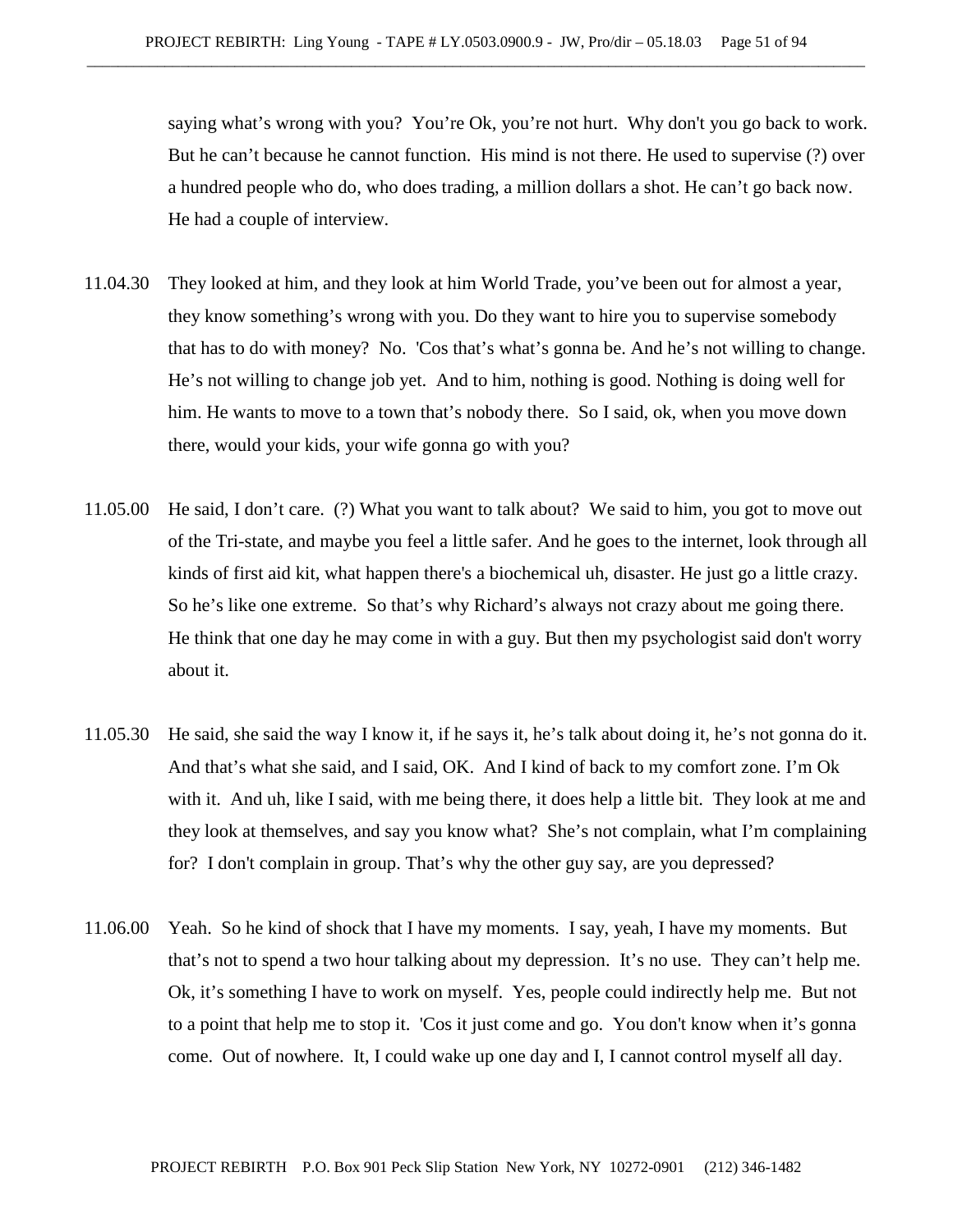saying what's wrong with you? You're Ok, you're not hurt. Why don't you go back to work. But he can't because he cannot function. His mind is not there. He used to supervise (?) over a hundred people who do, who does trading, a million dollars a shot. He can't go back now. He had a couple of interview.

11.04.30 They looked at him, and they look at him World Trade, you've been out for almost a year, they know something's wrong with you. Do they want to hire you to supervise somebody that has to do with money? No. 'Cos that's what's gonna be. And he's not willing to change. He's not willing to change job yet. And to him, nothing is good. Nothing is doing well for him. He wants to move to a town that's nobody there. So I said, ok, when you move down there, would your kids, your wife gonna go with you?

11.05.00 He said, I don't care. (?) What you want to talk about? We said to him, you got to move out of the Tri-state, and maybe you feel a little safer. And he goes to the internet, look through all kinds of first aid kit, what happen there's a biochemical uh, disaster. He just go a little crazy. So he's like one extreme. So that's why Richard's always not crazy about me going there. He think that one day he may come in with a guy. But then my psychologist said don't worry about it.

11.05.30 He said, she said the way I know it, if he says it, he's talk about doing it, he's not gonna do it. And that's what she said, and I said, OK. And I kind of back to my comfort zone. I'm Ok with it. And uh, like I said, with me being there, it does help a little bit. They look at me and they look at themselves, and say you know what? She's not complain, what I'm complaining for? I don't complain in group. That's why the other guy say, are you depressed?

11.06.00 Yeah. So he kind of shock that I have my moments. I say, yeah, I have my moments. But that's not to spend a two hour talking about my depression. It's no use. They can't help me. Ok, it's something I have to work on myself. Yes, people could indirectly help me. But not to a point that help me to stop it. 'Cos it just come and go. You don't know when it's gonna come. Out of nowhere. It, I could wake up one day and I, I cannot control myself all day.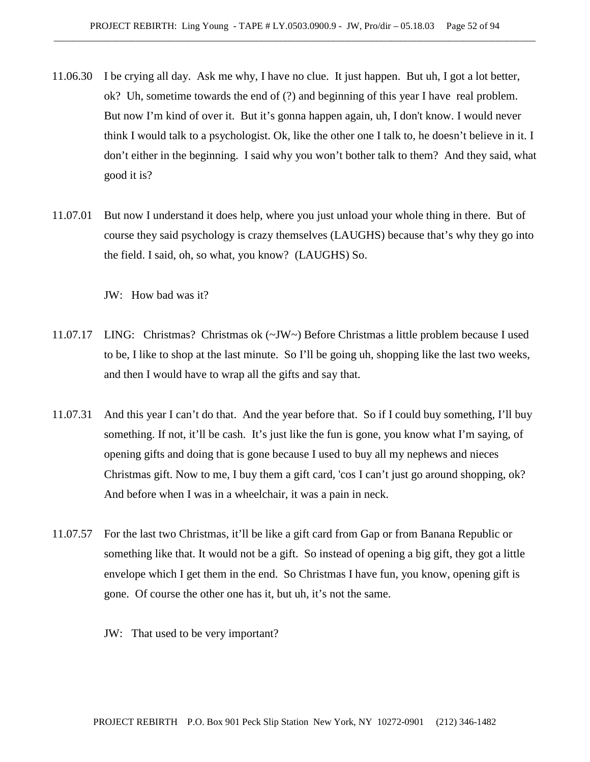11.06.30 I be crying all day. Ask me why, I have no clue. It just happen. But uh, I got a lot better, ok? Uh, sometime towards the end of (?) and beginning of this year I have real problem. But now I'm kind of over it. But it's gonna happen again, uh, I don't know. I would never think I would talk to a psychologist. Ok, like the other one I talk to, he doesn't believe in it. I don't either in the beginning. I said why you won't bother talk to them? And they said, what good it is?

11.07.01 But now I understand it does help, where you just unload your whole thing in there. But of course they said psychology is crazy themselves (LAUGHS) because that's why they go into the field. I said, oh, so what, you know? (LAUGHS) So.

JW: How bad was it?

11.07.17 LING: Christmas? Christmas ok (~JW~) Before Christmas a little problem because I used to be, I like to shop at the last minute. So I'll be going uh, shopping like the last two weeks, and then I would have to wrap all the gifts and say that.

11.07.31 And this year I can't do that. And the year before that. So if I could buy something, I'll buy something. If not, it'll be cash. It's just like the fun is gone, you know what I'm saying, of opening gifts and doing that is gone because I used to buy all my nephews and nieces Christmas gift. Now to me, I buy them a gift card, 'cos I can't just go around shopping, ok? And before when I was in a wheelchair, it was a pain in neck.

11.07.57 For the last two Christmas, it'll be like a gift card from Gap or from Banana Republic or something like that. It would not be a gift. So instead of opening a big gift, they got a little envelope which I get them in the end. So Christmas I have fun, you know, opening gift is gone. Of course the other one has it, but uh, it's not the same.

JW: That used to be very important?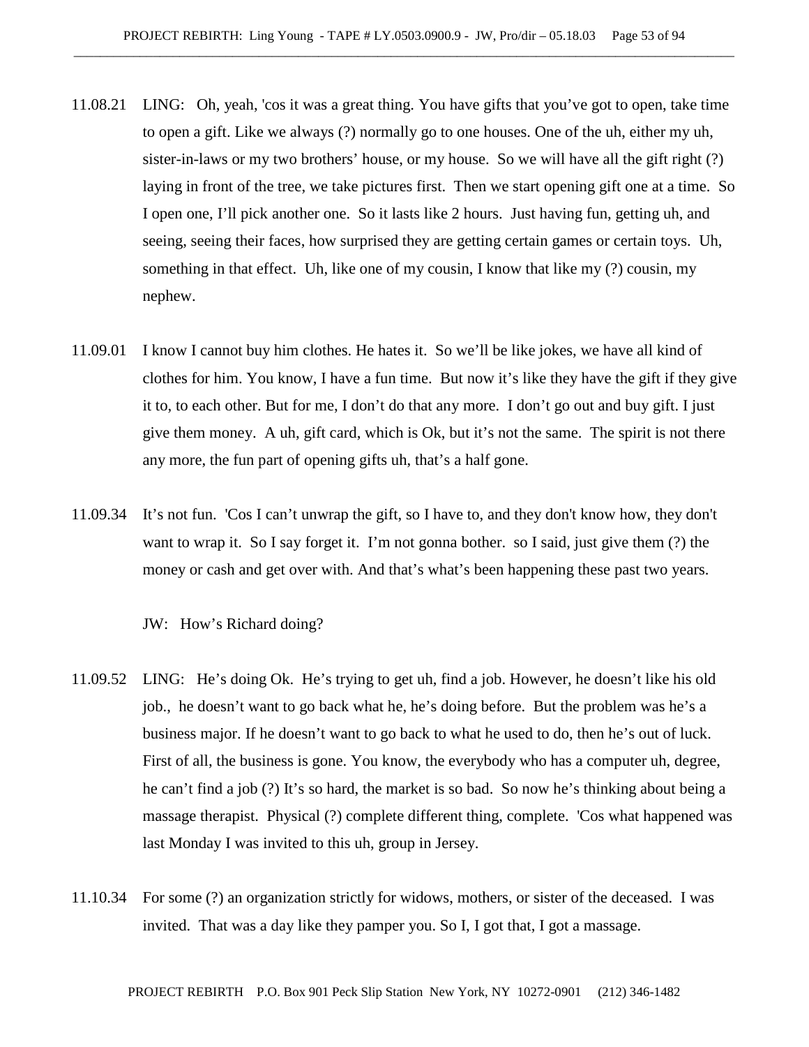11.08.21 LING: Oh, yeah, 'cos it was a great thing. You have gifts that you've got to open, take time to open a gift. Like we always (?) normally go to one houses. One of the uh, either my uh, sister-in-laws or my two brothers' house, or my house. So we will have all the gift right (?) laying in front of the tree, we take pictures first. Then we start opening gift one at a time. So I open one, I'll pick another one. So it lasts like 2 hours. Just having fun, getting uh, and seeing, seeing their faces, how surprised they are getting certain games or certain toys. Uh, something in that effect. Uh, like one of my cousin, I know that like my (?) cousin, my nephew.

11.09.01 I know I cannot buy him clothes. He hates it. So we'll be like jokes, we have all kind of clothes for him. You know, I have a fun time. But now it's like they have the gift if they give it to, to each other. But for me, I don't do that any more. I don't go out and buy gift. I just give them money. A uh, gift card, which is Ok, but it's not the same. The spirit is not there any more, the fun part of opening gifts uh, that's a half gone.

11.09.34 It's not fun. 'Cos I can't unwrap the gift, so I have to, and they don't know how, they don't want to wrap it. So I say forget it. I'm not gonna bother. so I said, just give them (?) the money or cash and get over with. And that's what's been happening these past two years.

JW: How's Richard doing?

11.09.52 LING: He's doing Ok. He's trying to get uh, find a job. However, he doesn't like his old job., he doesn't want to go back what he, he's doing before. But the problem was he's a business major. If he doesn't want to go back to what he used to do, then he's out of luck. First of all, the business is gone. You know, the everybody who has a computer uh, degree, he can't find a job (?) It's so hard, the market is so bad. So now he's thinking about being a massage therapist. Physical (?) complete different thing, complete. 'Cos what happened was last Monday I was invited to this uh, group in Jersey.

11.10.34 For some (?) an organization strictly for widows, mothers, or sister of the deceased. I was invited. That was a day like they pamper you. So I, I got that, I got a massage.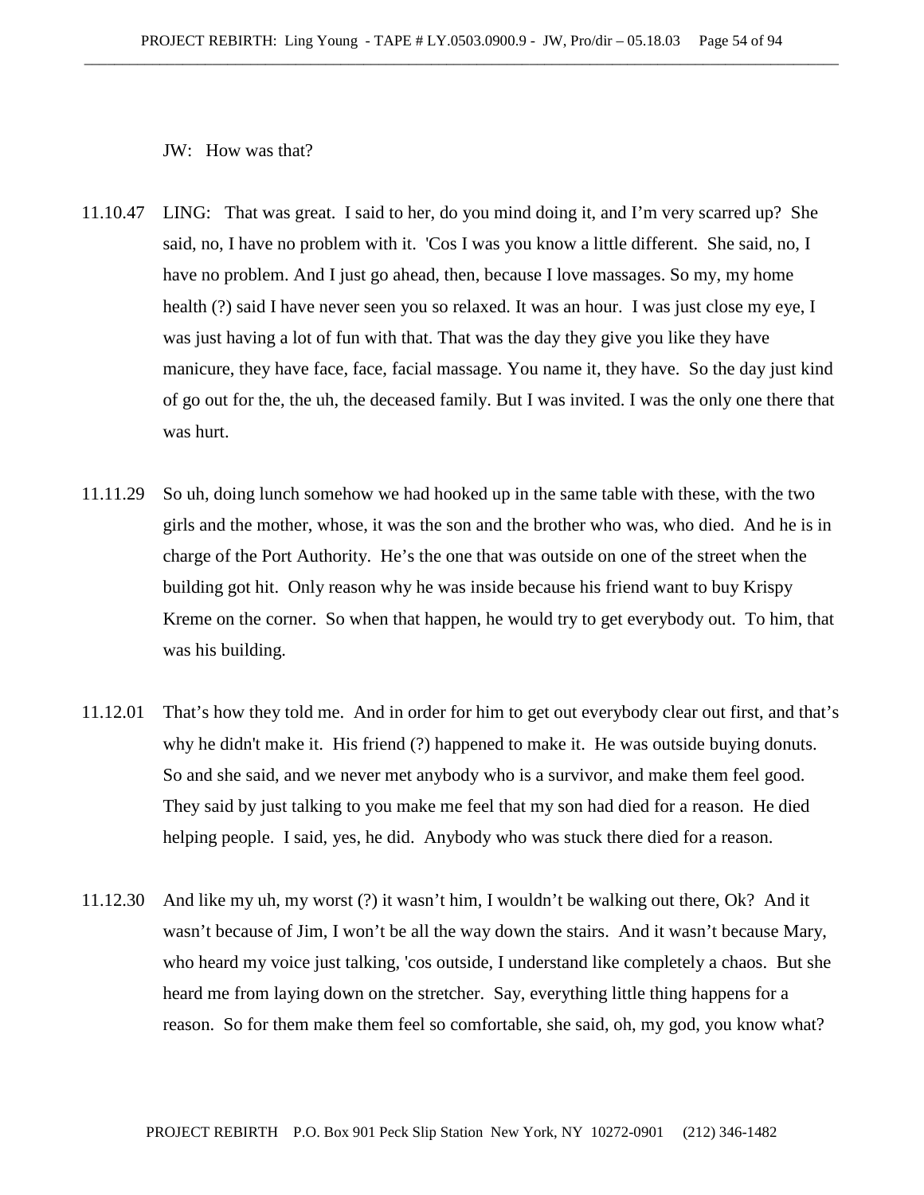JW: How was that?

11.10.47 LING: That was great. I said to her, do you mind doing it, and I'm very scarred up? She said, no, I have no problem with it. 'Cos I was you know a little different. She said, no, I have no problem. And I just go ahead, then, because I love massages. So my, my home health (?) said I have never seen you so relaxed. It was an hour. I was just close my eye, I was just having a lot of fun with that. That was the day they give you like they have manicure, they have face, face, facial massage. You name it, they have. So the day just kind of go out for the, the uh, the deceased family. But I was invited. I was the only one there that was hurt.

11.11.29 So uh, doing lunch somehow we had hooked up in the same table with these, with the two girls and the mother, whose, it was the son and the brother who was, who died. And he is in charge of the Port Authority. He's the one that was outside on one of the street when the building got hit. Only reason why he was inside because his friend want to buy Krispy Kreme on the corner. So when that happen, he would try to get everybody out. To him, that was his building.

11.12.01 That's how they told me. And in order for him to get out everybody clear out first, and that's why he didn't make it. His friend (?) happened to make it. He was outside buying donuts. So and she said, and we never met anybody who is a survivor, and make them feel good. They said by just talking to you make me feel that my son had died for a reason. He died helping people. I said, yes, he did. Anybody who was stuck there died for a reason.

11.12.30 And like my uh, my worst (?) it wasn't him, I wouldn't be walking out there, Ok? And it wasn't because of Jim, I won't be all the way down the stairs. And it wasn't because Mary, who heard my voice just talking, 'cos outside, I understand like completely a chaos. But she heard me from laying down on the stretcher. Say, everything little thing happens for a reason. So for them make them feel so comfortable, she said, oh, my god, you know what?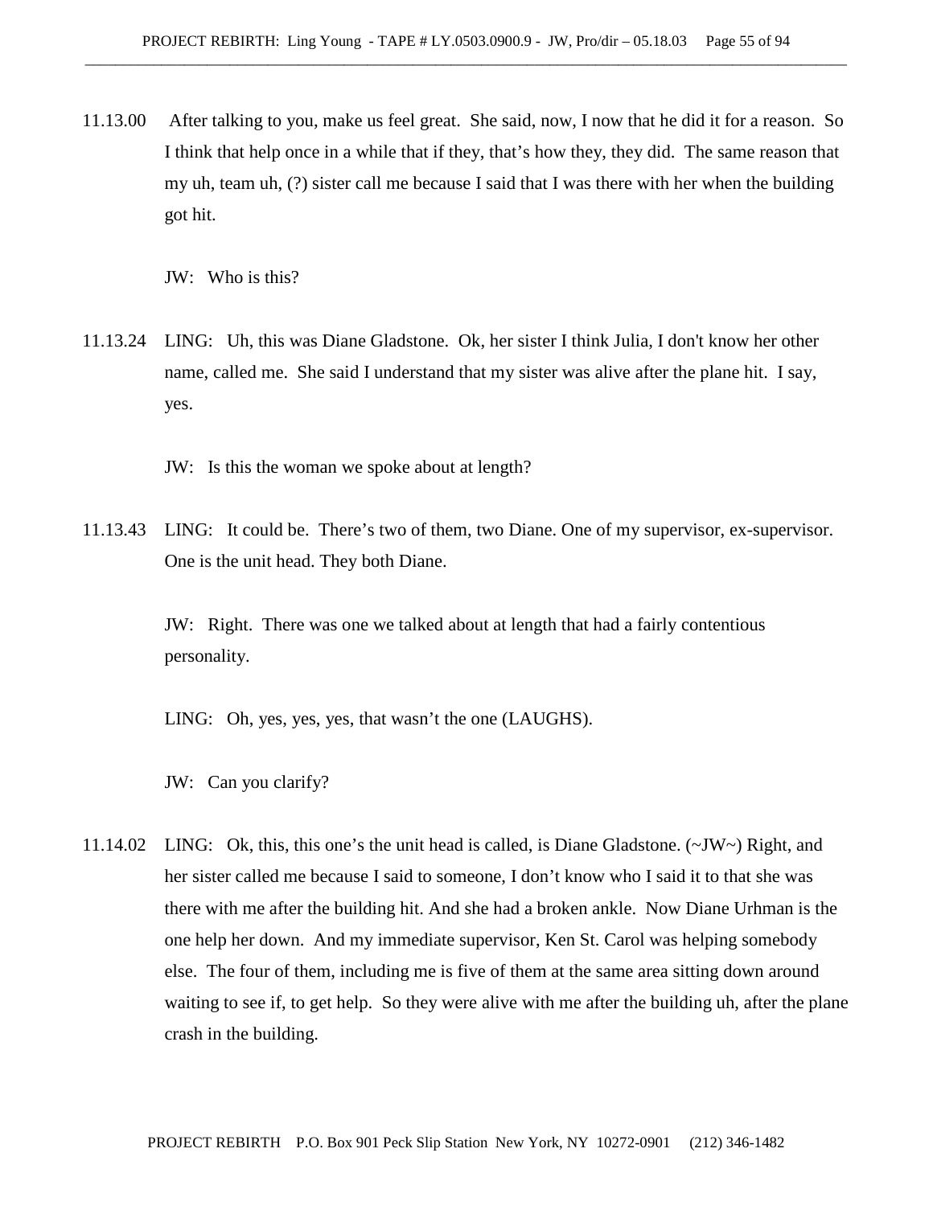11.13.00 After talking to you, make us feel great. She said, now, I now that he did it for a reason. So I think that help once in a while that if they, that's how they, they did. The same reason that my uh, team uh, (?) sister call me because I said that I was there with her when the building got hit.

JW: Who is this?

11.13.24 LING: Uh, this was Diane Gladstone. Ok, her sister I think Julia, I don't know her other name, called me. She said I understand that my sister was alive after the plane hit. I say, yes.

JW: Is this the woman we spoke about at length?

11.13.43 LING: It could be. There's two of them, two Diane. One of my supervisor, ex-supervisor. One is the unit head. They both Diane.

JW: Right. There was one we talked about at length that had a fairly contentious personality.

LING: Oh, yes, yes, yes, that wasn't the one (LAUGHS).

JW: Can you clarify?

11.14.02 LING: Ok, this, this one's the unit head is called, is Diane Gladstone. (~JW~) Right, and her sister called me because I said to someone, I don't know who I said it to that she was there with me after the building hit. And she had a broken ankle. Now Diane Urhman is the one help her down. And my immediate supervisor, Ken St. Carol was helping somebody else. The four of them, including me is five of them at the same area sitting down around waiting to see if, to get help. So they were alive with me after the building uh, after the plane crash in the building.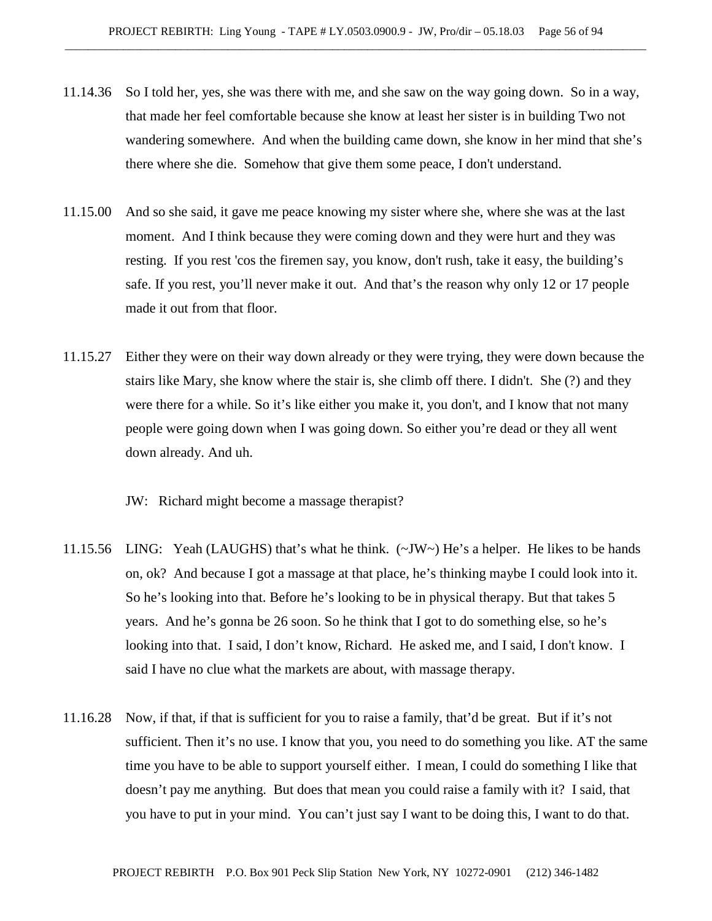11.14.36 So I told her, yes, she was there with me, and she saw on the way going down. So in a way, that made her feel comfortable because she know at least her sister is in building Two not wandering somewhere. And when the building came down, she know in her mind that she's there where she die. Somehow that give them some peace, I don't understand.

11.15.00 And so she said, it gave me peace knowing my sister where she, where she was at the last moment. And I think because they were coming down and they were hurt and they was resting. If you rest 'cos the firemen say, you know, don't rush, take it easy, the building's safe. If you rest, you'll never make it out. And that's the reason why only 12 or 17 people made it out from that floor.

11.15.27 Either they were on their way down already or they were trying, they were down because the stairs like Mary, she know where the stair is, she climb off there. I didn't. She (?) and they were there for a while. So it's like either you make it, you don't, and I know that not many people were going down when I was going down. So either you're dead or they all went down already. And uh.

JW: Richard might become a massage therapist?

11.15.56 LING: Yeah (LAUGHS) that's what he think. (~JW~) He's a helper. He likes to be hands on, ok? And because I got a massage at that place, he's thinking maybe I could look into it. So he's looking into that. Before he's looking to be in physical therapy. But that takes 5 years. And he's gonna be 26 soon. So he think that I got to do something else, so he's looking into that. I said, I don't know, Richard. He asked me, and I said, I don't know. I said I have no clue what the markets are about, with massage therapy.

11.16.28 Now, if that, if that is sufficient for you to raise a family, that'd be great. But if it's not sufficient. Then it's no use. I know that you, you need to do something you like. AT the same time you have to be able to support yourself either. I mean, I could do something I like that doesn't pay me anything. But does that mean you could raise a family with it? I said, that you have to put in your mind. You can't just say I want to be doing this, I want to do that.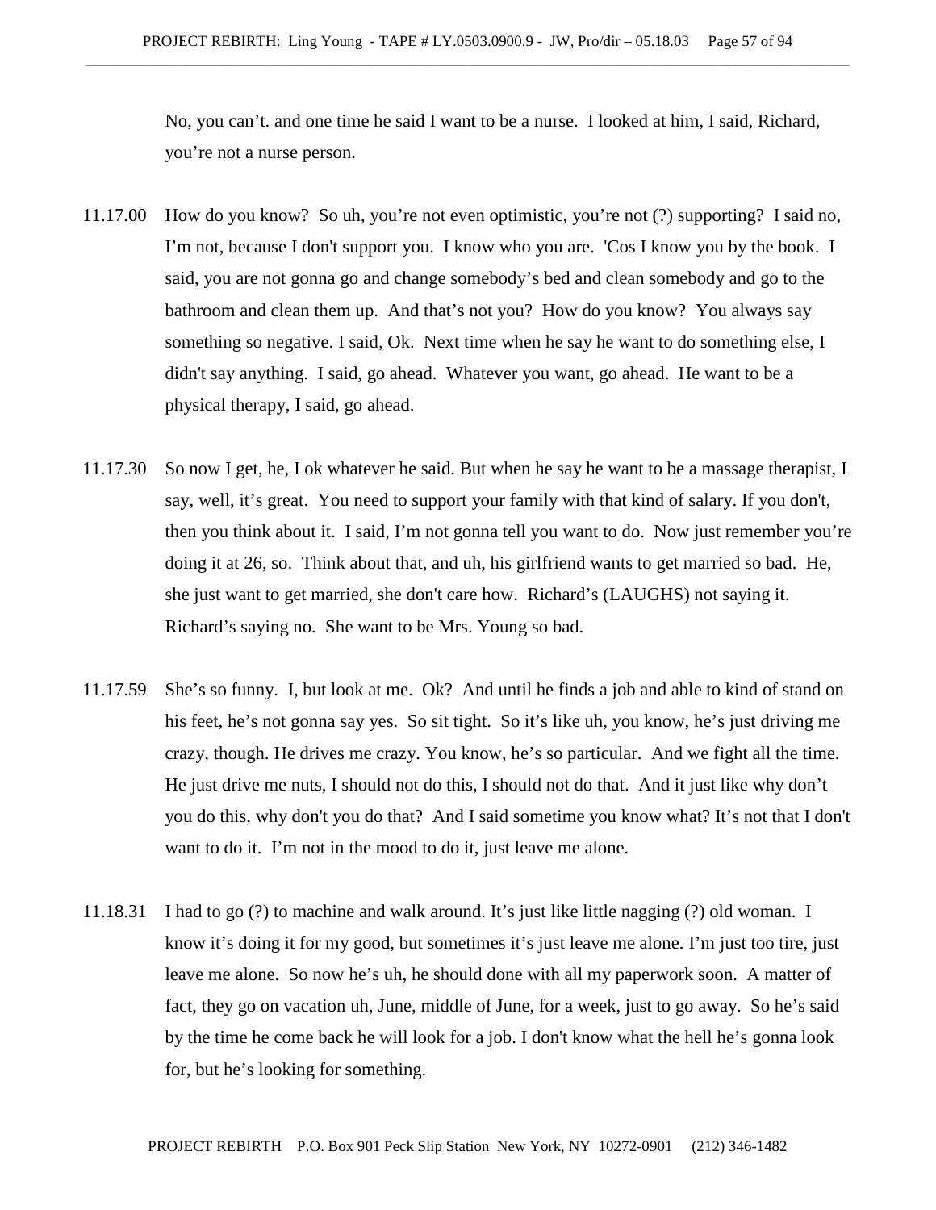No, you can't. and one time he said I want to be a nurse. I looked at him, I said, Richard, you're not a nurse person.

11.17.00 How do you know? So uh, you're not even optimistic, you're not (?) supporting? I said no, I'm not, because I don't support you. I know who you are. 'Cos I know you by the book. I said, you are not gonna go and change somebody's bed and clean somebody and go to the bathroom and clean them up. And that's not you? How do you know? You always say something so negative. I said, Ok. Next time when he say he want to do something else, I didn't say anything. I said, go ahead. Whatever you want, go ahead. He want to be a physical therapy, I said, go ahead.

11.17.30 So now I get, he, I ok whatever he said. But when he say he want to be a massage therapist, I say, well, it's great. You need to support your family with that kind of salary. If you don't, then you think about it. I said, I'm not gonna tell you want to do. Now just remember you're doing it at 26, so. Think about that, and uh, his girlfriend wants to get married so bad. He, she just want to get married, she don't care how. Richard's (LAUGHS) not saying it. Richard's saying no. She want to be Mrs. Young so bad.

11.17.59 She's so funny. I, but look at me. Ok? And until he finds a job and able to kind of stand on his feet, he's not gonna say yes. So sit tight. So it's like uh, you know, he's just driving me crazy, though. He drives me crazy. You know, he's so particular. And we fight all the time. He just drive me nuts, I should not do this, I should not do that. And it just like why don't you do this, why don't you do that? And I said sometime you know what? It's not that I don't want to do it. I'm not in the mood to do it, just leave me alone.

11.18.31 I had to go (?) to machine and walk around. It's just like little nagging (?) old woman. I know it's doing it for my good, but sometimes it's just leave me alone. I'm just too tire, just leave me alone. So now he's uh, he should done with all my paperwork soon. A matter of fact, they go on vacation uh, June, middle of June, for a week, just to go away. So he's said by the time he come back he will look for a job. I don't know what the hell he's gonna look for, but he's looking for something.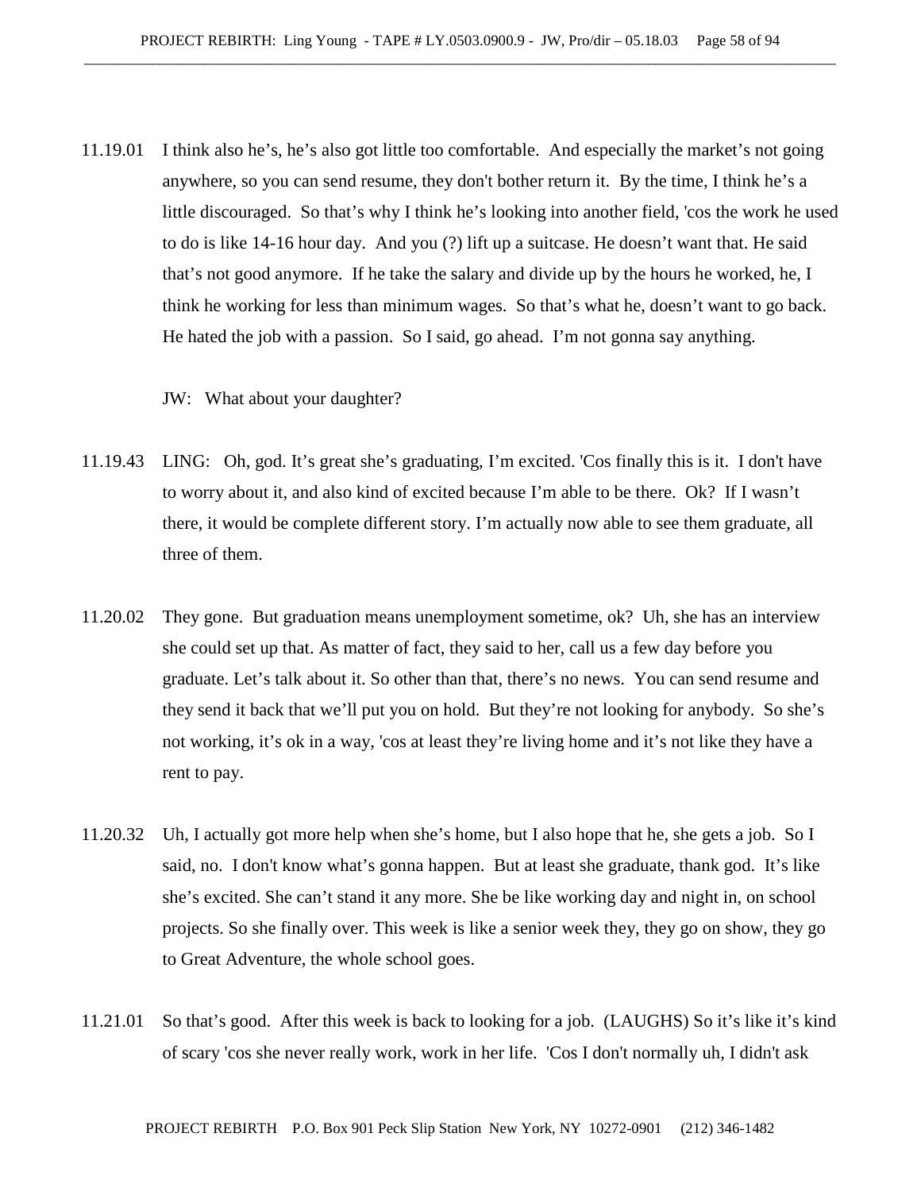11.19.01 I think also he's, he's also got little too comfortable. And especially the market's not going anywhere, so you can send resume, they don't bother return it. By the time, I think he's a little discouraged. So that's why I think he's looking into another field, 'cos the work he used to do is like 14-16 hour day. And you (?) lift up a suitcase. He doesn't want that. He said that's not good anymore. If he take the salary and divide up by the hours he worked, he, I think he working for less than minimum wages. So that's what he, doesn't want to go back. He hated the job with a passion. So I said, go ahead. I'm not gonna say anything.

JW: What about your daughter?

11.19.43 LING: Oh, god. It's great she's graduating, I'm excited. 'Cos finally this is it. I don't have to worry about it, and also kind of excited because I'm able to be there. Ok? If I wasn't there, it would be complete different story. I'm actually now able to see them graduate, all three of them.

11.20.02 They gone. But graduation means unemployment sometime, ok? Uh, she has an interview she could set up that. As matter of fact, they said to her, call us a few day before you graduate. Let's talk about it. So other than that, there's no news. You can send resume and they send it back that we'll put you on hold. But they're not looking for anybody. So she's not working, it's ok in a way, 'cos at least they're living home and it's not like they have a rent to pay.

11.20.32 Uh, I actually got more help when she's home, but I also hope that he, she gets a job. So I said, no. I don't know what's gonna happen. But at least she graduate, thank god. It's like she's excited. She can't stand it any more. She be like working day and night in, on school projects. So she finally over. This week is like a senior week they, they go on show, they go to Great Adventure, the whole school goes.

11.21.01 So that's good. After this week is back to looking for a job. (LAUGHS) So it's like it's kind of scary 'cos she never really work, work in her life. 'Cos I don't normally uh, I didn't ask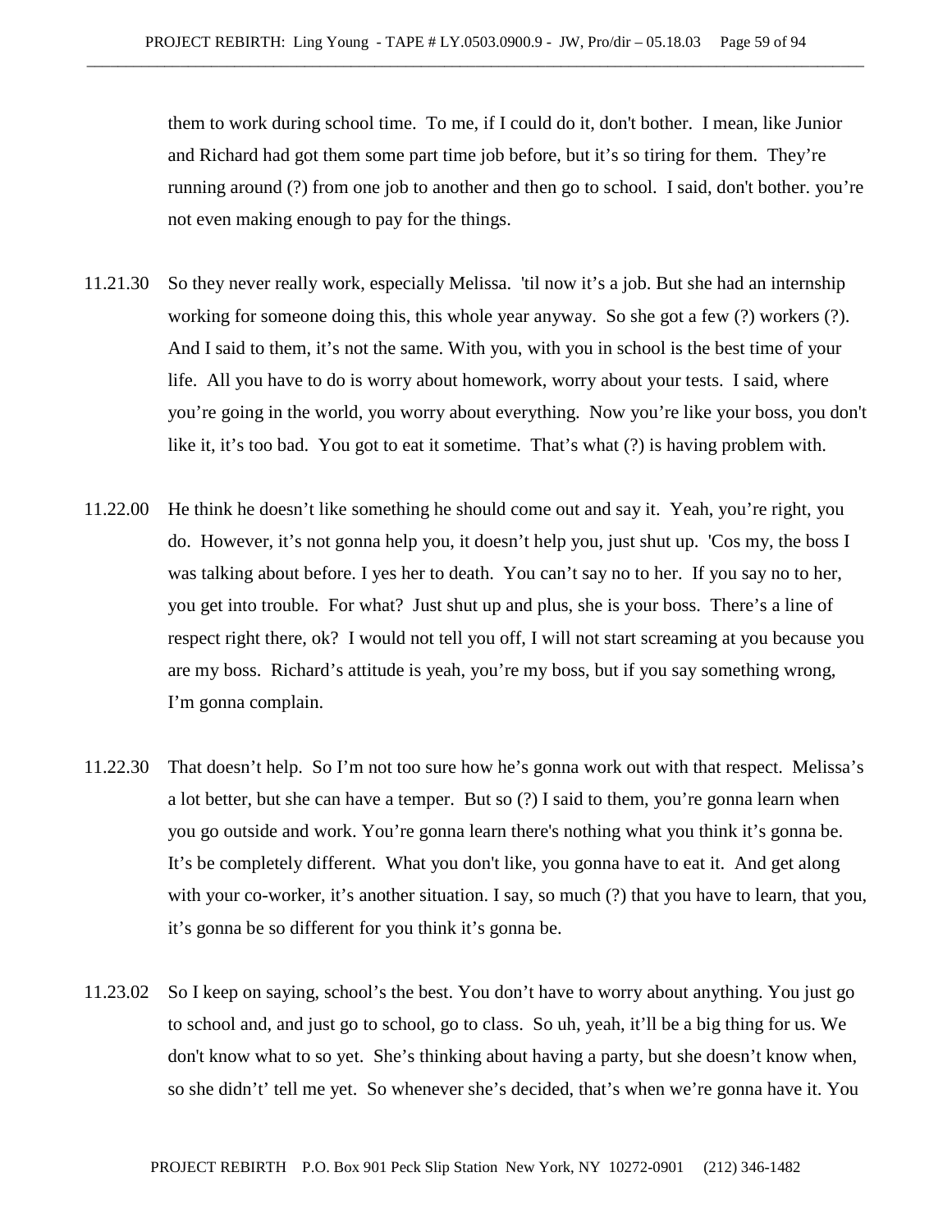them to work during school time. To me, if I could do it, don't bother. I mean, like Junior and Richard had got them some part time job before, but it's so tiring for them. They're running around (?) from one job to another and then go to school. I said, don't bother. you're not even making enough to pay for the things.

11.21.30 So they never really work, especially Melissa. 'til now it's a job. But she had an internship working for someone doing this, this whole year anyway. So she got a few (?) workers (?). And I said to them, it's not the same. With you, with you in school is the best time of your life. All you have to do is worry about homework, worry about your tests. I said, where you're going in the world, you worry about everything. Now you're like your boss, you don't like it, it's too bad. You got to eat it sometime. That's what (?) is having problem with.

11.22.00 He think he doesn't like something he should come out and say it. Yeah, you're right, you do. However, it's not gonna help you, it doesn't help you, just shut up. 'Cos my, the boss I was talking about before. I yes her to death. You can't say no to her. If you say no to her, you get into trouble. For what? Just shut up and plus, she is your boss. There's a line of respect right there, ok? I would not tell you off, I will not start screaming at you because you are my boss. Richard's attitude is yeah, you're my boss, but if you say something wrong, I'm gonna complain.

11.22.30 That doesn't help. So I'm not too sure how he's gonna work out with that respect. Melissa's a lot better, but she can have a temper. But so (?) I said to them, you're gonna learn when you go outside and work. You're gonna learn there's nothing what you think it's gonna be. It's be completely different. What you don't like, you gonna have to eat it. And get along with your co-worker, it's another situation. I say, so much (?) that you have to learn, that you, it's gonna be so different for you think it's gonna be.

11.23.02 So I keep on saying, school's the best. You don't have to worry about anything. You just go to school and, and just go to school, go to class. So uh, yeah, it'll be a big thing for us. We don't know what to so yet. She's thinking about having a party, but she doesn't know when, so she didn't' tell me yet. So whenever she's decided, that's when we're gonna have it. You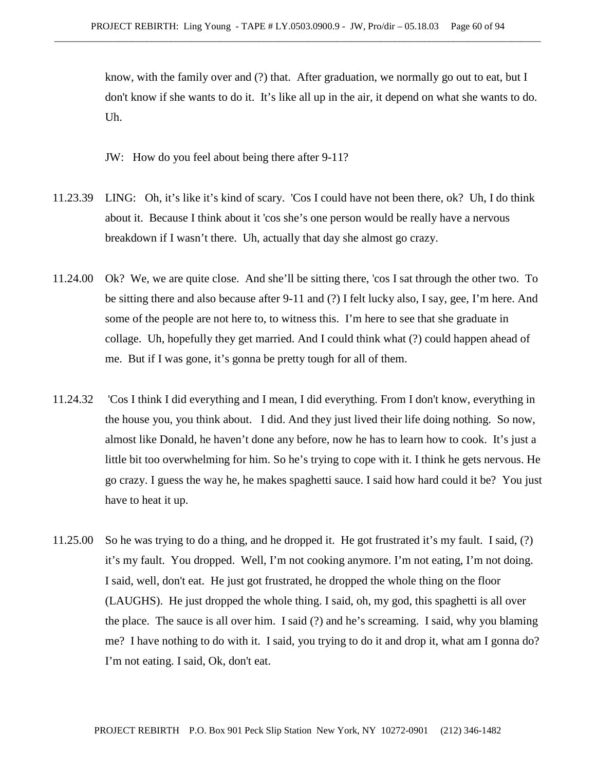know, with the family over and (?) that. After graduation, we normally go out to eat, but I don't know if she wants to do it. It's like all up in the air, it depend on what she wants to do. Uh.

JW: How do you feel about being there after 9-11?

11.23.39 LING: Oh, it's like it's kind of scary. 'Cos I could have not been there, ok? Uh, I do think about it. Because I think about it 'cos she's one person would be really have a nervous breakdown if I wasn't there. Uh, actually that day she almost go crazy.

11.24.00 Ok? We, we are quite close. And she'll be sitting there, 'cos I sat through the other two. To be sitting there and also because after 9-11 and (?) I felt lucky also, I say, gee, I'm here. And some of the people are not here to, to witness this. I'm here to see that she graduate in collage. Uh, hopefully they get married. And I could think what (?) could happen ahead of me. But if I was gone, it's gonna be pretty tough for all of them.

11.24.32 'Cos I think I did everything and I mean, I did everything. From I don't know, everything in the house you, you think about. I did. And they just lived their life doing nothing. So now, almost like Donald, he haven't done any before, now he has to learn how to cook. It's just a little bit too overwhelming for him. So he's trying to cope with it. I think he gets nervous. He go crazy. I guess the way he, he makes spaghetti sauce. I said how hard could it be? You just have to heat it up.

11.25.00 So he was trying to do a thing, and he dropped it. He got frustrated it's my fault. I said, (?) it's my fault. You dropped. Well, I'm not cooking anymore. I'm not eating, I'm not doing. I said, well, don't eat. He just got frustrated, he dropped the whole thing on the floor (LAUGHS). He just dropped the whole thing. I said, oh, my god, this spaghetti is all over the place. The sauce is all over him. I said (?) and he's screaming. I said, why you blaming me? I have nothing to do with it. I said, you trying to do it and drop it, what am I gonna do? I'm not eating. I said, Ok, don't eat.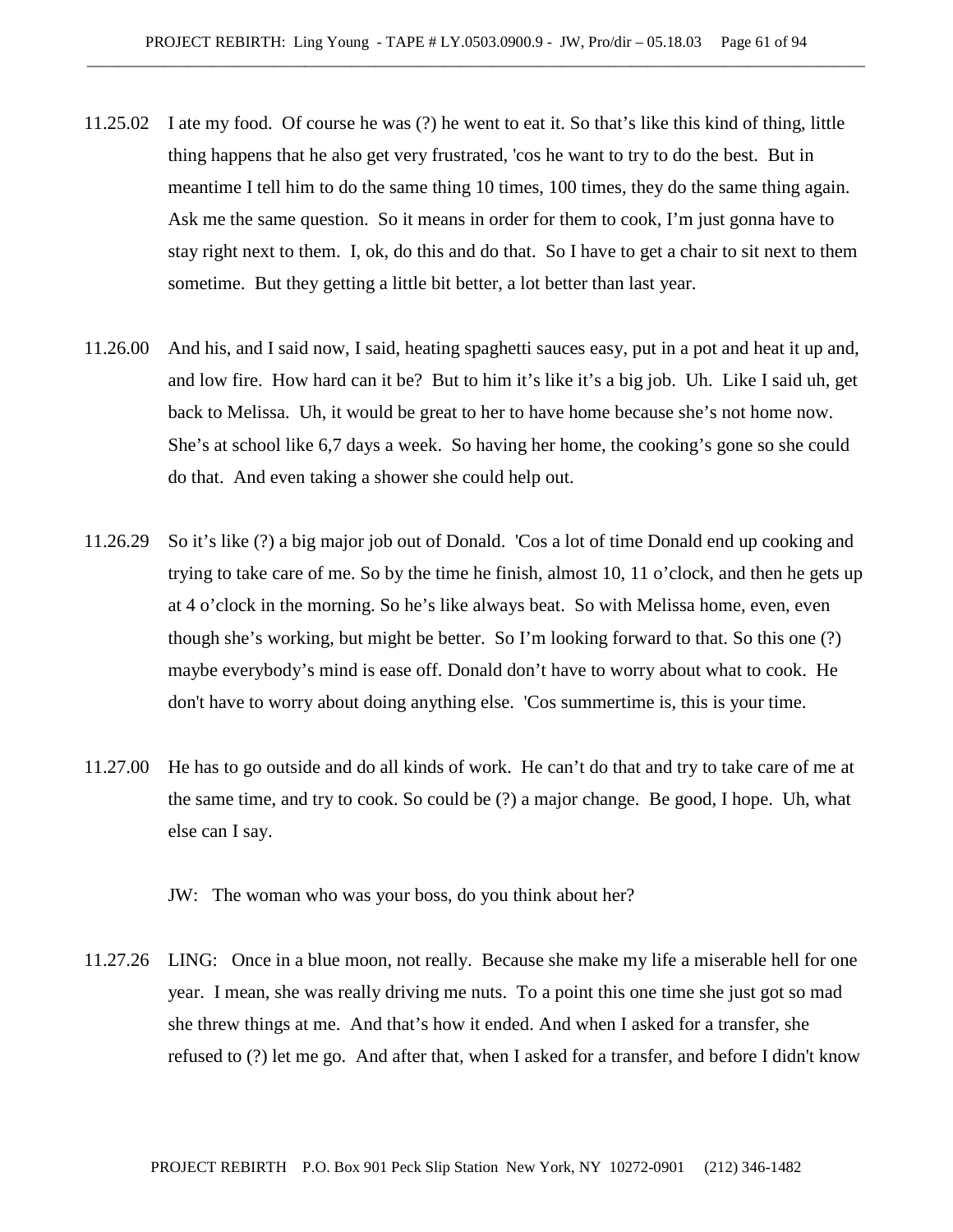11.25.02 I ate my food. Of course he was (?) he went to eat it. So that's like this kind of thing, little thing happens that he also get very frustrated, 'cos he want to try to do the best. But in meantime I tell him to do the same thing 10 times, 100 times, they do the same thing again. Ask me the same question. So it means in order for them to cook, I'm just gonna have to stay right next to them. I, ok, do this and do that. So I have to get a chair to sit next to them sometime. But they getting a little bit better, a lot better than last year.

11.26.00 And his, and I said now, I said, heating spaghetti sauces easy, put in a pot and heat it up and, and low fire. How hard can it be? But to him it's like it's a big job. Uh. Like I said uh, get back to Melissa. Uh, it would be great to her to have home because she's not home now. She's at school like 6,7 days a week. So having her home, the cooking's gone so she could do that. And even taking a shower she could help out.

11.26.29 So it's like (?) a big major job out of Donald. 'Cos a lot of time Donald end up cooking and trying to take care of me. So by the time he finish, almost 10, 11 o'clock, and then he gets up at 4 o'clock in the morning. So he's like always beat. So with Melissa home, even, even though she's working, but might be better. So I'm looking forward to that. So this one (?) maybe everybody's mind is ease off. Donald don't have to worry about what to cook. He don't have to worry about doing anything else. 'Cos summertime is, this is your time.

11.27.00 He has to go outside and do all kinds of work. He can't do that and try to take care of me at the same time, and try to cook. So could be (?) a major change. Be good, I hope. Uh, what else can I say.

JW: The woman who was your boss, do you think about her?

11.27.26 LING: Once in a blue moon, not really. Because she make my life a miserable hell for one year. I mean, she was really driving me nuts. To a point this one time she just got so mad she threw things at me. And that's how it ended. And when I asked for a transfer, she refused to (?) let me go. And after that, when I asked for a transfer, and before I didn't know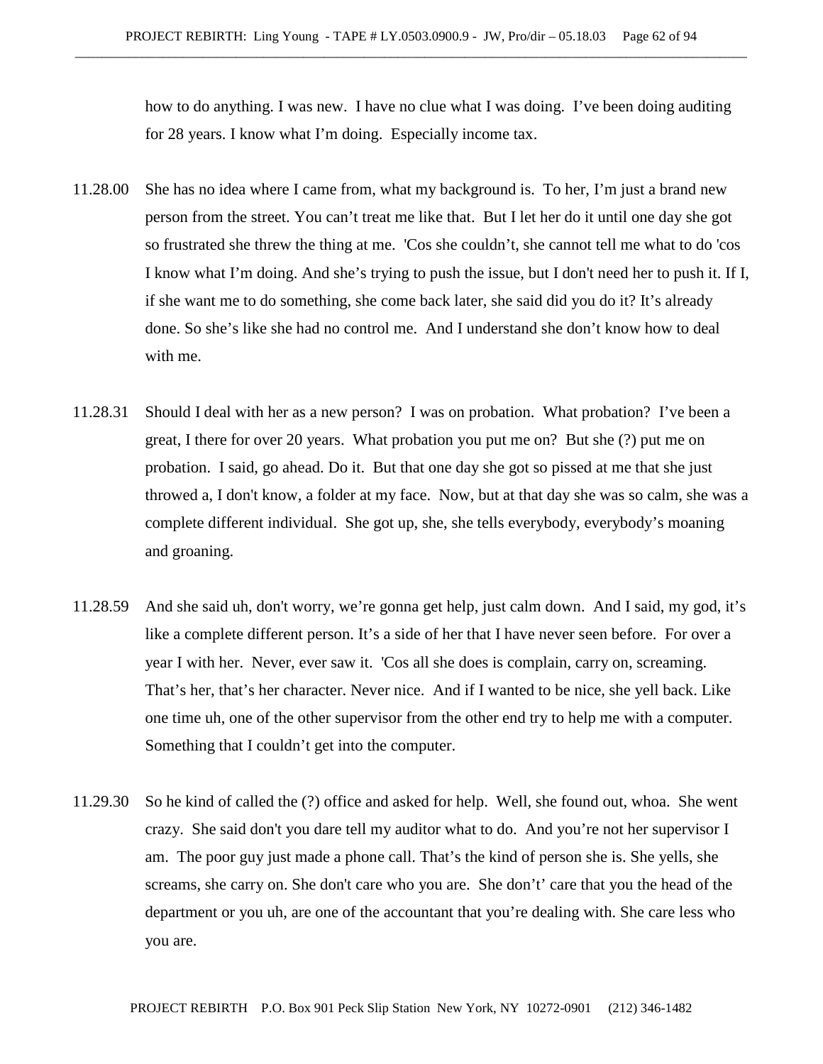how to do anything. I was new.  I have no clue what I was doing.  I've been doing auditing for 28 years. I know what I'm doing.  Especially income tax.

11.28.00 She has no idea where I came from, what my background is.  To her, I'm just a brand new person from the street. You can't treat me like that.  But I let her do it until one day she got so frustrated she threw the thing at me.  'Cos she couldn't, she cannot tell me what to do 'cos I know what I'm doing. And she's trying to push the issue, but I don't need her to push it. If I, if she want me to do something, she come back later, she said did you do it? It's already done. So she's like she had no control me.  And I understand she don't know how to deal with me.

11.28.31 Should I deal with her as a new person?  I was on probation.  What probation?  I've been a great, I there for over 20 years.  What probation you put me on?  But she (?) put me on probation.  I said, go ahead. Do it.  But that one day she got so pissed at me that she just throwed a, I don't know, a folder at my face.  Now, but at that day she was so calm, she was a complete different individual.  She got up, she, she tells everybody, everybody's moaning and groaning.

11.28.59 And she said uh, don't worry, we're gonna get help, just calm down.  And I said, my god, it's like a complete different person. It's a side of her that I have never seen before.  For over a year I with her.  Never, ever saw it.  'Cos all she does is complain, carry on, screaming. That's her, that's her character. Never nice.  And if I wanted to be nice, she yell back. Like one time uh, one of the other supervisor from the other end try to help me with a computer. Something that I couldn't get into the computer.

11.29.30 So he kind of called the (?) office and asked for help.  Well, she found out, whoa.  She went crazy.  She said don't you dare tell my auditor what to do.  And you're not her supervisor I am.  The poor guy just made a phone call. That's the kind of person she is. She yells, she screams, she carry on. She don't care who you are.  She don't' care that you the head of the department or you uh, are one of the accountant that you're dealing with. She care less who you are.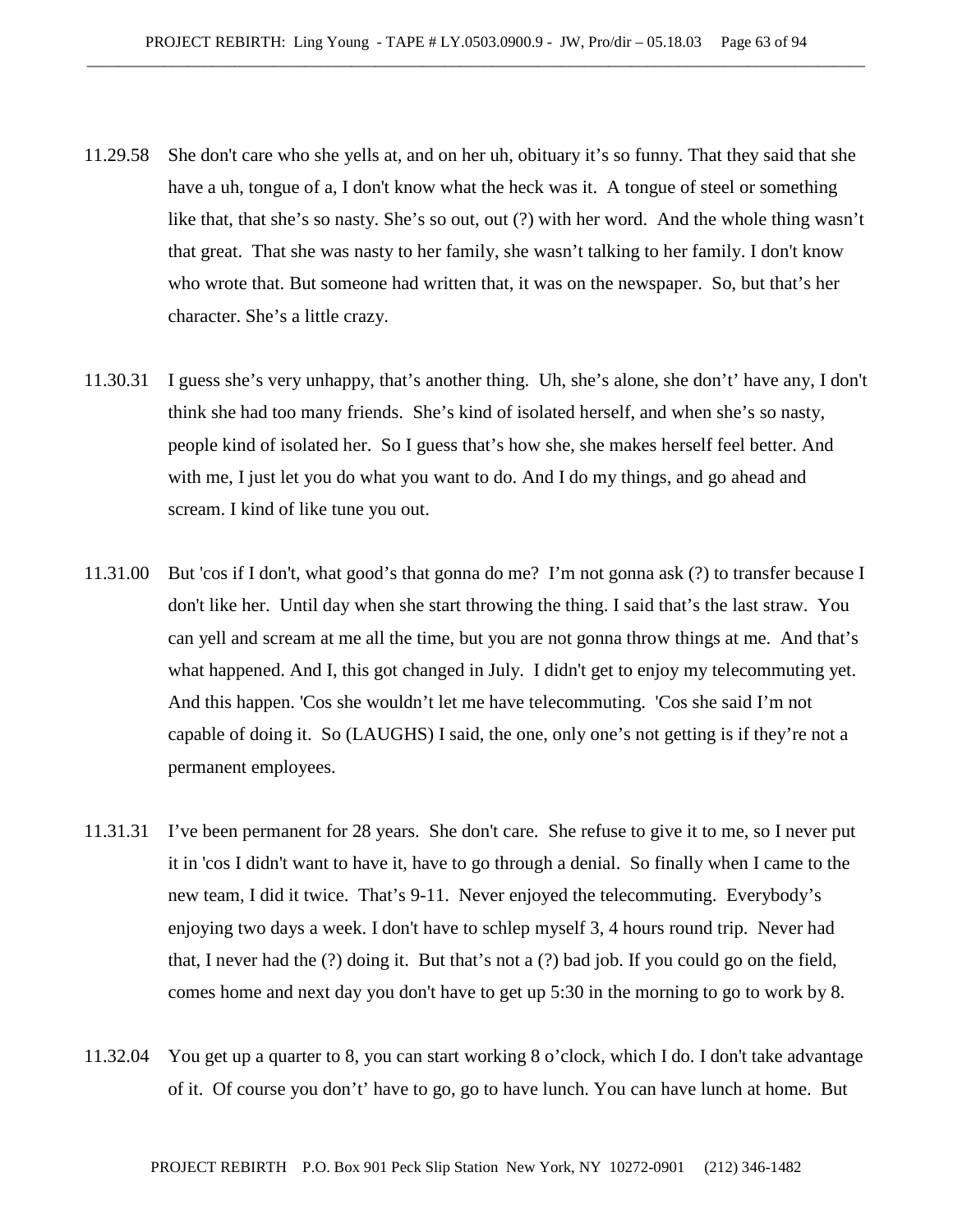11.29.58 She don't care who she yells at, and on her uh, obituary it’s so funny. That they said that she have a uh, tongue of a, I don't know what the heck was it. A tongue of steel or something like that, that she’s so nasty. She’s so out, out (?) with her word. And the whole thing wasn’t that great. That she was nasty to her family, she wasn’t talking to her family. I don't know who wrote that. But someone had written that, it was on the newspaper. So, but that’s her character. She’s a little crazy.

11.30.31 I guess she’s very unhappy, that’s another thing. Uh, she’s alone, she don’t’ have any, I don't think she had too many friends. She’s kind of isolated herself, and when she’s so nasty, people kind of isolated her. So I guess that’s how she, she makes herself feel better. And with me, I just let you do what you want to do. And I do my things, and go ahead and scream. I kind of like tune you out.

11.31.00 But 'cos if I don't, what good’s that gonna do me? I’m not gonna ask (?) to transfer because I don't like her. Until day when she start throwing the thing. I said that’s the last straw. You can yell and scream at me all the time, but you are not gonna throw things at me. And that’s what happened. And I, this got changed in July. I didn't get to enjoy my telecommuting yet. And this happen. 'Cos she wouldn’t let me have telecommuting. 'Cos she said I’m not capable of doing it. So (LAUGHS) I said, the one, only one’s not getting is if they’re not a permanent employees.

11.31.31 I’ve been permanent for 28 years. She don't care. She refuse to give it to me, so I never put it in 'cos I didn't want to have it, have to go through a denial. So finally when I came to the new team, I did it twice. That’s 9-11. Never enjoyed the telecommuting. Everybody’s enjoying two days a week. I don't have to schlep myself 3, 4 hours round trip. Never had that, I never had the (?) doing it. But that’s not a (?) bad job. If you could go on the field, comes home and next day you don't have to get up 5:30 in the morning to go to work by 8.

11.32.04 You get up a quarter to 8, you can start working 8 o’clock, which I do. I don't take advantage of it. Of course you don’t’ have to go, go to have lunch. You can have lunch at home. But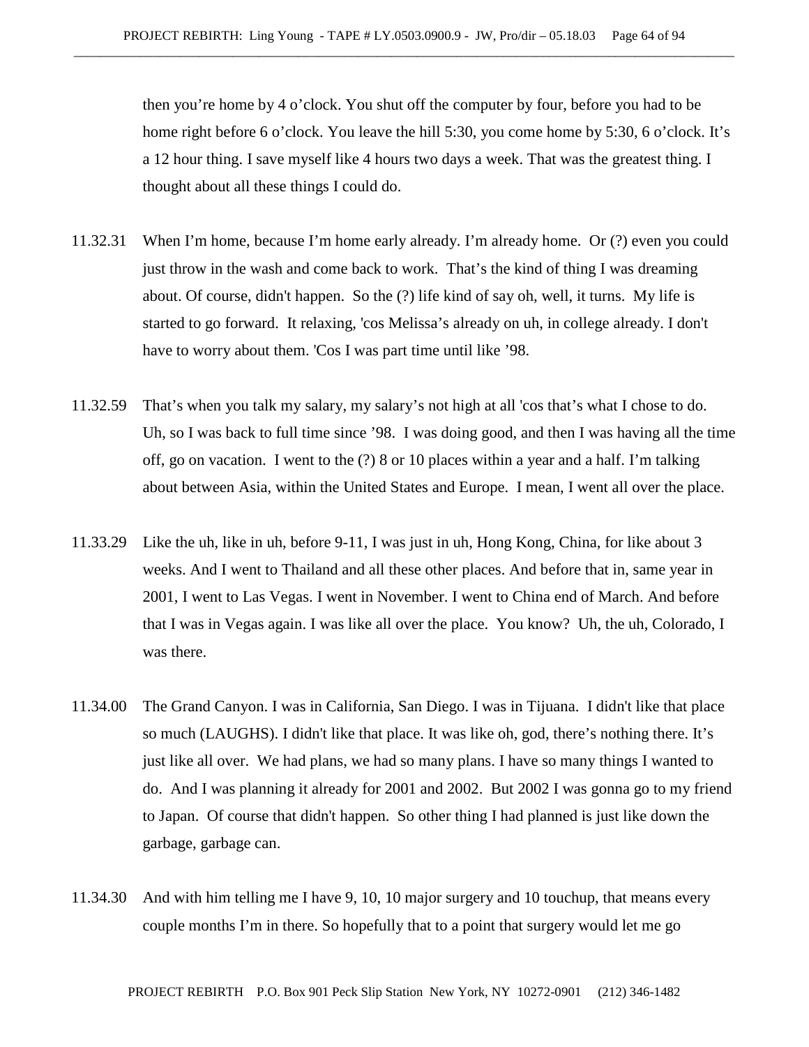then you're home by 4 o'clock. You shut off the computer by four, before you had to be home right before 6 o'clock. You leave the hill 5:30, you come home by 5:30, 6 o'clock. It's a 12 hour thing. I save myself like 4 hours two days a week. That was the greatest thing. I thought about all these things I could do.

11.32.31 When I'm home, because I'm home early already. I'm already home. Or (?) even you could just throw in the wash and come back to work. That's the kind of thing I was dreaming about. Of course, didn't happen. So the (?) life kind of say oh, well, it turns. My life is started to go forward. It relaxing, 'cos Melissa's already on uh, in college already. I don't have to worry about them. 'Cos I was part time until like '98.

11.32.59 That's when you talk my salary, my salary's not high at all 'cos that's what I chose to do. Uh, so I was back to full time since '98. I was doing good, and then I was having all the time off, go on vacation. I went to the (?) 8 or 10 places within a year and a half. I'm talking about between Asia, within the United States and Europe. I mean, I went all over the place.

11.33.29 Like the uh, like in uh, before 9-11, I was just in uh, Hong Kong, China, for like about 3 weeks. And I went to Thailand and all these other places. And before that in, same year in 2001, I went to Las Vegas. I went in November. I went to China end of March. And before that I was in Vegas again. I was like all over the place. You know? Uh, the uh, Colorado, I was there.

11.34.00 The Grand Canyon. I was in California, San Diego. I was in Tijuana. I didn't like that place so much (LAUGHS). I didn't like that place. It was like oh, god, there's nothing there. It's just like all over. We had plans, we had so many plans. I have so many things I wanted to do. And I was planning it already for 2001 and 2002. But 2002 I was gonna go to my friend to Japan. Of course that didn't happen. So other thing I had planned is just like down the garbage, garbage can.

11.34.30 And with him telling me I have 9, 10, 10 major surgery and 10 touchup, that means every couple months I'm in there. So hopefully that to a point that surgery would let me go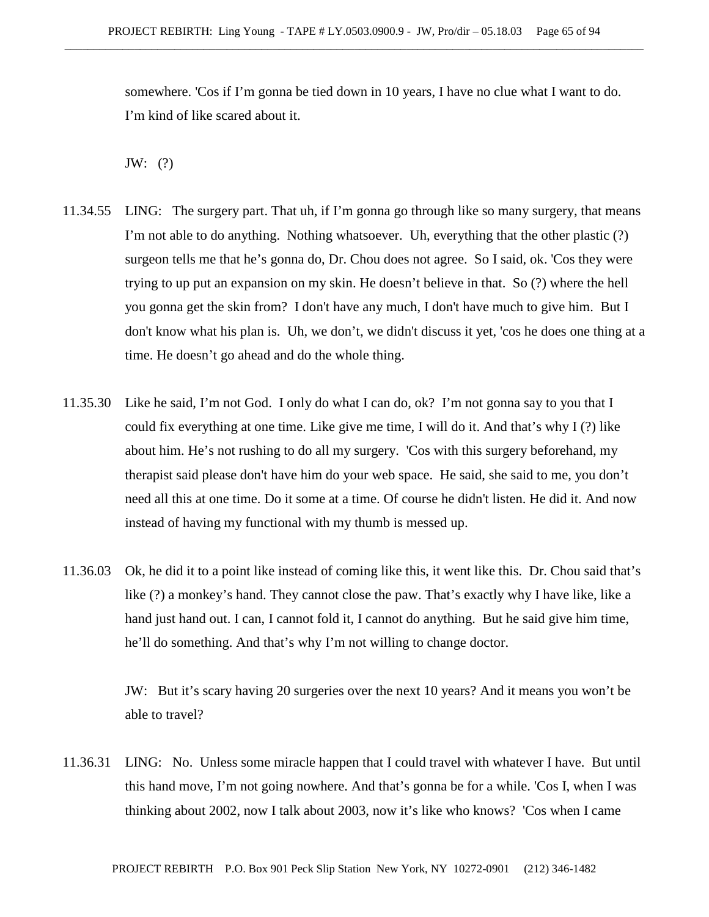somewhere. 'Cos if I'm gonna be tied down in 10 years, I have no clue what I want to do. I'm kind of like scared about it.

JW: (?)

11.34.55 LING: The surgery part. That uh, if I'm gonna go through like so many surgery, that means I'm not able to do anything. Nothing whatsoever. Uh, everything that the other plastic (?) surgeon tells me that he's gonna do, Dr. Chou does not agree. So I said, ok. 'Cos they were trying to up put an expansion on my skin. He doesn't believe in that. So (?) where the hell you gonna get the skin from? I don't have any much, I don't have much to give him. But I don't know what his plan is. Uh, we don't, we didn't discuss it yet, 'cos he does one thing at a time. He doesn't go ahead and do the whole thing.

11.35.30 Like he said, I'm not God. I only do what I can do, ok? I'm not gonna say to you that I could fix everything at one time. Like give me time, I will do it. And that's why I (?) like about him. He's not rushing to do all my surgery. 'Cos with this surgery beforehand, my therapist said please don't have him do your web space. He said, she said to me, you don't need all this at one time. Do it some at a time. Of course he didn't listen. He did it. And now instead of having my functional with my thumb is messed up.

11.36.03 Ok, he did it to a point like instead of coming like this, it went like this. Dr. Chou said that's like (?) a monkey's hand. They cannot close the paw. That's exactly why I have like, like a hand just hand out. I can, I cannot fold it, I cannot do anything. But he said give him time, he'll do something. And that's why I'm not willing to change doctor.

JW: But it's scary having 20 surgeries over the next 10 years? And it means you won't be able to travel?

11.36.31 LING: No. Unless some miracle happen that I could travel with whatever I have. But until this hand move, I'm not going nowhere. And that's gonna be for a while. 'Cos I, when I was thinking about 2002, now I talk about 2003, now it's like who knows? 'Cos when I came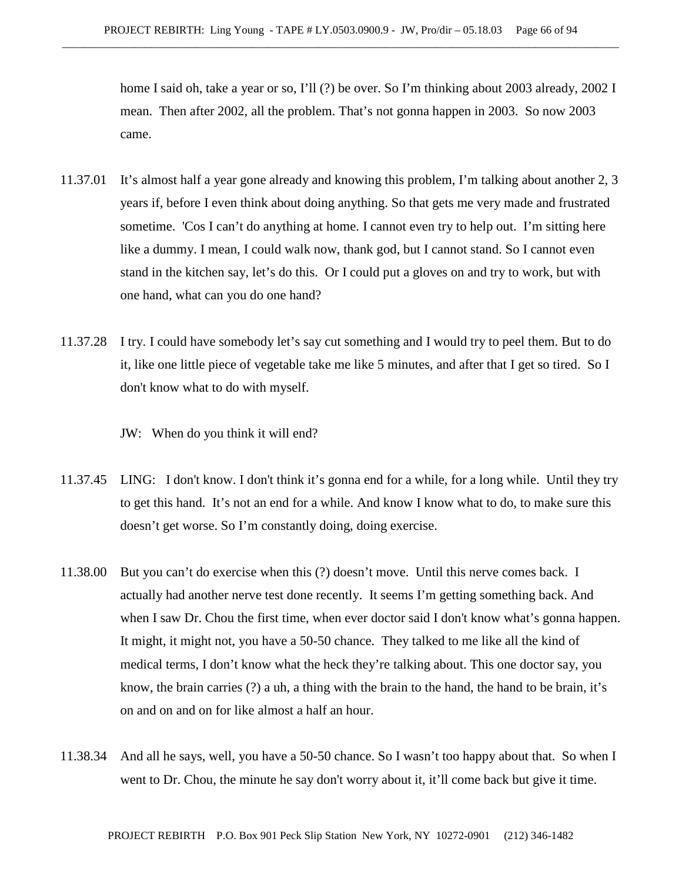home I said oh, take a year or so, I'll (?) be over. So I'm thinking about 2003 already, 2002 I mean. Then after 2002, all the problem. That's not gonna happen in 2003. So now 2003 came.

11.37.01 It's almost half a year gone already and knowing this problem, I'm talking about another 2, 3 years if, before I even think about doing anything. So that gets me very made and frustrated sometime. 'Cos I can't do anything at home. I cannot even try to help out. I'm sitting here like a dummy. I mean, I could walk now, thank god, but I cannot stand. So I cannot even stand in the kitchen say, let's do this. Or I could put a gloves on and try to work, but with one hand, what can you do one hand?

11.37.28 I try. I could have somebody let's say cut something and I would try to peel them. But to do it, like one little piece of vegetable take me like 5 minutes, and after that I get so tired. So I don't know what to do with myself.

JW: When do you think it will end?

11.37.45 LING: I don't know. I don't think it's gonna end for a while, for a long while. Until they try to get this hand. It's not an end for a while. And know I know what to do, to make sure this doesn't get worse. So I'm constantly doing, doing exercise.

11.38.00 But you can't do exercise when this (?) doesn't move. Until this nerve comes back. I actually had another nerve test done recently. It seems I'm getting something back. And when I saw Dr. Chou the first time, when ever doctor said I don't know what's gonna happen. It might, it might not, you have a 50-50 chance. They talked to me like all the kind of medical terms, I don't know what the heck they're talking about. This one doctor say, you know, the brain carries (?) a uh, a thing with the brain to the hand, the hand to be brain, it's on and on and on for like almost a half an hour.

11.38.34 And all he says, well, you have a 50-50 chance. So I wasn't too happy about that. So when I went to Dr. Chou, the minute he say don't worry about it, it'll come back but give it time.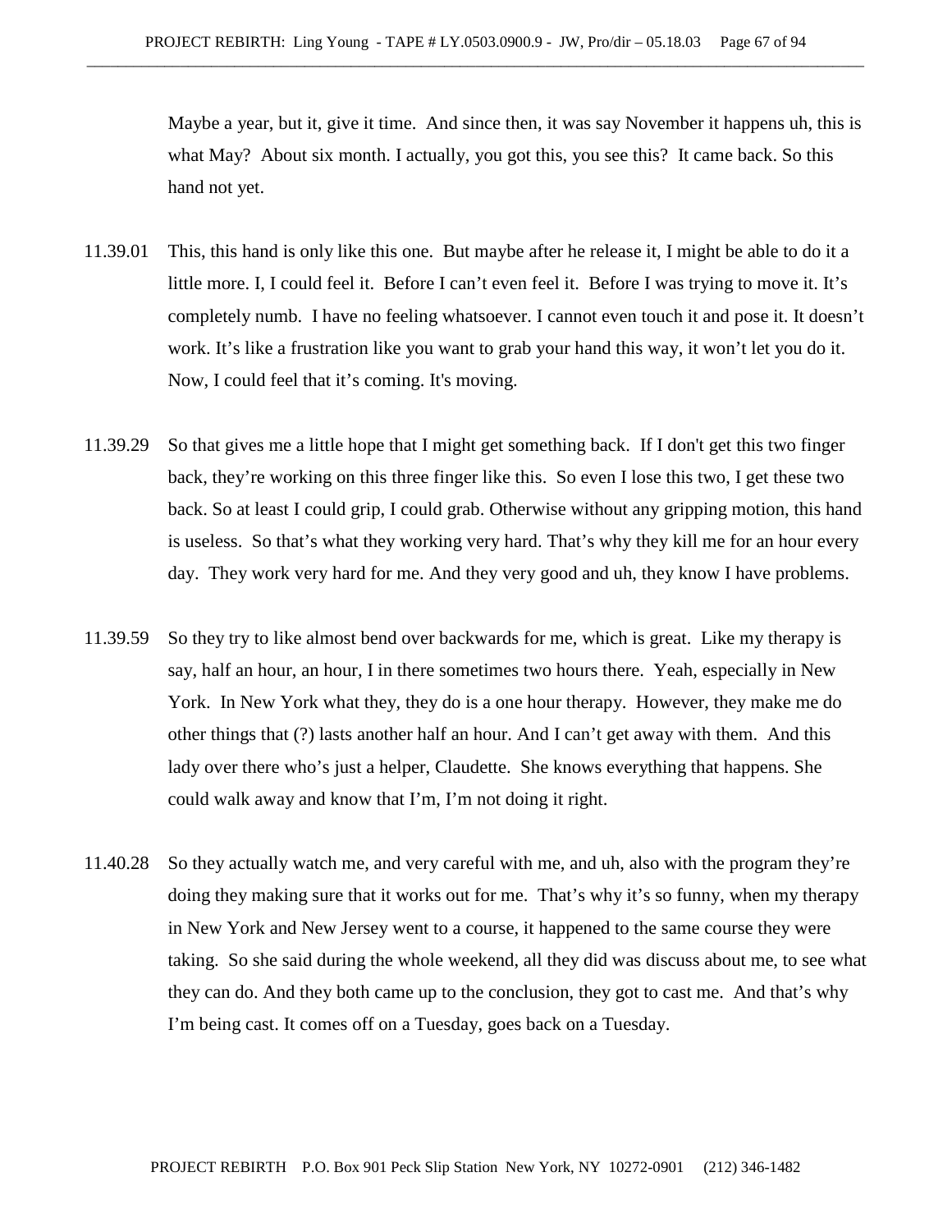Maybe a year, but it, give it time. And since then, it was say November it happens uh, this is what May? About six month. I actually, you got this, you see this? It came back. So this hand not yet.

11.39.01 This, this hand is only like this one. But maybe after he release it, I might be able to do it a little more. I, I could feel it. Before I can't even feel it. Before I was trying to move it. It's completely numb. I have no feeling whatsoever. I cannot even touch it and pose it. It doesn't work. It's like a frustration like you want to grab your hand this way, it won't let you do it. Now, I could feel that it's coming. It's moving.

11.39.29 So that gives me a little hope that I might get something back. If I don't get this two finger back, they're working on this three finger like this. So even I lose this two, I get these two back. So at least I could grip, I could grab. Otherwise without any gripping motion, this hand is useless. So that's what they working very hard. That's why they kill me for an hour every day. They work very hard for me. And they very good and uh, they know I have problems.

11.39.59 So they try to like almost bend over backwards for me, which is great. Like my therapy is say, half an hour, an hour, I in there sometimes two hours there. Yeah, especially in New York. In New York what they, they do is a one hour therapy. However, they make me do other things that (?) lasts another half an hour. And I can't get away with them. And this lady over there who's just a helper, Claudette. She knows everything that happens. She could walk away and know that I'm, I'm not doing it right.

11.40.28 So they actually watch me, and very careful with me, and uh, also with the program they're doing they making sure that it works out for me. That's why it's so funny, when my therapy in New York and New Jersey went to a course, it happened to the same course they were taking. So she said during the whole weekend, all they did was discuss about me, to see what they can do. And they both came up to the conclusion, they got to cast me. And that's why I'm being cast. It comes off on a Tuesday, goes back on a Tuesday.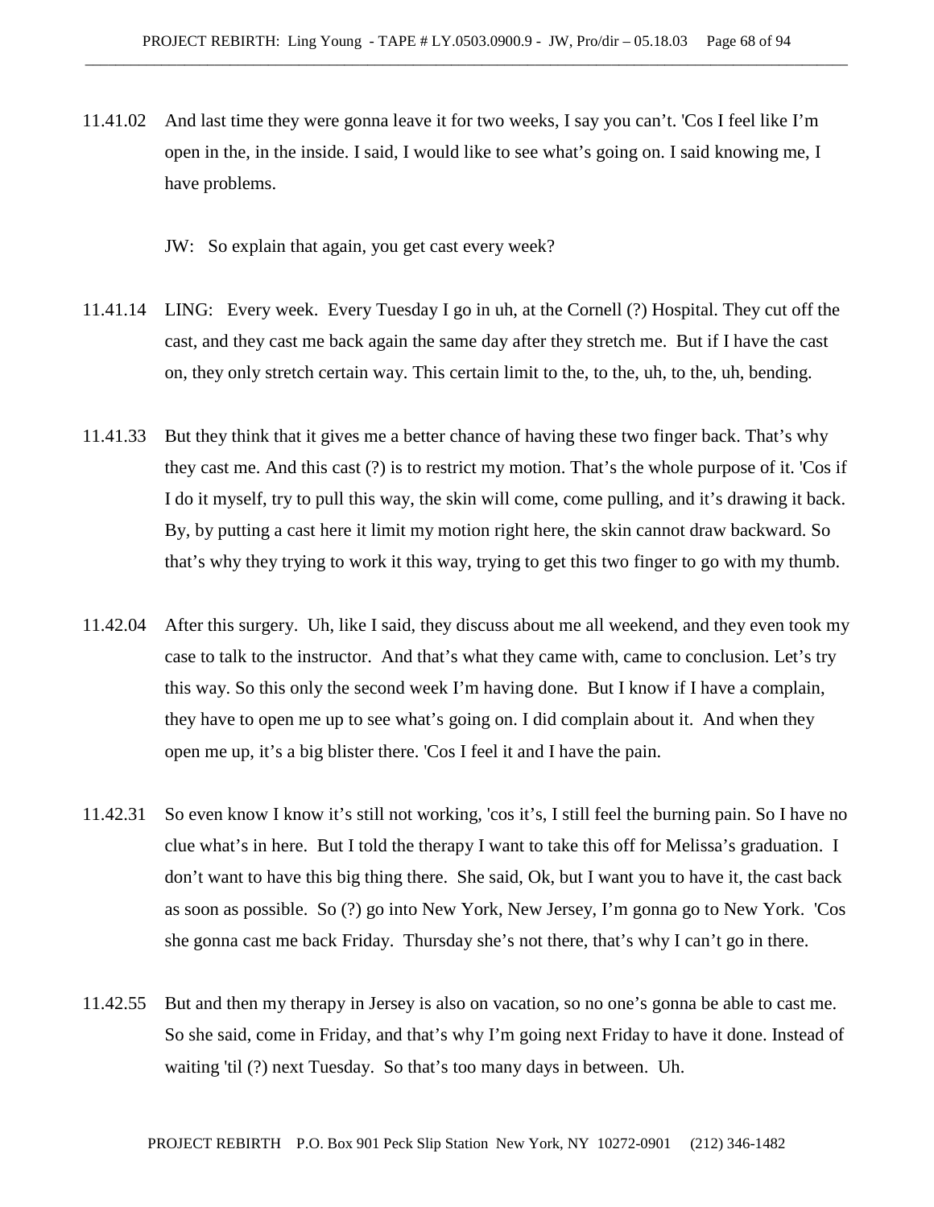11.41.02 And last time they were gonna leave it for two weeks, I say you can't. 'Cos I feel like I'm open in the, in the inside. I said, I would like to see what's going on. I said knowing me, I have problems.

JW: So explain that again, you get cast every week?

11.41.14 LING: Every week. Every Tuesday I go in uh, at the Cornell (?) Hospital. They cut off the cast, and they cast me back again the same day after they stretch me. But if I have the cast on, they only stretch certain way. This certain limit to the, to the, uh, to the, uh, bending.

11.41.33 But they think that it gives me a better chance of having these two finger back. That's why they cast me. And this cast (?) is to restrict my motion. That's the whole purpose of it. 'Cos if I do it myself, try to pull this way, the skin will come, come pulling, and it's drawing it back. By, by putting a cast here it limit my motion right here, the skin cannot draw backward. So that's why they trying to work it this way, trying to get this two finger to go with my thumb.

11.42.04 After this surgery. Uh, like I said, they discuss about me all weekend, and they even took my case to talk to the instructor. And that's what they came with, came to conclusion. Let's try this way. So this only the second week I'm having done. But I know if I have a complain, they have to open me up to see what's going on. I did complain about it. And when they open me up, it's a big blister there. 'Cos I feel it and I have the pain.

11.42.31 So even know I know it's still not working, 'cos it's, I still feel the burning pain. So I have no clue what's in here. But I told the therapy I want to take this off for Melissa's graduation. I don't want to have this big thing there. She said, Ok, but I want you to have it, the cast back as soon as possible. So (?) go into New York, New Jersey, I'm gonna go to New York. 'Cos she gonna cast me back Friday. Thursday she's not there, that's why I can't go in there.

11.42.55 But and then my therapy in Jersey is also on vacation, so no one's gonna be able to cast me. So she said, come in Friday, and that's why I'm going next Friday to have it done. Instead of waiting 'til (?) next Tuesday. So that's too many days in between. Uh.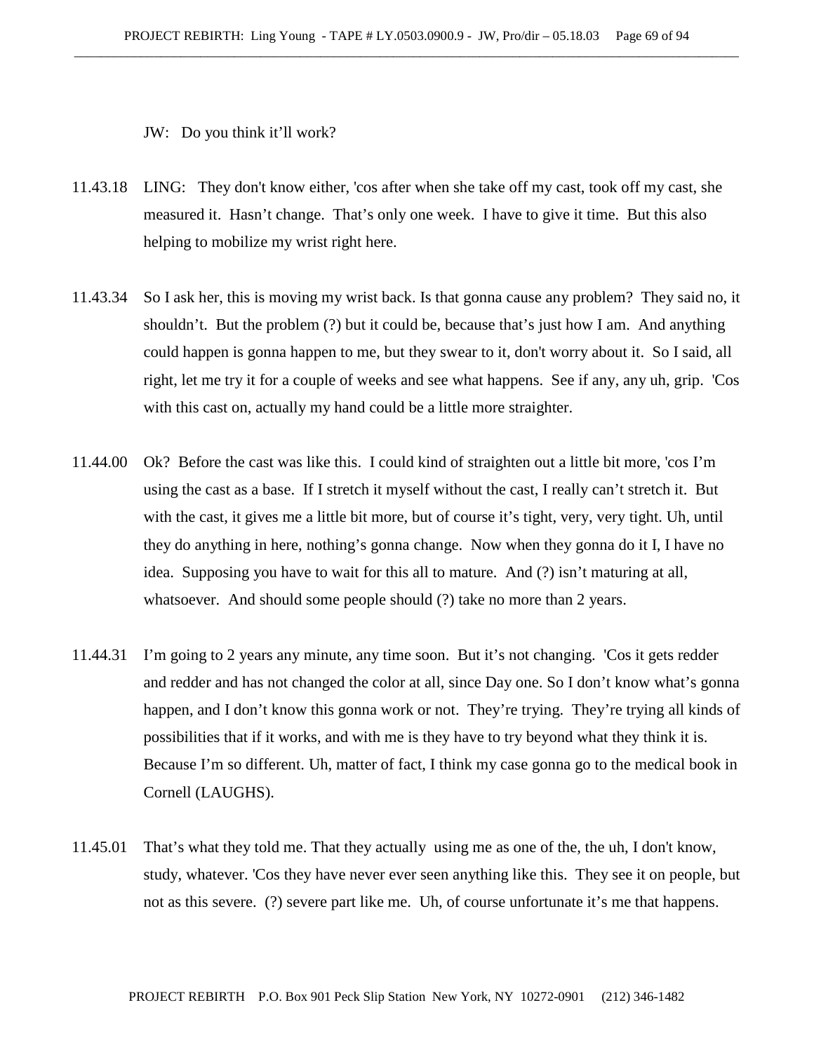JW: Do you think it'll work?

11.43.18 LING: They don't know either, 'cos after when she take off my cast, took off my cast, she measured it. Hasn't change. That's only one week. I have to give it time. But this also helping to mobilize my wrist right here.

11.43.34 So I ask her, this is moving my wrist back. Is that gonna cause any problem? They said no, it shouldn't. But the problem (?) but it could be, because that's just how I am. And anything could happen is gonna happen to me, but they swear to it, don't worry about it. So I said, all right, let me try it for a couple of weeks and see what happens. See if any, any uh, grip. 'Cos with this cast on, actually my hand could be a little more straighter.

11.44.00 Ok? Before the cast was like this. I could kind of straighten out a little bit more, 'cos I'm using the cast as a base. If I stretch it myself without the cast, I really can't stretch it. But with the cast, it gives me a little bit more, but of course it's tight, very, very tight. Uh, until they do anything in here, nothing's gonna change. Now when they gonna do it I, I have no idea. Supposing you have to wait for this all to mature. And (?) isn't maturing at all, whatsoever. And should some people should (?) take no more than 2 years.

11.44.31 I'm going to 2 years any minute, any time soon. But it's not changing. 'Cos it gets redder and redder and has not changed the color at all, since Day one. So I don't know what's gonna happen, and I don't know this gonna work or not. They're trying. They're trying all kinds of possibilities that if it works, and with me is they have to try beyond what they think it is. Because I'm so different. Uh, matter of fact, I think my case gonna go to the medical book in Cornell (LAUGHS).

11.45.01 That's what they told me. That they actually using me as one of the, the uh, I don't know, study, whatever. 'Cos they have never ever seen anything like this. They see it on people, but not as this severe. (?) severe part like me. Uh, of course unfortunate it's me that happens.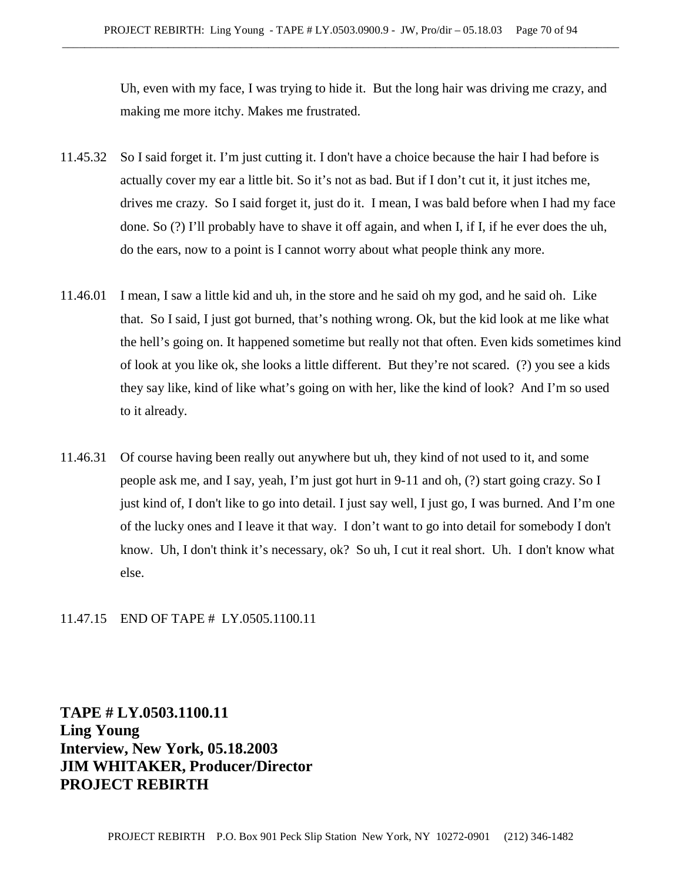Uh, even with my face, I was trying to hide it.  But the long hair was driving me crazy, and making me more itchy. Makes me frustrated.

11.45.32 So I said forget it. I'm just cutting it. I don't have a choice because the hair I had before is actually cover my ear a little bit. So it's not as bad. But if I don't cut it, it just itches me, drives me crazy.  So I said forget it, just do it.  I mean, I was bald before when I had my face done. So (?) I'll probably have to shave it off again, and when I, if I, if he ever does the uh, do the ears, now to a point is I cannot worry about what people think any more.

11.46.01 I mean, I saw a little kid and uh, in the store and he said oh my god, and he said oh.  Like that.  So I said, I just got burned, that's nothing wrong. Ok, but the kid look at me like what the hell's going on. It happened sometime but really not that often. Even kids sometimes kind of look at you like ok, she looks a little different.  But they're not scared.  (?) you see a kids they say like, kind of like what's going on with her, like the kind of look?  And I'm so used to it already.

11.46.31 Of course having been really out anywhere but uh, they kind of not used to it, and some people ask me, and I say, yeah, I'm just got hurt in 9-11 and oh, (?) start going crazy. So I just kind of, I don't like to go into detail. I just say well, I just go, I was burned. And I'm one of the lucky ones and I leave it that way.  I don't want to go into detail for somebody I don't know.  Uh, I don't think it's necessary, ok?  So uh, I cut it real short.  Uh.  I don't know what else.

11.47.15 END OF TAPE #  LY.0505.1100.11

**TAPE # LY.0503.1100.11**
**Ling Young**
**Interview, New York, 05.18.2003**
**JIM WHITAKER, Producer/Director**
**PROJECT REBIRTH**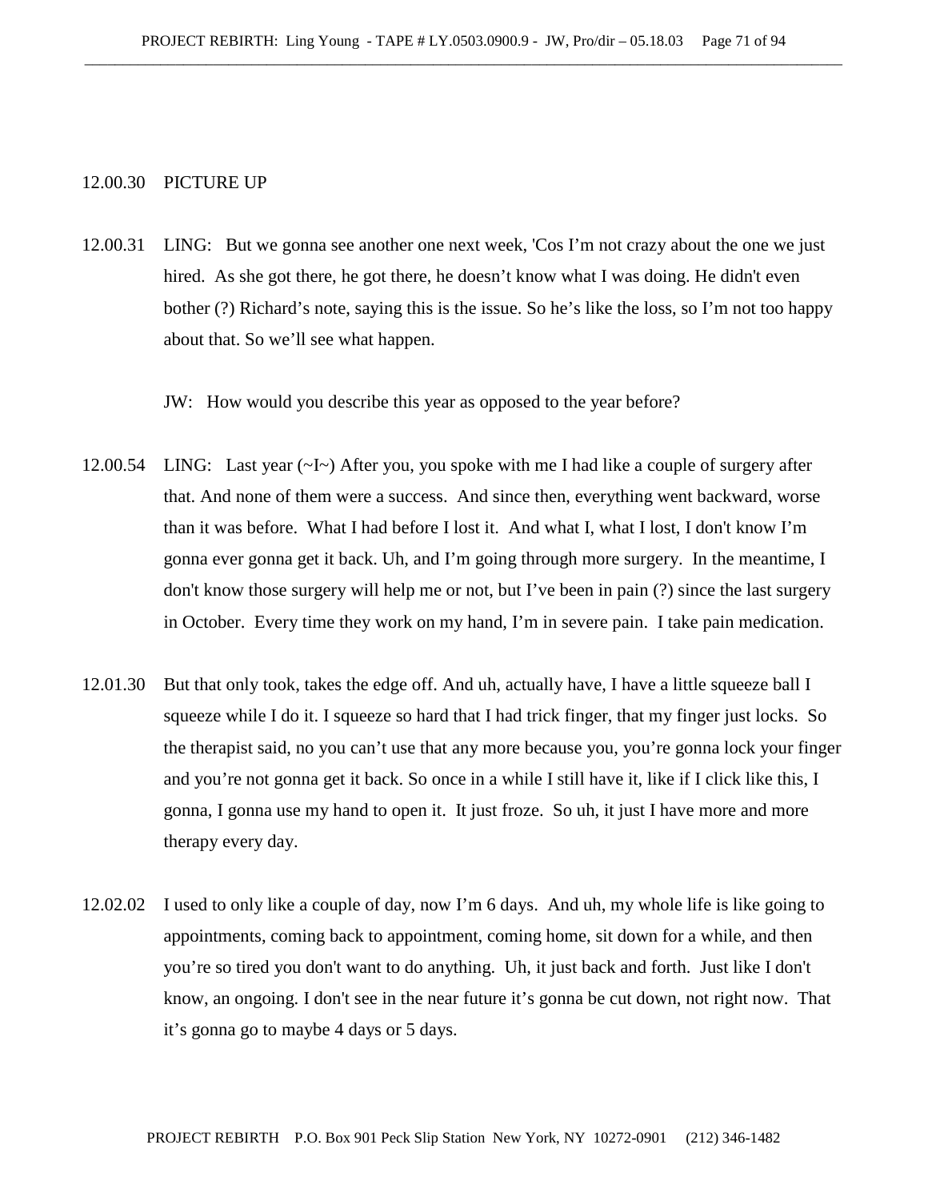12.00.30 PICTURE UP

12.00.31 LING: But we gonna see another one next week, 'Cos I'm not crazy about the one we just hired. As she got there, he got there, he doesn't know what I was doing. He didn't even bother (?) Richard's note, saying this is the issue. So he's like the loss, so I'm not too happy about that. So we'll see what happen.

JW: How would you describe this year as opposed to the year before?

12.00.54 LING: Last year (~I~) After you, you spoke with me I had like a couple of surgery after that. And none of them were a success. And since then, everything went backward, worse than it was before. What I had before I lost it. And what I, what I lost, I don't know I'm gonna ever gonna get it back. Uh, and I'm going through more surgery. In the meantime, I don't know those surgery will help me or not, but I've been in pain (?) since the last surgery in October. Every time they work on my hand, I'm in severe pain. I take pain medication.

12.01.30 But that only took, takes the edge off. And uh, actually have, I have a little squeeze ball I squeeze while I do it. I squeeze so hard that I had trick finger, that my finger just locks. So the therapist said, no you can't use that any more because you, you're gonna lock your finger and you're not gonna get it back. So once in a while I still have it, like if I click like this, I gonna, I gonna use my hand to open it. It just froze. So uh, it just I have more and more therapy every day.

12.02.02 I used to only like a couple of day, now I'm 6 days. And uh, my whole life is like going to appointments, coming back to appointment, coming home, sit down for a while, and then you're so tired you don't want to do anything. Uh, it just back and forth. Just like I don't know, an ongoing. I don't see in the near future it's gonna be cut down, not right now. That it's gonna go to maybe 4 days or 5 days.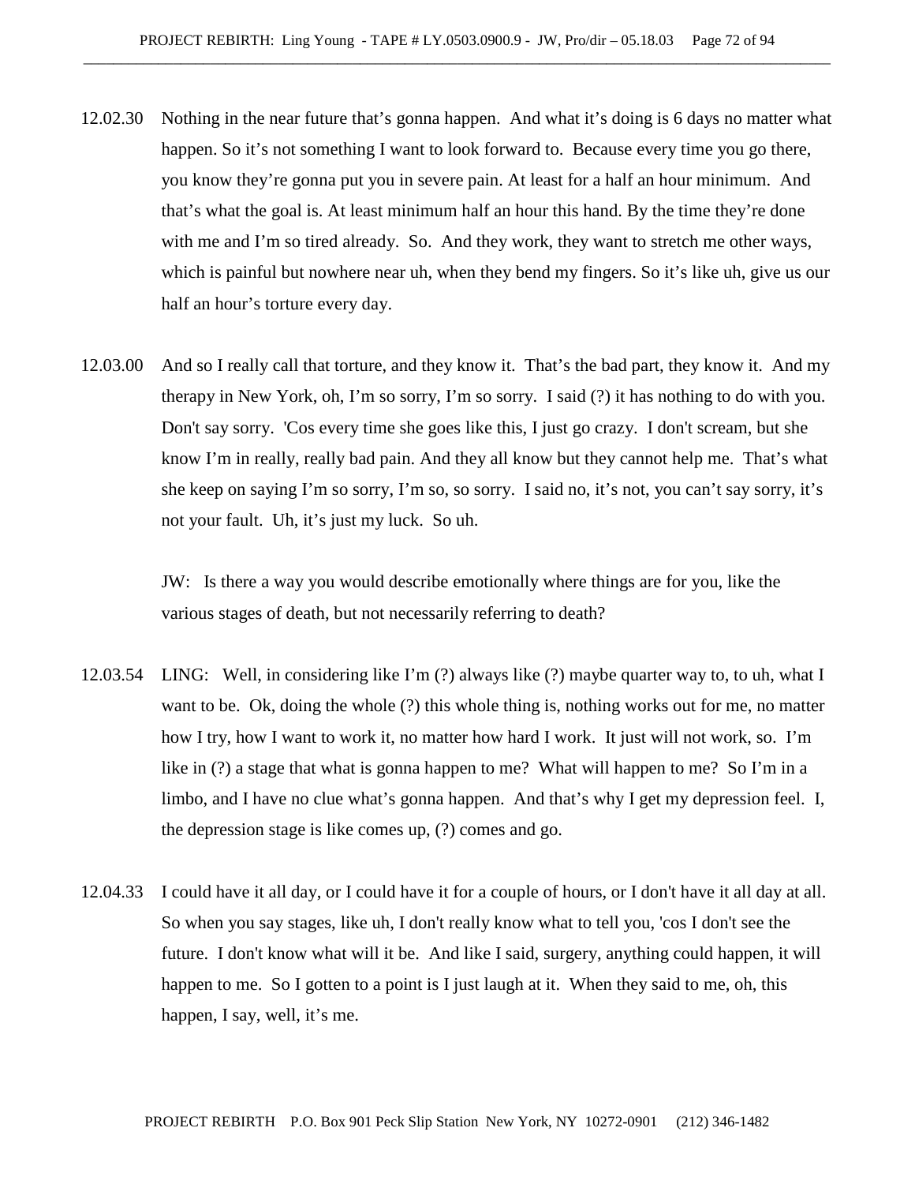12.02.30 Nothing in the near future that's gonna happen. And what it's doing is 6 days no matter what happen. So it's not something I want to look forward to. Because every time you go there, you know they're gonna put you in severe pain. At least for a half an hour minimum. And that's what the goal is. At least minimum half an hour this hand. By the time they're done with me and I'm so tired already. So. And they work, they want to stretch me other ways, which is painful but nowhere near uh, when they bend my fingers. So it's like uh, give us our half an hour's torture every day.

12.03.00 And so I really call that torture, and they know it. That's the bad part, they know it. And my therapy in New York, oh, I'm so sorry, I'm so sorry. I said (?) it has nothing to do with you. Don't say sorry. 'Cos every time she goes like this, I just go crazy. I don't scream, but she know I'm in really, really bad pain. And they all know but they cannot help me. That's what she keep on saying I'm so sorry, I'm so, so sorry. I said no, it's not, you can't say sorry, it's not your fault. Uh, it's just my luck. So uh.

JW: Is there a way you would describe emotionally where things are for you, like the various stages of death, but not necessarily referring to death?

12.03.54 LING: Well, in considering like I'm (?) always like (?) maybe quarter way to, to uh, what I want to be. Ok, doing the whole (?) this whole thing is, nothing works out for me, no matter how I try, how I want to work it, no matter how hard I work. It just will not work, so. I'm like in (?) a stage that what is gonna happen to me? What will happen to me? So I'm in a limbo, and I have no clue what's gonna happen. And that's why I get my depression feel. I, the depression stage is like comes up, (?) comes and go.

12.04.33 I could have it all day, or I could have it for a couple of hours, or I don't have it all day at all. So when you say stages, like uh, I don't really know what to tell you, 'cos I don't see the future. I don't know what will it be. And like I said, surgery, anything could happen, it will happen to me. So I gotten to a point is I just laugh at it. When they said to me, oh, this happen, I say, well, it's me.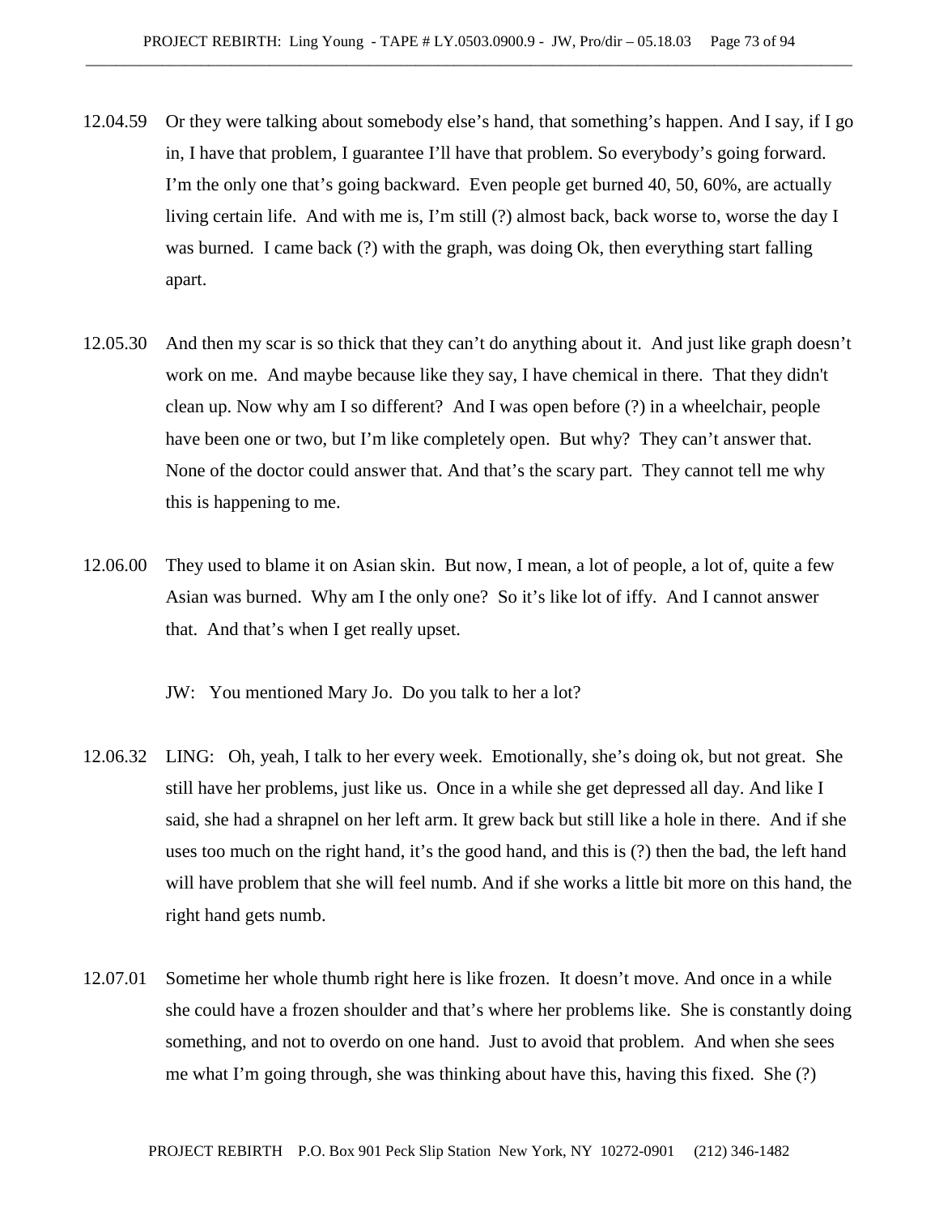12.04.59 Or they were talking about somebody else's hand, that something's happen. And I say, if I go in, I have that problem, I guarantee I'll have that problem. So everybody's going forward. I'm the only one that's going backward. Even people get burned 40, 50, 60%, are actually living certain life. And with me is, I'm still (?) almost back, back worse to, worse the day I was burned. I came back (?) with the graph, was doing Ok, then everything start falling apart.

12.05.30 And then my scar is so thick that they can't do anything about it. And just like graph doesn't work on me. And maybe because like they say, I have chemical in there. That they didn't clean up. Now why am I so different? And I was open before (?) in a wheelchair, people have been one or two, but I'm like completely open. But why? They can't answer that. None of the doctor could answer that. And that's the scary part. They cannot tell me why this is happening to me.

12.06.00 They used to blame it on Asian skin. But now, I mean, a lot of people, a lot of, quite a few Asian was burned. Why am I the only one? So it's like lot of iffy. And I cannot answer that. And that's when I get really upset.

JW: You mentioned Mary Jo. Do you talk to her a lot?

12.06.32 LING: Oh, yeah, I talk to her every week. Emotionally, she's doing ok, but not great. She still have her problems, just like us. Once in a while she get depressed all day. And like I said, she had a shrapnel on her left arm. It grew back but still like a hole in there. And if she uses too much on the right hand, it's the good hand, and this is (?) then the bad, the left hand will have problem that she will feel numb. And if she works a little bit more on this hand, the right hand gets numb.

12.07.01 Sometime her whole thumb right here is like frozen. It doesn't move. And once in a while she could have a frozen shoulder and that's where her problems like. She is constantly doing something, and not to overdo on one hand. Just to avoid that problem. And when she sees me what I'm going through, she was thinking about have this, having this fixed. She (?)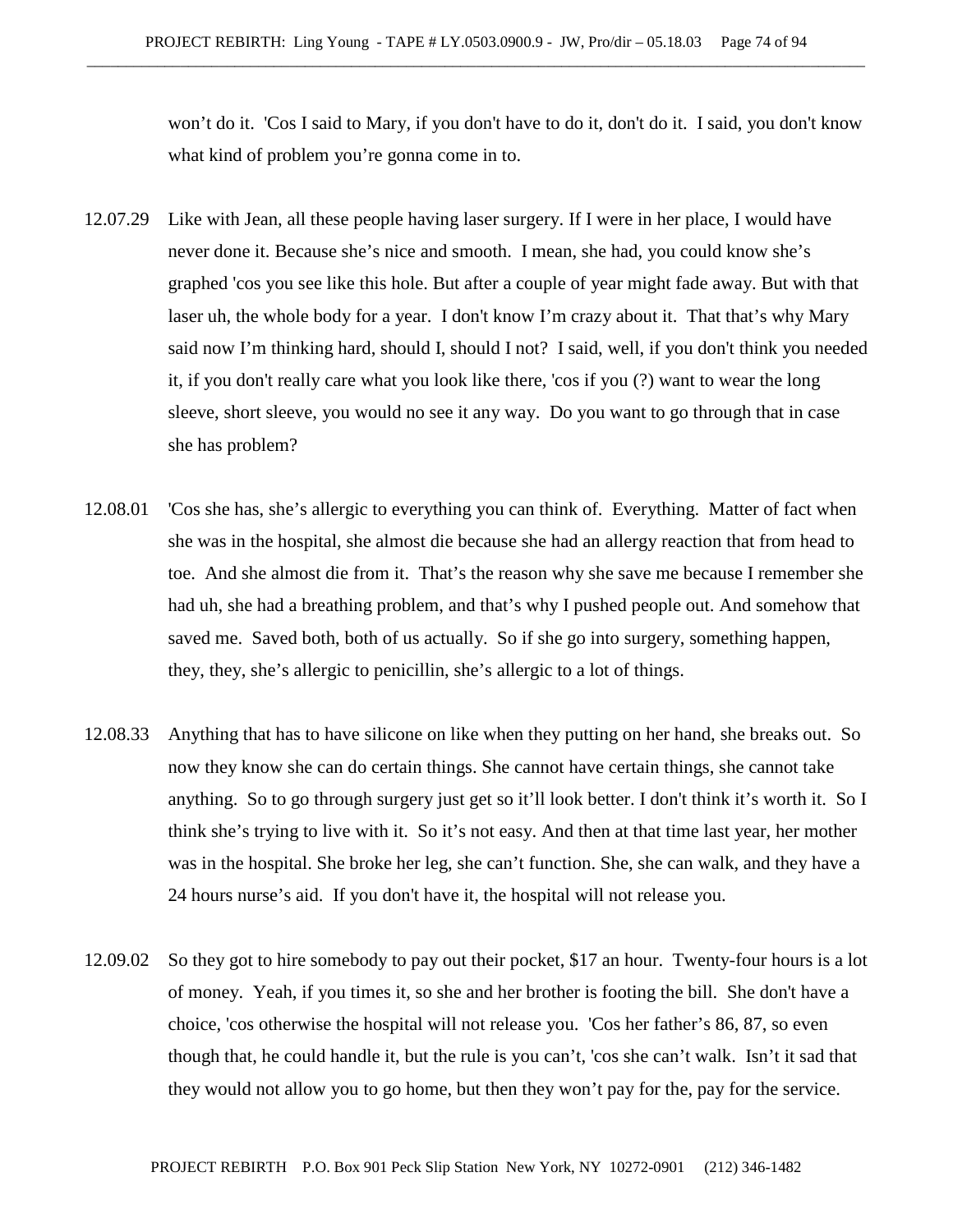won’t do it. 'Cos I said to Mary, if you don't have to do it, don't do it. I said, you don't know what kind of problem you’re gonna come in to.

12.07.29 Like with Jean, all these people having laser surgery. If I were in her place, I would have never done it. Because she’s nice and smooth. I mean, she had, you could know she’s graphed 'cos you see like this hole. But after a couple of year might fade away. But with that laser uh, the whole body for a year. I don't know I’m crazy about it. That that’s why Mary said now I’m thinking hard, should I, should I not? I said, well, if you don't think you needed it, if you don't really care what you look like there, 'cos if you (?) want to wear the long sleeve, short sleeve, you would no see it any way. Do you want to go through that in case she has problem?

12.08.01 'Cos she has, she’s allergic to everything you can think of. Everything. Matter of fact when she was in the hospital, she almost die because she had an allergy reaction that from head to toe. And she almost die from it. That’s the reason why she save me because I remember she had uh, she had a breathing problem, and that’s why I pushed people out. And somehow that saved me. Saved both, both of us actually. So if she go into surgery, something happen, they, they, she’s allergic to penicillin, she’s allergic to a lot of things.

12.08.33 Anything that has to have silicone on like when they putting on her hand, she breaks out. So now they know she can do certain things. She cannot have certain things, she cannot take anything. So to go through surgery just get so it’ll look better. I don't think it’s worth it. So I think she’s trying to live with it. So it’s not easy. And then at that time last year, her mother was in the hospital. She broke her leg, she can’t function. She, she can walk, and they have a 24 hours nurse’s aid. If you don't have it, the hospital will not release you.

12.09.02 So they got to hire somebody to pay out their pocket, $17 an hour. Twenty-four hours is a lot of money. Yeah, if you times it, so she and her brother is footing the bill. She don't have a choice, 'cos otherwise the hospital will not release you. 'Cos her father’s 86, 87, so even though that, he could handle it, but the rule is you can’t, 'cos she can’t walk. Isn’t it sad that they would not allow you to go home, but then they won’t pay for the, pay for the service.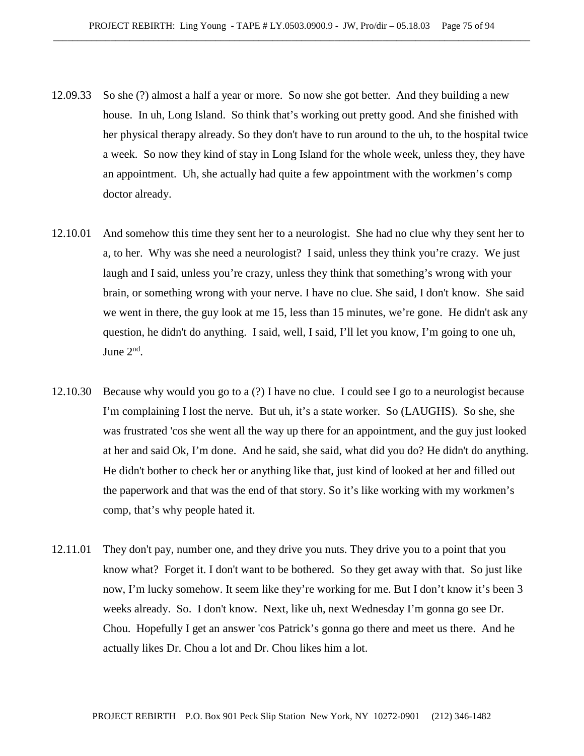12.09.33 So she (?) almost a half a year or more. So now she got better. And they building a new house. In uh, Long Island. So think that's working out pretty good. And she finished with her physical therapy already. So they don't have to run around to the uh, to the hospital twice a week. So now they kind of stay in Long Island for the whole week, unless they, they have an appointment. Uh, she actually had quite a few appointment with the workmen's comp doctor already.

12.10.01 And somehow this time they sent her to a neurologist. She had no clue why they sent her to a, to her. Why was she need a neurologist? I said, unless they think you're crazy. We just laugh and I said, unless you're crazy, unless they think that something's wrong with your brain, or something wrong with your nerve. I have no clue. She said, I don't know. She said we went in there, the guy look at me 15, less than 15 minutes, we're gone. He didn't ask any question, he didn't do anything. I said, well, I said, I'll let you know, I'm going to one uh, June 2nd.

12.10.30 Because why would you go to a (?) I have no clue. I could see I go to a neurologist because I'm complaining I lost the nerve. But uh, it's a state worker. So (LAUGHS). So she, she was frustrated 'cos she went all the way up there for an appointment, and the guy just looked at her and said Ok, I'm done. And he said, she said, what did you do? He didn't do anything. He didn't bother to check her or anything like that, just kind of looked at her and filled out the paperwork and that was the end of that story. So it's like working with my workmen's comp, that's why people hated it.

12.11.01 They don't pay, number one, and they drive you nuts. They drive you to a point that you know what? Forget it. I don't want to be bothered. So they get away with that. So just like now, I'm lucky somehow. It seem like they're working for me. But I don't know it's been 3 weeks already. So. I don't know. Next, like uh, next Wednesday I'm gonna go see Dr. Chou. Hopefully I get an answer 'cos Patrick's gonna go there and meet us there. And he actually likes Dr. Chou a lot and Dr. Chou likes him a lot.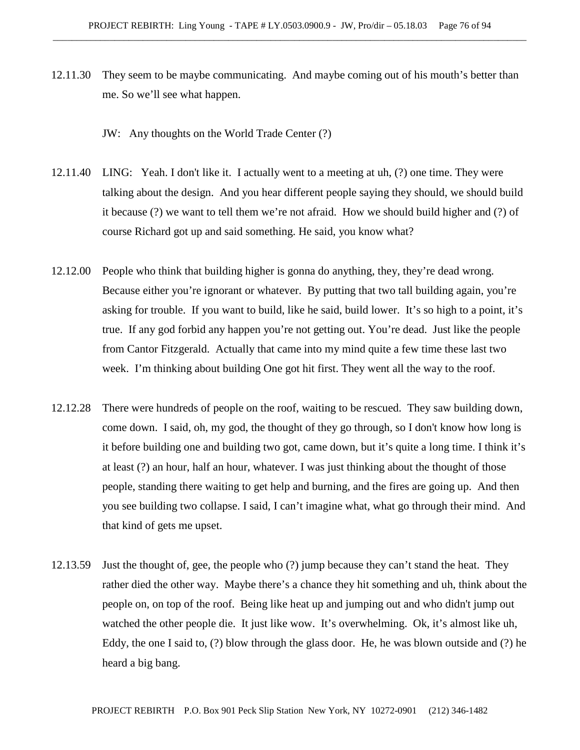12.11.30 They seem to be maybe communicating. And maybe coming out of his mouth's better than me. So we'll see what happen.

JW: Any thoughts on the World Trade Center (?)

12.11.40 LING: Yeah. I don't like it. I actually went to a meeting at uh, (?) one time. They were talking about the design. And you hear different people saying they should, we should build it because (?) we want to tell them we're not afraid. How we should build higher and (?) of course Richard got up and said something. He said, you know what?

12.12.00 People who think that building higher is gonna do anything, they, they're dead wrong. Because either you're ignorant or whatever. By putting that two tall building again, you're asking for trouble. If you want to build, like he said, build lower. It's so high to a point, it's true. If any god forbid any happen you're not getting out. You're dead. Just like the people from Cantor Fitzgerald. Actually that came into my mind quite a few time these last two week. I'm thinking about building One got hit first. They went all the way to the roof.

12.12.28 There were hundreds of people on the roof, waiting to be rescued. They saw building down, come down. I said, oh, my god, the thought of they go through, so I don't know how long is it before building one and building two got, came down, but it's quite a long time. I think it's at least (?) an hour, half an hour, whatever. I was just thinking about the thought of those people, standing there waiting to get help and burning, and the fires are going up. And then you see building two collapse. I said, I can't imagine what, what go through their mind. And that kind of gets me upset.

12.13.59 Just the thought of, gee, the people who (?) jump because they can't stand the heat. They rather died the other way. Maybe there's a chance they hit something and uh, think about the people on, on top of the roof. Being like heat up and jumping out and who didn't jump out watched the other people die. It just like wow. It's overwhelming. Ok, it's almost like uh, Eddy, the one I said to, (?) blow through the glass door. He, he was blown outside and (?) he heard a big bang.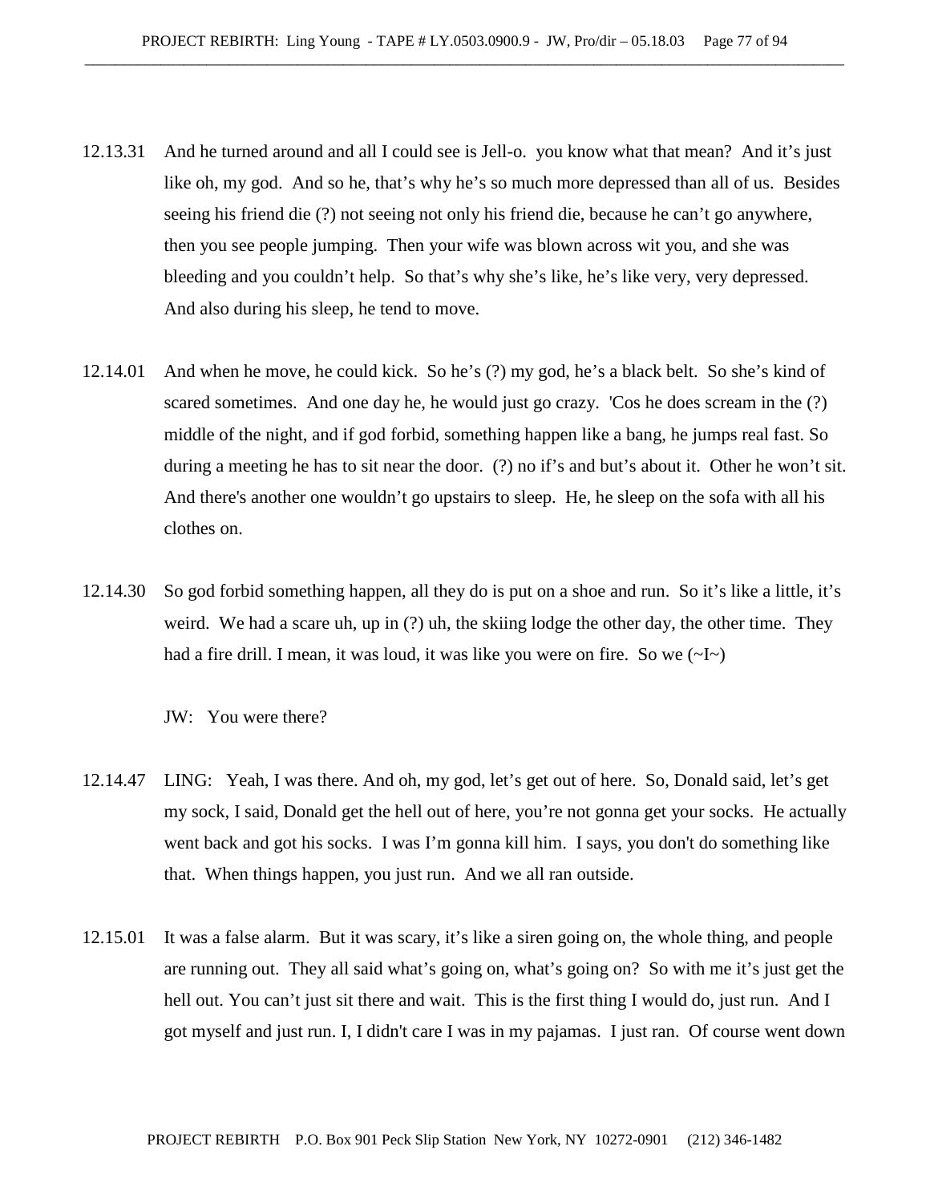12.13.31 And he turned around and all I could see is Jell-o. you know what that mean? And it's just like oh, my god. And so he, that's why he's so much more depressed than all of us. Besides seeing his friend die (?) not seeing not only his friend die, because he can't go anywhere, then you see people jumping. Then your wife was blown across wit you, and she was bleeding and you couldn't help. So that's why she's like, he's like very, very depressed. And also during his sleep, he tend to move.

12.14.01 And when he move, he could kick. So he's (?) my god, he's a black belt. So she's kind of scared sometimes. And one day he, he would just go crazy. 'Cos he does scream in the (?) middle of the night, and if god forbid, something happen like a bang, he jumps real fast. So during a meeting he has to sit near the door. (?) no if's and but's about it. Other he won't sit. And there's another one wouldn't go upstairs to sleep. He, he sleep on the sofa with all his clothes on.

12.14.30 So god forbid something happen, all they do is put on a shoe and run. So it's like a little, it's weird. We had a scare uh, up in (?) uh, the skiing lodge the other day, the other time. They had a fire drill. I mean, it was loud, it was like you were on fire. So we (~I~)

JW: You were there?

12.14.47 LING: Yeah, I was there. And oh, my god, let's get out of here. So, Donald said, let's get my sock, I said, Donald get the hell out of here, you're not gonna get your socks. He actually went back and got his socks. I was I'm gonna kill him. I says, you don't do something like that. When things happen, you just run. And we all ran outside.

12.15.01 It was a false alarm. But it was scary, it's like a siren going on, the whole thing, and people are running out. They all said what's going on, what's going on? So with me it's just get the hell out. You can't just sit there and wait. This is the first thing I would do, just run. And I got myself and just run. I, I didn't care I was in my pajamas. I just ran. Of course went down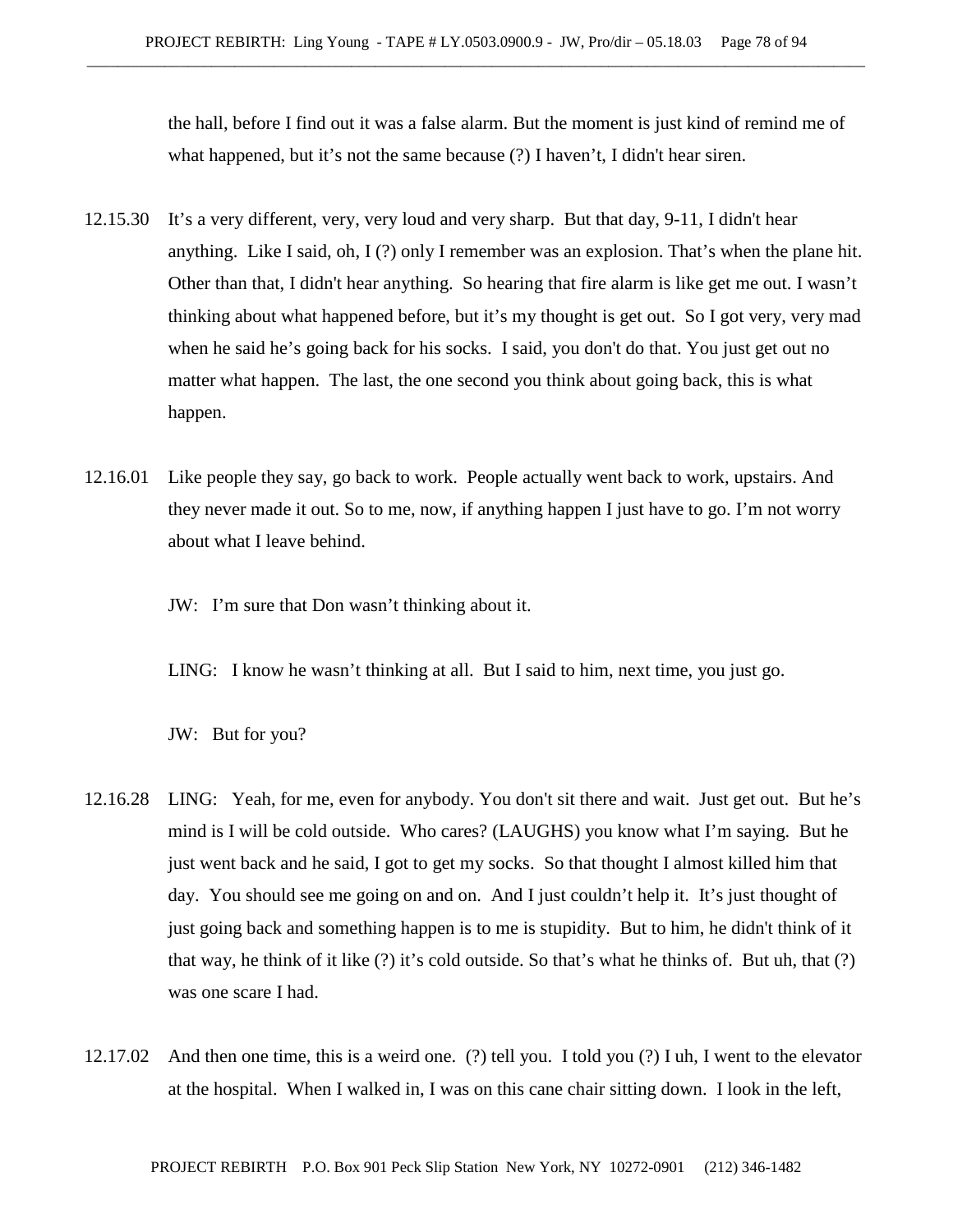the hall, before I find out it was a false alarm. But the moment is just kind of remind me of what happened, but it's not the same because (?) I haven't, I didn't hear siren.

12.15.30 It's a very different, very, very loud and very sharp. But that day, 9-11, I didn't hear anything. Like I said, oh, I (?) only I remember was an explosion. That's when the plane hit. Other than that, I didn't hear anything. So hearing that fire alarm is like get me out. I wasn't thinking about what happened before, but it's my thought is get out. So I got very, very mad when he said he's going back for his socks. I said, you don't do that. You just get out no matter what happen. The last, the one second you think about going back, this is what happen.

12.16.01 Like people they say, go back to work. People actually went back to work, upstairs. And they never made it out. So to me, now, if anything happen I just have to go. I'm not worry about what I leave behind.

JW: I'm sure that Don wasn't thinking about it.

LING: I know he wasn't thinking at all. But I said to him, next time, you just go.

JW: But for you?

12.16.28 LING: Yeah, for me, even for anybody. You don't sit there and wait. Just get out. But he's mind is I will be cold outside. Who cares? (LAUGHS) you know what I'm saying. But he just went back and he said, I got to get my socks. So that thought I almost killed him that day. You should see me going on and on. And I just couldn't help it. It's just thought of just going back and something happen is to me is stupidity. But to him, he didn't think of it that way, he think of it like (?) it's cold outside. So that's what he thinks of. But uh, that (?) was one scare I had.

12.17.02 And then one time, this is a weird one. (?) tell you. I told you (?) I uh, I went to the elevator at the hospital. When I walked in, I was on this cane chair sitting down. I look in the left,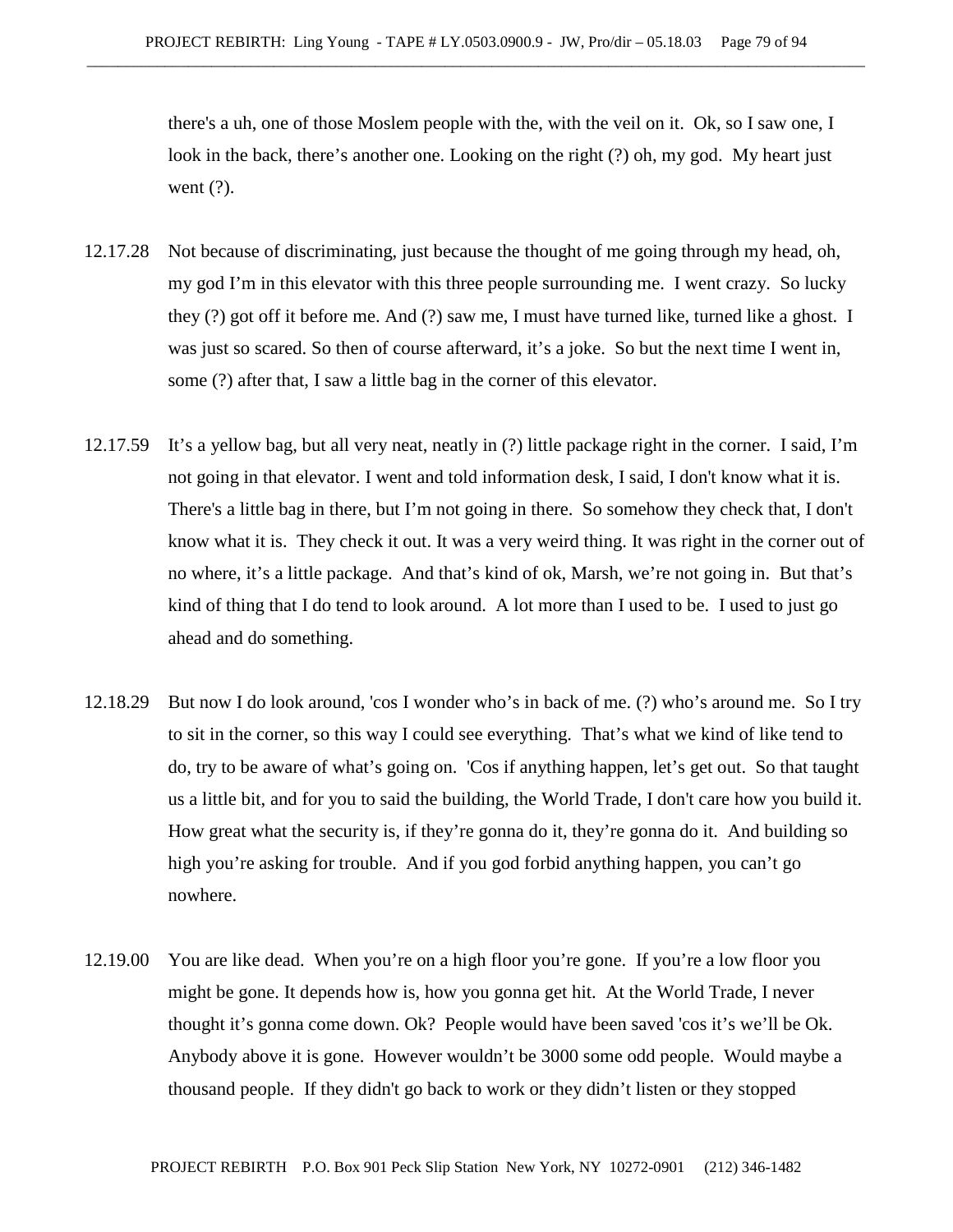there's a uh, one of those Moslem people with the, with the veil on it. Ok, so I saw one, I look in the back, there's another one. Looking on the right (?) oh, my god. My heart just went (?).

12.17.28 Not because of discriminating, just because the thought of me going through my head, oh, my god I'm in this elevator with this three people surrounding me. I went crazy. So lucky they (?) got off it before me. And (?) saw me, I must have turned like, turned like a ghost. I was just so scared. So then of course afterward, it's a joke. So but the next time I went in, some (?) after that, I saw a little bag in the corner of this elevator.

12.17.59 It's a yellow bag, but all very neat, neatly in (?) little package right in the corner. I said, I'm not going in that elevator. I went and told information desk, I said, I don't know what it is. There's a little bag in there, but I'm not going in there. So somehow they check that, I don't know what it is. They check it out. It was a very weird thing. It was right in the corner out of no where, it's a little package. And that's kind of ok, Marsh, we're not going in. But that's kind of thing that I do tend to look around. A lot more than I used to be. I used to just go ahead and do something.

12.18.29 But now I do look around, 'cos I wonder who's in back of me. (?) who's around me. So I try to sit in the corner, so this way I could see everything. That's what we kind of like tend to do, try to be aware of what's going on. 'Cos if anything happen, let's get out. So that taught us a little bit, and for you to said the building, the World Trade, I don't care how you build it. How great what the security is, if they're gonna do it, they're gonna do it. And building so high you're asking for trouble. And if you god forbid anything happen, you can't go nowhere.

12.19.00 You are like dead. When you're on a high floor you're gone. If you're a low floor you might be gone. It depends how is, how you gonna get hit. At the World Trade, I never thought it's gonna come down. Ok? People would have been saved 'cos it's we'll be Ok. Anybody above it is gone. However wouldn't be 3000 some odd people. Would maybe a thousand people. If they didn't go back to work or they didn't listen or they stopped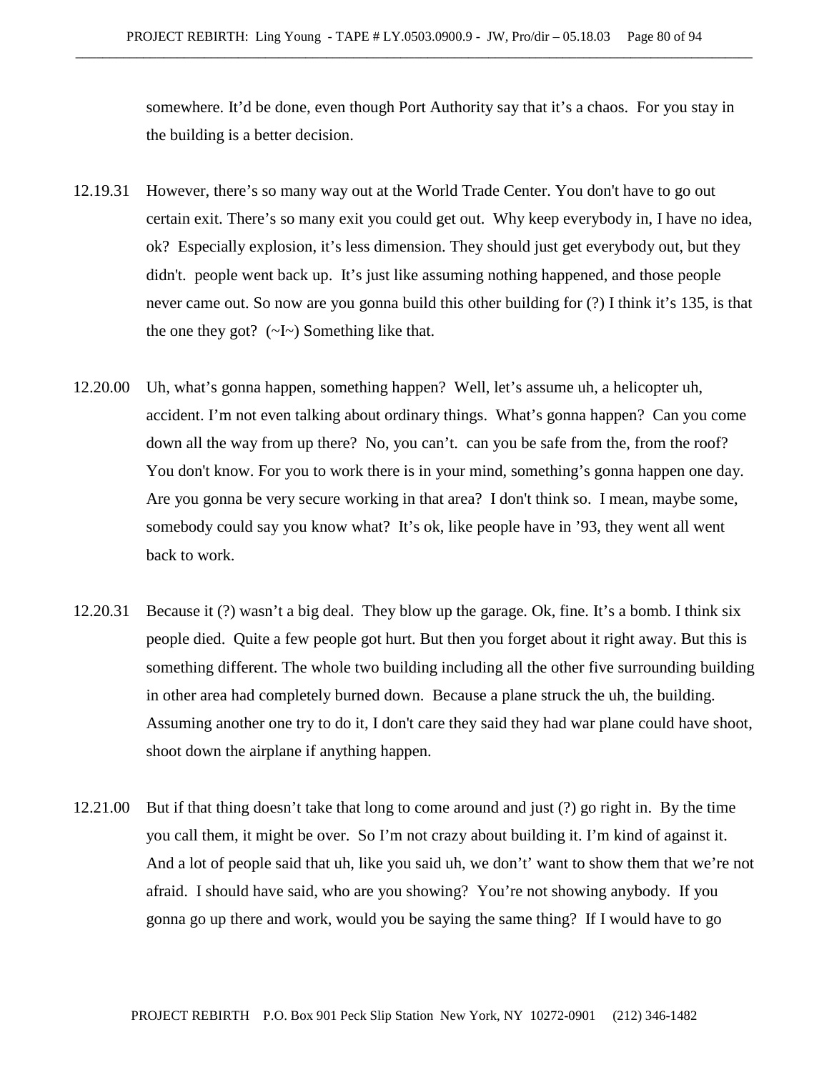somewhere. It'd be done, even though Port Authority say that it's a chaos. For you stay in the building is a better decision.

12.19.31 However, there's so many way out at the World Trade Center. You don't have to go out certain exit. There's so many exit you could get out. Why keep everybody in, I have no idea, ok? Especially explosion, it's less dimension. They should just get everybody out, but they didn't. people went back up. It's just like assuming nothing happened, and those people never came out. So now are you gonna build this other building for (?) I think it's 135, is that the one they got? (~I~) Something like that.

12.20.00 Uh, what's gonna happen, something happen? Well, let's assume uh, a helicopter uh, accident. I'm not even talking about ordinary things. What's gonna happen? Can you come down all the way from up there? No, you can't. can you be safe from the, from the roof? You don't know. For you to work there is in your mind, something's gonna happen one day. Are you gonna be very secure working in that area? I don't think so. I mean, maybe some, somebody could say you know what? It's ok, like people have in '93, they went all went back to work.

12.20.31 Because it (?) wasn't a big deal. They blow up the garage. Ok, fine. It's a bomb. I think six people died. Quite a few people got hurt. But then you forget about it right away. But this is something different. The whole two building including all the other five surrounding building in other area had completely burned down. Because a plane struck the uh, the building. Assuming another one try to do it, I don't care they said they had war plane could have shoot, shoot down the airplane if anything happen.

12.21.00 But if that thing doesn't take that long to come around and just (?) go right in. By the time you call them, it might be over. So I'm not crazy about building it. I'm kind of against it. And a lot of people said that uh, like you said uh, we don't' want to show them that we're not afraid. I should have said, who are you showing? You're not showing anybody. If you gonna go up there and work, would you be saying the same thing? If I would have to go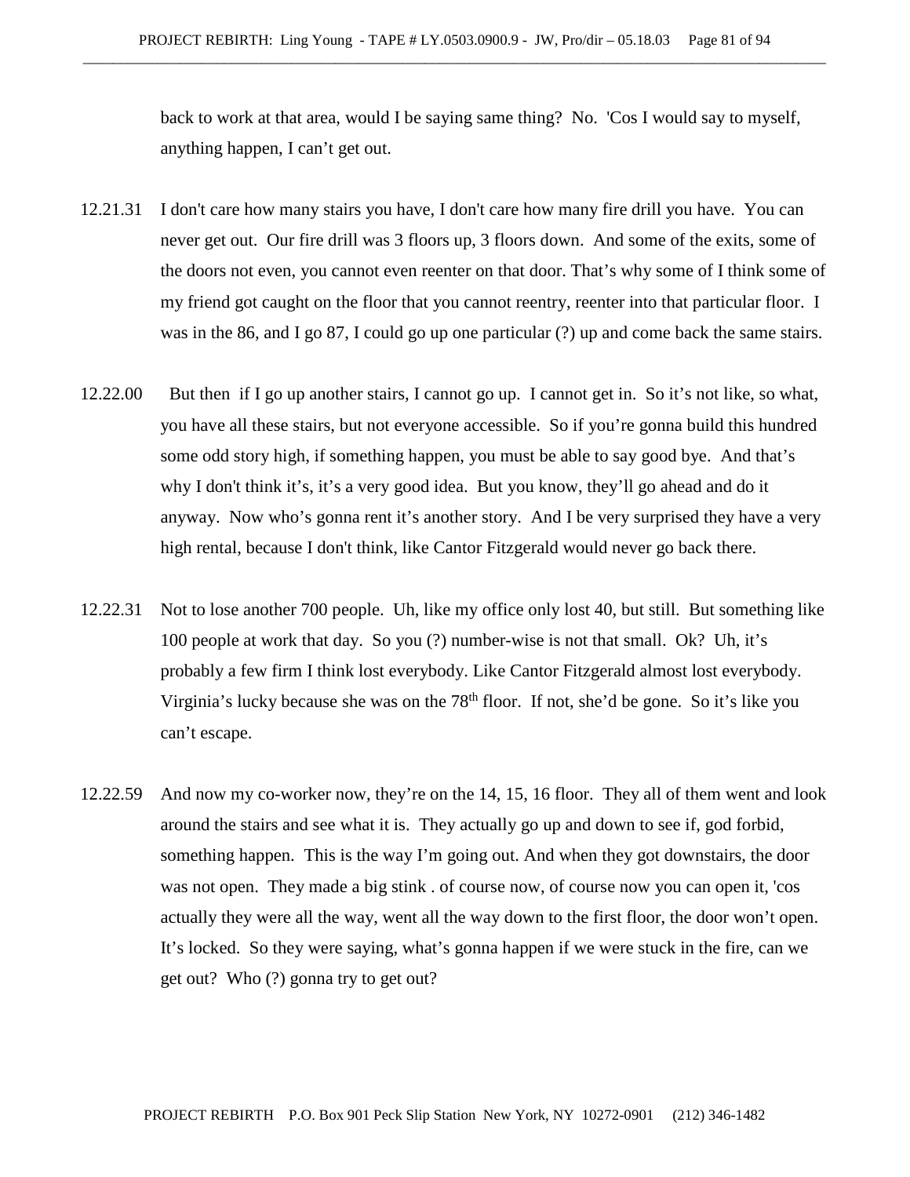back to work at that area, would I be saying same thing? No. 'Cos I would say to myself, anything happen, I can't get out.

12.21.31 I don't care how many stairs you have, I don't care how many fire drill you have. You can never get out. Our fire drill was 3 floors up, 3 floors down. And some of the exits, some of the doors not even, you cannot even reenter on that door. That's why some of I think some of my friend got caught on the floor that you cannot reentry, reenter into that particular floor. I was in the 86, and I go 87, I could go up one particular (?) up and come back the same stairs.

12.22.00 But then if I go up another stairs, I cannot go up. I cannot get in. So it's not like, so what, you have all these stairs, but not everyone accessible. So if you're gonna build this hundred some odd story high, if something happen, you must be able to say good bye. And that's why I don't think it's, it's a very good idea. But you know, they'll go ahead and do it anyway. Now who's gonna rent it's another story. And I be very surprised they have a very high rental, because I don't think, like Cantor Fitzgerald would never go back there.

12.22.31 Not to lose another 700 people. Uh, like my office only lost 40, but still. But something like 100 people at work that day. So you (?) number-wise is not that small. Ok? Uh, it's probably a few firm I think lost everybody. Like Cantor Fitzgerald almost lost everybody. Virginia's lucky because she was on the 78th floor. If not, she'd be gone. So it's like you can't escape.

12.22.59 And now my co-worker now, they're on the 14, 15, 16 floor. They all of them went and look around the stairs and see what it is. They actually go up and down to see if, god forbid, something happen. This is the way I'm going out. And when they got downstairs, the door was not open. They made a big stink . of course now, of course now you can open it, 'cos actually they were all the way, went all the way down to the first floor, the door won't open. It's locked. So they were saying, what's gonna happen if we were stuck in the fire, can we get out? Who (?) gonna try to get out?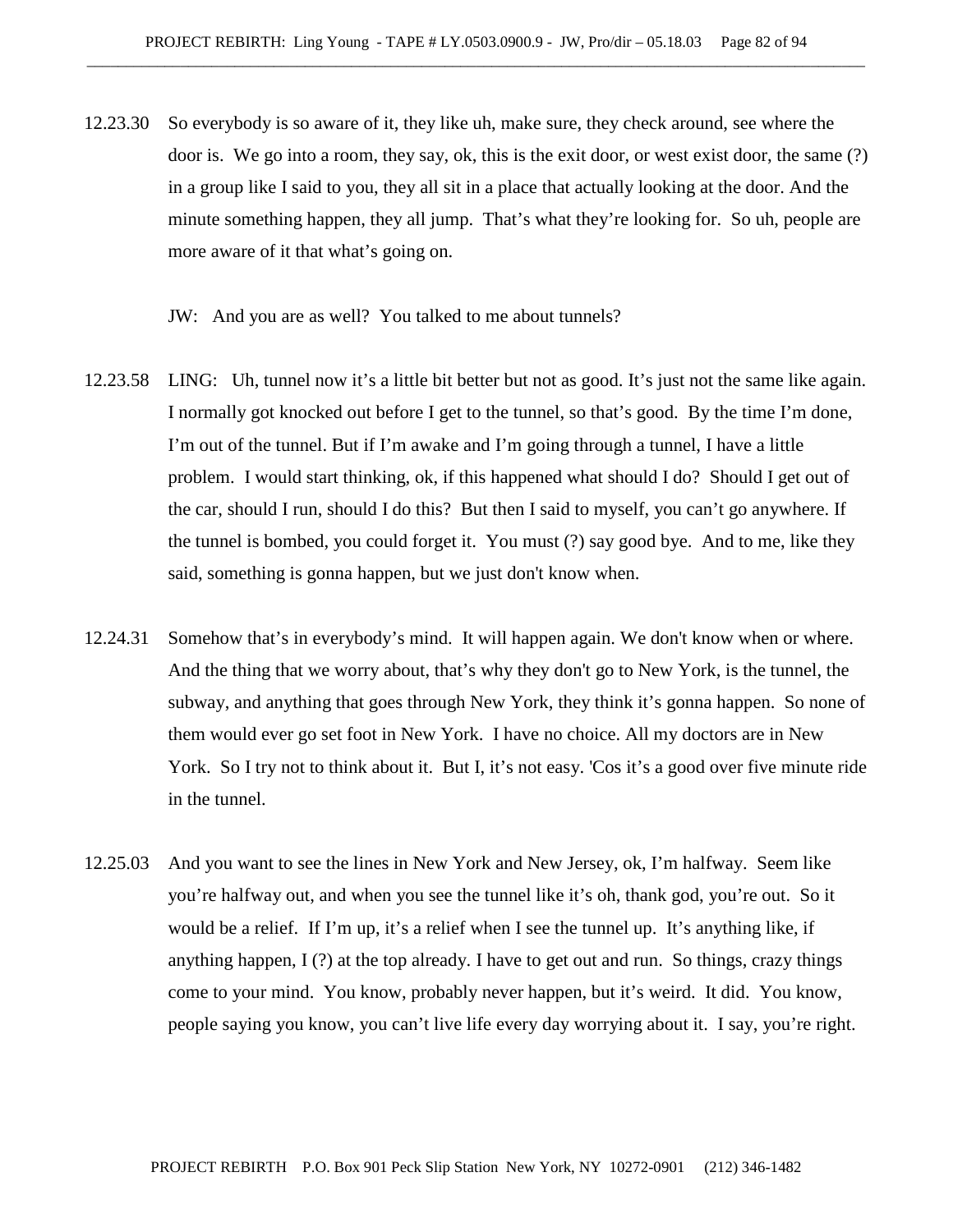12.23.30 So everybody is so aware of it, they like uh, make sure, they check around, see where the door is. We go into a room, they say, ok, this is the exit door, or west exist door, the same (?) in a group like I said to you, they all sit in a place that actually looking at the door. And the minute something happen, they all jump. That's what they're looking for. So uh, people are more aware of it that what's going on.

JW: And you are as well? You talked to me about tunnels?

12.23.58 LING: Uh, tunnel now it's a little bit better but not as good. It's just not the same like again. I normally got knocked out before I get to the tunnel, so that's good. By the time I'm done, I'm out of the tunnel. But if I'm awake and I'm going through a tunnel, I have a little problem. I would start thinking, ok, if this happened what should I do? Should I get out of the car, should I run, should I do this? But then I said to myself, you can't go anywhere. If the tunnel is bombed, you could forget it. You must (?) say good bye. And to me, like they said, something is gonna happen, but we just don't know when.

12.24.31 Somehow that's in everybody's mind. It will happen again. We don't know when or where. And the thing that we worry about, that's why they don't go to New York, is the tunnel, the subway, and anything that goes through New York, they think it's gonna happen. So none of them would ever go set foot in New York. I have no choice. All my doctors are in New York. So I try not to think about it. But I, it's not easy. 'Cos it's a good over five minute ride in the tunnel.

12.25.03 And you want to see the lines in New York and New Jersey, ok, I'm halfway. Seem like you're halfway out, and when you see the tunnel like it's oh, thank god, you're out. So it would be a relief. If I'm up, it's a relief when I see the tunnel up. It's anything like, if anything happen, I (?) at the top already. I have to get out and run. So things, crazy things come to your mind. You know, probably never happen, but it's weird. It did. You know, people saying you know, you can't live life every day worrying about it. I say, you're right.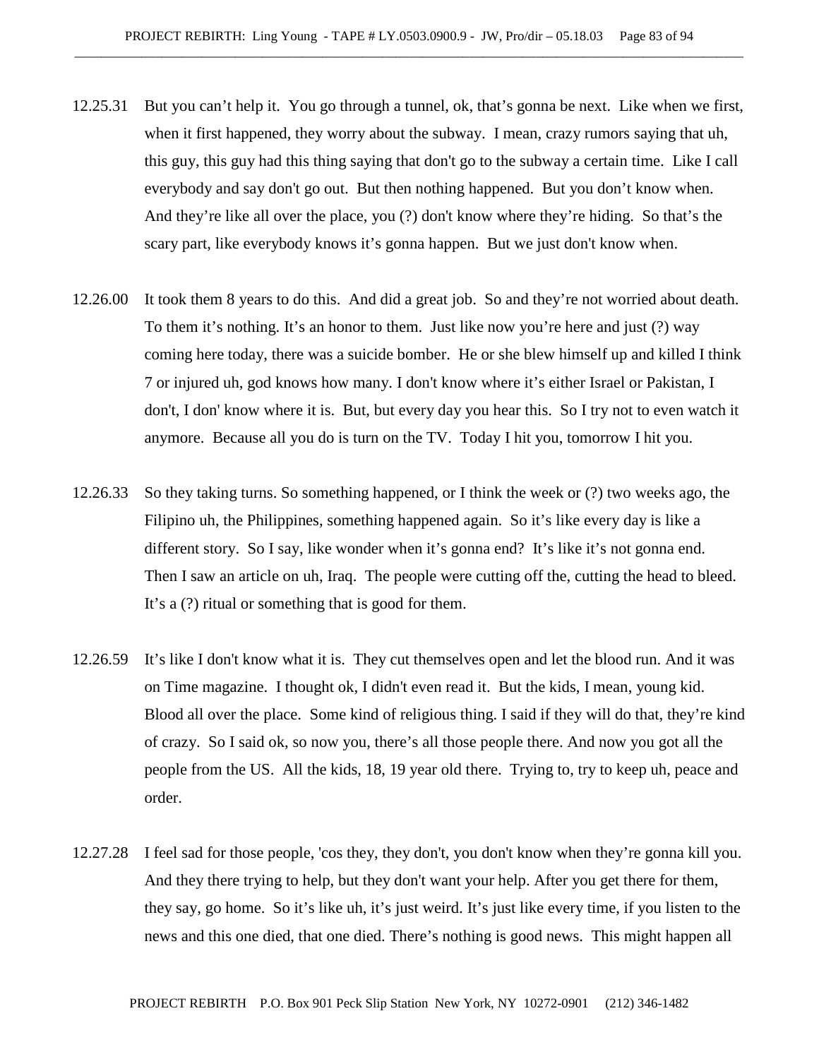12.25.31 But you can't help it. You go through a tunnel, ok, that's gonna be next. Like when we first, when it first happened, they worry about the subway. I mean, crazy rumors saying that uh, this guy, this guy had this thing saying that don't go to the subway a certain time. Like I call everybody and say don't go out. But then nothing happened. But you don't know when. And they're like all over the place, you (?) don't know where they're hiding. So that's the scary part, like everybody knows it's gonna happen. But we just don't know when.

12.26.00 It took them 8 years to do this. And did a great job. So and they're not worried about death. To them it's nothing. It's an honor to them. Just like now you're here and just (?) way coming here today, there was a suicide bomber. He or she blew himself up and killed I think 7 or injured uh, god knows how many. I don't know where it's either Israel or Pakistan, I don't, I don' know where it is. But, but every day you hear this. So I try not to even watch it anymore. Because all you do is turn on the TV. Today I hit you, tomorrow I hit you.

12.26.33 So they taking turns. So something happened, or I think the week or (?) two weeks ago, the Filipino uh, the Philippines, something happened again. So it's like every day is like a different story. So I say, like wonder when it's gonna end? It's like it's not gonna end. Then I saw an article on uh, Iraq. The people were cutting off the, cutting the head to bleed. It's a (?) ritual or something that is good for them.

12.26.59 It's like I don't know what it is. They cut themselves open and let the blood run. And it was on Time magazine. I thought ok, I didn't even read it. But the kids, I mean, young kid. Blood all over the place. Some kind of religious thing. I said if they will do that, they're kind of crazy. So I said ok, so now you, there's all those people there. And now you got all the people from the US. All the kids, 18, 19 year old there. Trying to, try to keep uh, peace and order.

12.27.28 I feel sad for those people, 'cos they, they don't, you don't know when they're gonna kill you. And they there trying to help, but they don't want your help. After you get there for them, they say, go home. So it's like uh, it's just weird. It's just like every time, if you listen to the news and this one died, that one died. There's nothing is good news. This might happen all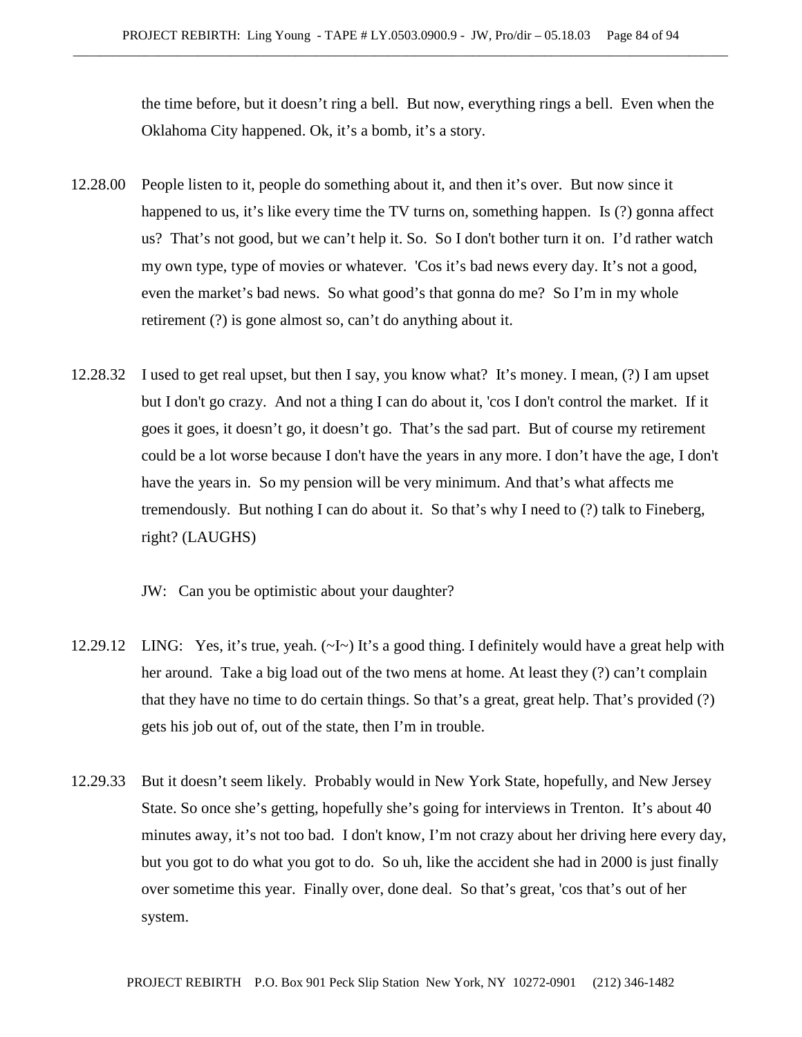the time before, but it doesn't ring a bell. But now, everything rings a bell. Even when the Oklahoma City happened. Ok, it's a bomb, it's a story.

12.28.00 People listen to it, people do something about it, and then it's over. But now since it happened to us, it's like every time the TV turns on, something happen. Is (?) gonna affect us? That's not good, but we can't help it. So. So I don't bother turn it on. I'd rather watch my own type, type of movies or whatever. 'Cos it's bad news every day. It's not a good, even the market's bad news. So what good's that gonna do me? So I'm in my whole retirement (?) is gone almost so, can't do anything about it.

12.28.32 I used to get real upset, but then I say, you know what? It's money. I mean, (?) I am upset but I don't go crazy. And not a thing I can do about it, 'cos I don't control the market. If it goes it goes, it doesn't go, it doesn't go. That's the sad part. But of course my retirement could be a lot worse because I don't have the years in any more. I don't have the age, I don't have the years in. So my pension will be very minimum. And that's what affects me tremendously. But nothing I can do about it. So that's why I need to (?) talk to Fineberg, right? (LAUGHS)

JW: Can you be optimistic about your daughter?

12.29.12 LING: Yes, it's true, yeah. (~I~) It's a good thing. I definitely would have a great help with her around. Take a big load out of the two mens at home. At least they (?) can't complain that they have no time to do certain things. So that's a great, great help. That's provided (?) gets his job out of, out of the state, then I'm in trouble.

12.29.33 But it doesn't seem likely. Probably would in New York State, hopefully, and New Jersey State. So once she's getting, hopefully she's going for interviews in Trenton. It's about 40 minutes away, it's not too bad. I don't know, I'm not crazy about her driving here every day, but you got to do what you got to do. So uh, like the accident she had in 2000 is just finally over sometime this year. Finally over, done deal. So that's great, 'cos that's out of her system.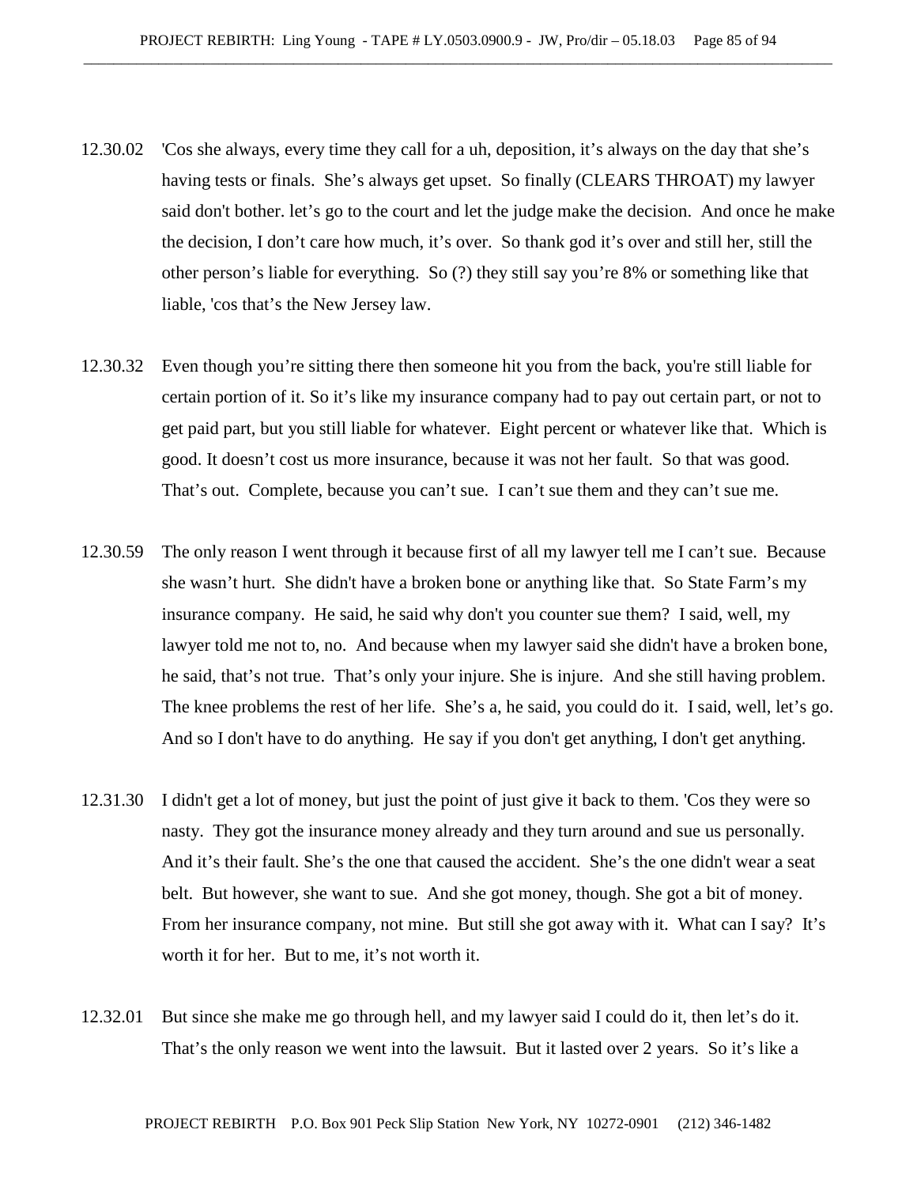12.30.02 'Cos she always, every time they call for a uh, deposition, it's always on the day that she's having tests or finals. She's always get upset. So finally (CLEARS THROAT) my lawyer said don't bother. let's go to the court and let the judge make the decision. And once he make the decision, I don't care how much, it's over. So thank god it's over and still her, still the other person's liable for everything. So (?) they still say you're 8% or something like that liable, 'cos that's the New Jersey law.

12.30.32 Even though you're sitting there then someone hit you from the back, you're still liable for certain portion of it. So it's like my insurance company had to pay out certain part, or not to get paid part, but you still liable for whatever. Eight percent or whatever like that. Which is good. It doesn't cost us more insurance, because it was not her fault. So that was good. That's out. Complete, because you can't sue. I can't sue them and they can't sue me.

12.30.59 The only reason I went through it because first of all my lawyer tell me I can't sue. Because she wasn't hurt. She didn't have a broken bone or anything like that. So State Farm's my insurance company. He said, he said why don't you counter sue them? I said, well, my lawyer told me not to, no. And because when my lawyer said she didn't have a broken bone, he said, that's not true. That's only your injure. She is injure. And she still having problem. The knee problems the rest of her life. She's a, he said, you could do it. I said, well, let's go. And so I don't have to do anything. He say if you don't get anything, I don't get anything.

12.31.30 I didn't get a lot of money, but just the point of just give it back to them. 'Cos they were so nasty. They got the insurance money already and they turn around and sue us personally. And it's their fault. She's the one that caused the accident. She's the one didn't wear a seat belt. But however, she want to sue. And she got money, though. She got a bit of money. From her insurance company, not mine. But still she got away with it. What can I say? It's worth it for her. But to me, it's not worth it.

12.32.01 But since she make me go through hell, and my lawyer said I could do it, then let's do it. That's the only reason we went into the lawsuit. But it lasted over 2 years. So it's like a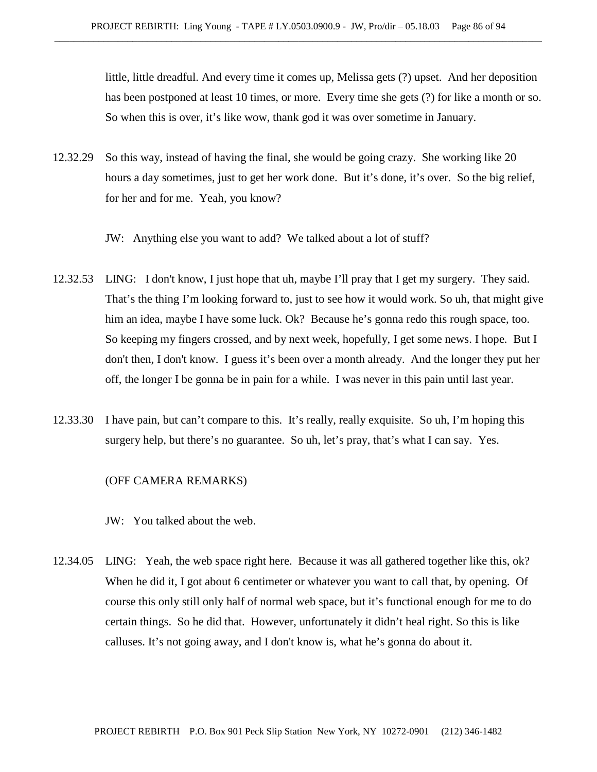little, little dreadful. And every time it comes up, Melissa gets (?) upset. And her deposition has been postponed at least 10 times, or more. Every time she gets (?) for like a month or so. So when this is over, it's like wow, thank god it was over sometime in January.

12.32.29 So this way, instead of having the final, she would be going crazy. She working like 20 hours a day sometimes, just to get her work done. But it's done, it's over. So the big relief, for her and for me. Yeah, you know?

JW: Anything else you want to add? We talked about a lot of stuff?

12.32.53 LING: I don't know, I just hope that uh, maybe I'll pray that I get my surgery. They said. That's the thing I'm looking forward to, just to see how it would work. So uh, that might give him an idea, maybe I have some luck. Ok? Because he's gonna redo this rough space, too. So keeping my fingers crossed, and by next week, hopefully, I get some news. I hope. But I don't then, I don't know. I guess it's been over a month already. And the longer they put her off, the longer I be gonna be in pain for a while. I was never in this pain until last year.

12.33.30 I have pain, but can't compare to this. It's really, really exquisite. So uh, I'm hoping this surgery help, but there's no guarantee. So uh, let's pray, that's what I can say. Yes.

(OFF CAMERA REMARKS)

JW: You talked about the web.

12.34.05 LING: Yeah, the web space right here. Because it was all gathered together like this, ok? When he did it, I got about 6 centimeter or whatever you want to call that, by opening. Of course this only still only half of normal web space, but it's functional enough for me to do certain things. So he did that. However, unfortunately it didn't heal right. So this is like calluses. It's not going away, and I don't know is, what he's gonna do about it.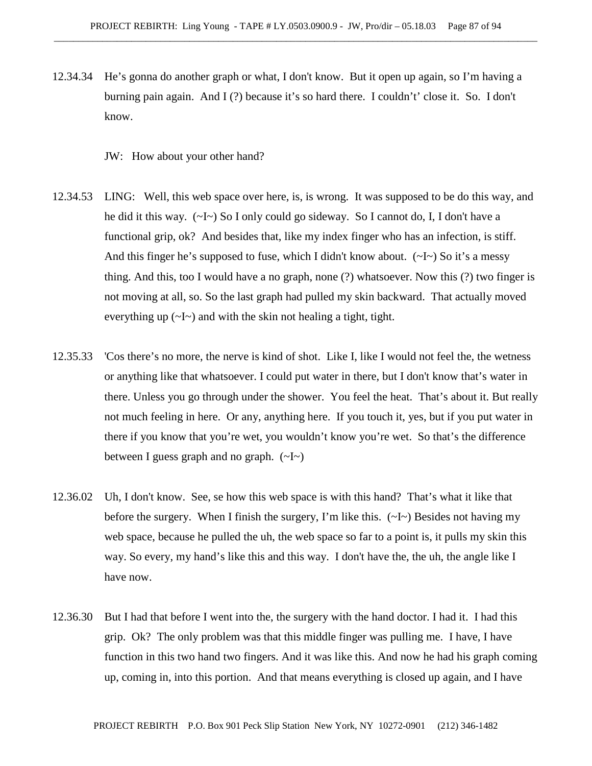12.34.34 He's gonna do another graph or what, I don't know. But it open up again, so I'm having a burning pain again. And I (?) because it's so hard there. I couldn't' close it. So. I don't know.

JW: How about your other hand?

12.34.53 LING: Well, this web space over here, is, is wrong. It was supposed to be do this way, and he did it this way. (~I~) So I only could go sideway. So I cannot do, I, I don't have a functional grip, ok? And besides that, like my index finger who has an infection, is stiff. And this finger he's supposed to fuse, which I didn't know about. (~I~) So it's a messy thing. And this, too I would have a no graph, none (?) whatsoever. Now this (?) two finger is not moving at all, so. So the last graph had pulled my skin backward. That actually moved everything up (~I~) and with the skin not healing a tight, tight.

12.35.33 'Cos there's no more, the nerve is kind of shot. Like I, like I would not feel the, the wetness or anything like that whatsoever. I could put water in there, but I don't know that's water in there. Unless you go through under the shower. You feel the heat. That's about it. But really not much feeling in here. Or any, anything here. If you touch it, yes, but if you put water in there if you know that you're wet, you wouldn't know you're wet. So that's the difference between I guess graph and no graph. (~I~)

12.36.02 Uh, I don't know. See, se how this web space is with this hand? That's what it like that before the surgery. When I finish the surgery, I'm like this. (~I~) Besides not having my web space, because he pulled the uh, the web space so far to a point is, it pulls my skin this way. So every, my hand's like this and this way. I don't have the, the uh, the angle like I have now.

12.36.30 But I had that before I went into the, the surgery with the hand doctor. I had it. I had this grip. Ok? The only problem was that this middle finger was pulling me. I have, I have function in this two hand two fingers. And it was like this. And now he had his graph coming up, coming in, into this portion. And that means everything is closed up again, and I have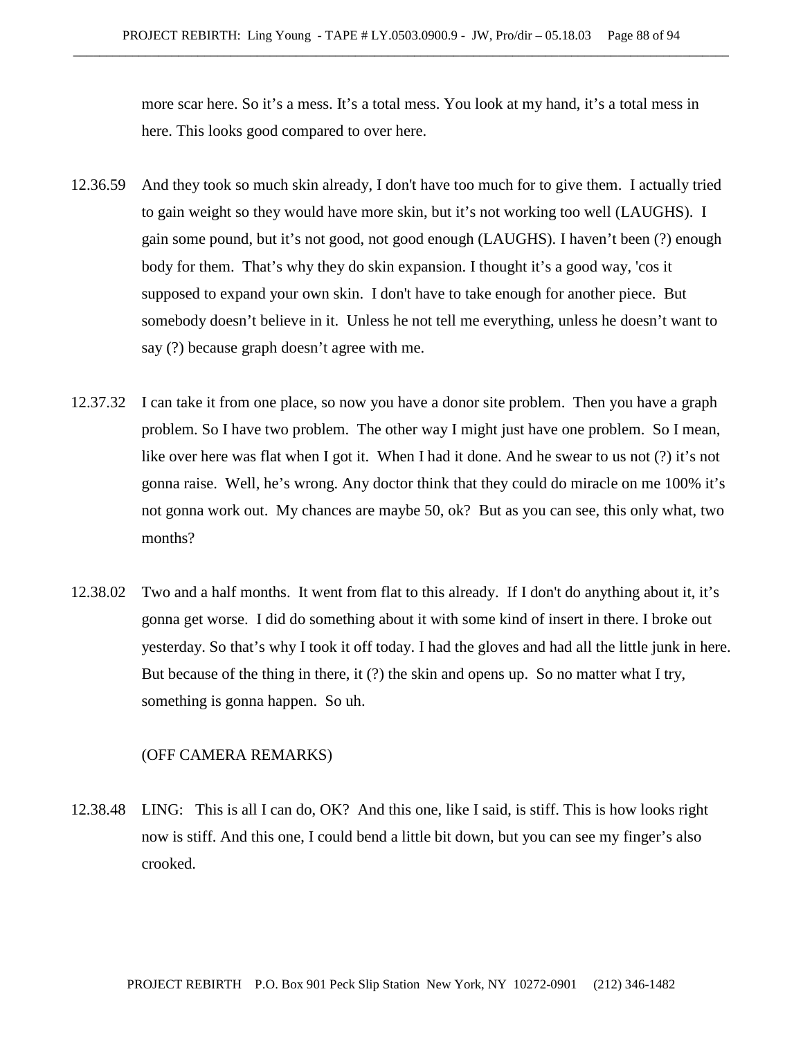more scar here. So it's a mess. It's a total mess. You look at my hand, it's a total mess in here. This looks good compared to over here.

12.36.59 And they took so much skin already, I don't have too much for to give them. I actually tried to gain weight so they would have more skin, but it's not working too well (LAUGHS). I gain some pound, but it's not good, not good enough (LAUGHS). I haven't been (?) enough body for them. That's why they do skin expansion. I thought it's a good way, 'cos it supposed to expand your own skin. I don't have to take enough for another piece. But somebody doesn't believe in it. Unless he not tell me everything, unless he doesn't want to say (?) because graph doesn't agree with me.

12.37.32 I can take it from one place, so now you have a donor site problem. Then you have a graph problem. So I have two problem. The other way I might just have one problem. So I mean, like over here was flat when I got it. When I had it done. And he swear to us not (?) it's not gonna raise. Well, he's wrong. Any doctor think that they could do miracle on me 100% it's not gonna work out. My chances are maybe 50, ok? But as you can see, this only what, two months?

12.38.02 Two and a half months. It went from flat to this already. If I don't do anything about it, it's gonna get worse. I did do something about it with some kind of insert in there. I broke out yesterday. So that's why I took it off today. I had the gloves and had all the little junk in here. But because of the thing in there, it (?) the skin and opens up. So no matter what I try, something is gonna happen. So uh.

(OFF CAMERA REMARKS)

12.38.48 LING: This is all I can do, OK? And this one, like I said, is stiff. This is how looks right now is stiff. And this one, I could bend a little bit down, but you can see my finger's also crooked.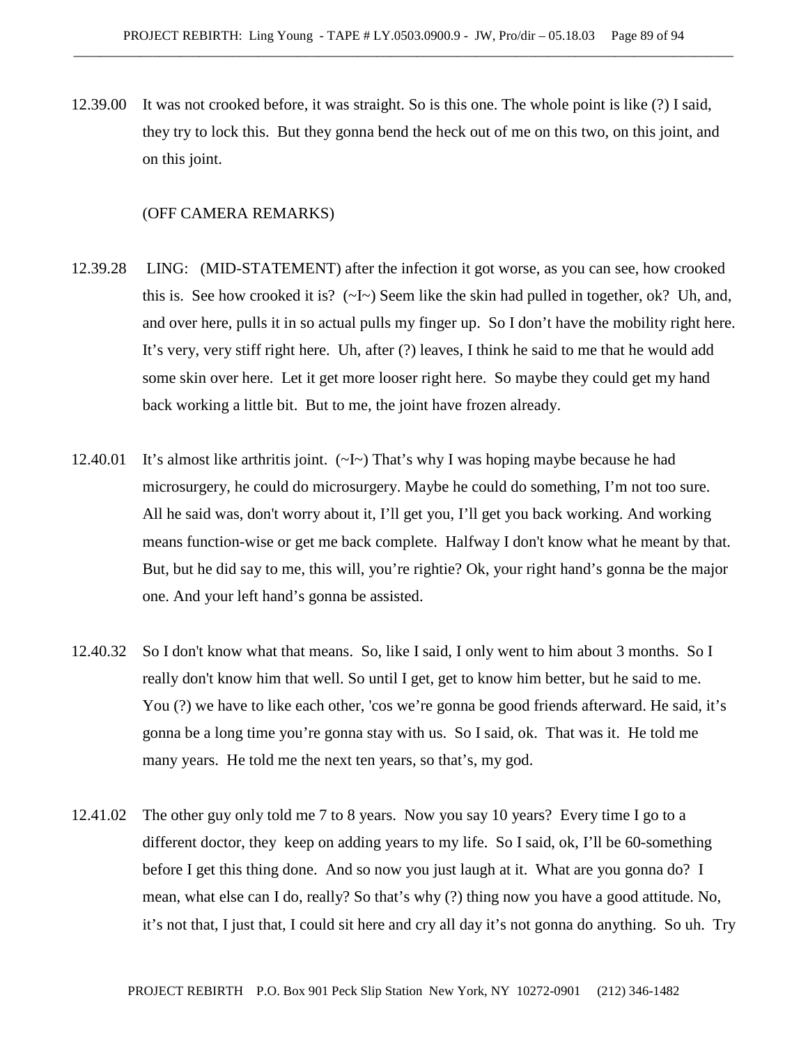12.39.00 It was not crooked before, it was straight. So is this one. The whole point is like (?) I said, they try to lock this. But they gonna bend the heck out of me on this two, on this joint, and on this joint.

(OFF CAMERA REMARKS)

12.39.28 LING: (MID-STATEMENT) after the infection it got worse, as you can see, how crooked this is. See how crooked it is? (~I~) Seem like the skin had pulled in together, ok? Uh, and, and over here, pulls it in so actual pulls my finger up. So I don't have the mobility right here. It's very, very stiff right here. Uh, after (?) leaves, I think he said to me that he would add some skin over here. Let it get more looser right here. So maybe they could get my hand back working a little bit. But to me, the joint have frozen already.

12.40.01 It's almost like arthritis joint. (~I~) That's why I was hoping maybe because he had microsurgery, he could do microsurgery. Maybe he could do something, I'm not too sure. All he said was, don't worry about it, I'll get you, I'll get you back working. And working means function-wise or get me back complete. Halfway I don't know what he meant by that. But, but he did say to me, this will, you're rightie? Ok, your right hand's gonna be the major one. And your left hand's gonna be assisted.

12.40.32 So I don't know what that means. So, like I said, I only went to him about 3 months. So I really don't know him that well. So until I get, get to know him better, but he said to me. You (?) we have to like each other, 'cos we're gonna be good friends afterward. He said, it's gonna be a long time you're gonna stay with us. So I said, ok. That was it. He told me many years. He told me the next ten years, so that's, my god.

12.41.02 The other guy only told me 7 to 8 years. Now you say 10 years? Every time I go to a different doctor, they keep on adding years to my life. So I said, ok, I'll be 60-something before I get this thing done. And so now you just laugh at it. What are you gonna do? I mean, what else can I do, really? So that's why (?) thing now you have a good attitude. No, it's not that, I just that, I could sit here and cry all day it's not gonna do anything. So uh. Try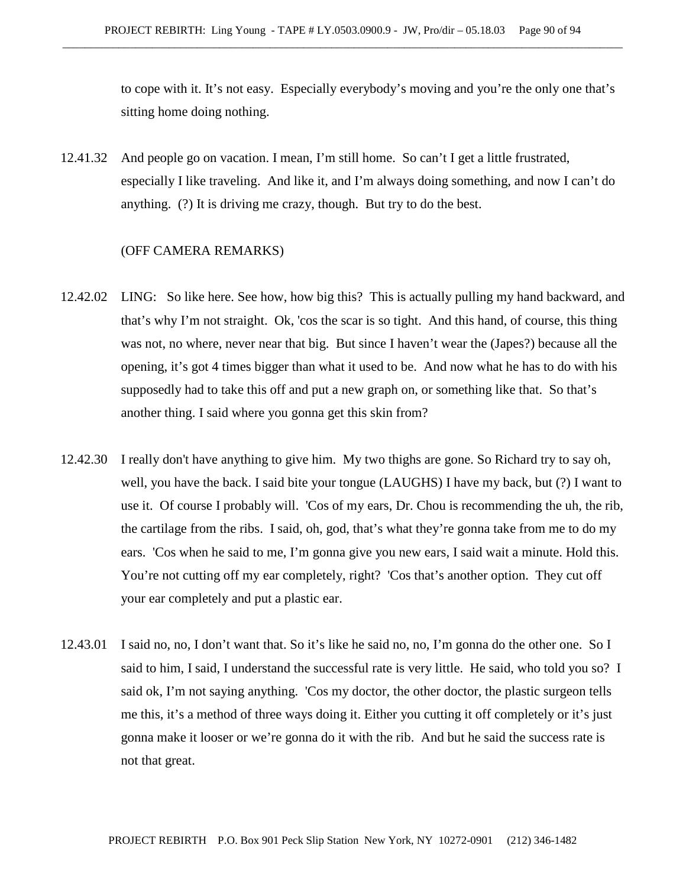to cope with it. It's not easy. Especially everybody's moving and you're the only one that's sitting home doing nothing.

12.41.32 And people go on vacation. I mean, I'm still home. So can't I get a little frustrated, especially I like traveling. And like it, and I'm always doing something, and now I can't do anything. (?) It is driving me crazy, though. But try to do the best.

(OFF CAMERA REMARKS)

12.42.02 LING: So like here. See how, how big this? This is actually pulling my hand backward, and that's why I'm not straight. Ok, 'cos the scar is so tight. And this hand, of course, this thing was not, no where, never near that big. But since I haven't wear the (Japes?) because all the opening, it's got 4 times bigger than what it used to be. And now what he has to do with his supposedly had to take this off and put a new graph on, or something like that. So that's another thing. I said where you gonna get this skin from?

12.42.30 I really don't have anything to give him. My two thighs are gone. So Richard try to say oh, well, you have the back. I said bite your tongue (LAUGHS) I have my back, but (?) I want to use it. Of course I probably will. 'Cos of my ears, Dr. Chou is recommending the uh, the rib, the cartilage from the ribs. I said, oh, god, that's what they're gonna take from me to do my ears. 'Cos when he said to me, I'm gonna give you new ears, I said wait a minute. Hold this. You're not cutting off my ear completely, right? 'Cos that's another option. They cut off your ear completely and put a plastic ear.

12.43.01 I said no, no, I don't want that. So it's like he said no, no, I'm gonna do the other one. So I said to him, I said, I understand the successful rate is very little. He said, who told you so? I said ok, I'm not saying anything. 'Cos my doctor, the other doctor, the plastic surgeon tells me this, it's a method of three ways doing it. Either you cutting it off completely or it's just gonna make it looser or we're gonna do it with the rib. And but he said the success rate is not that great.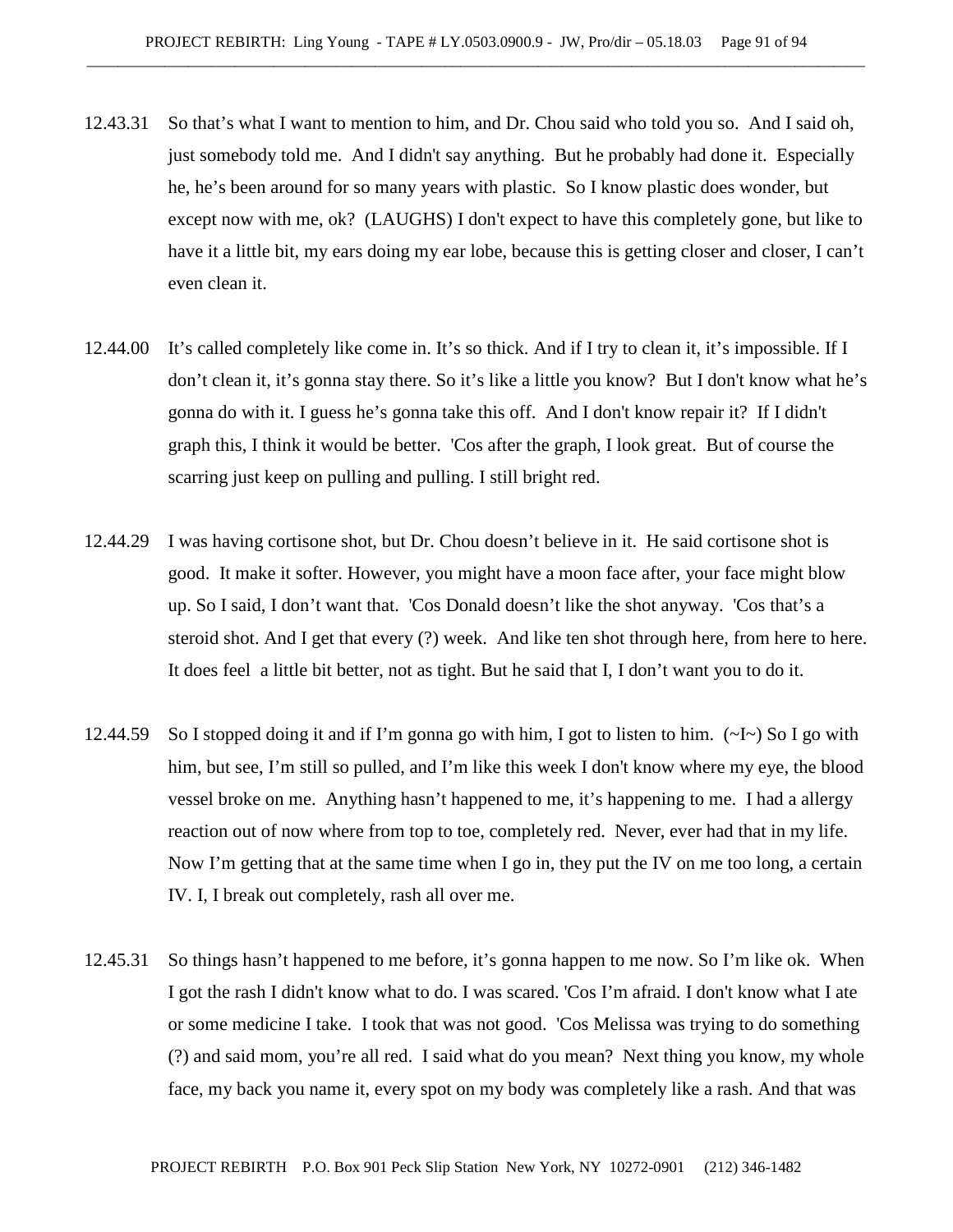12.43.31 So that’s what I want to mention to him, and Dr. Chou said who told you so. And I said oh, just somebody told me. And I didn't say anything. But he probably had done it. Especially he, he’s been around for so many years with plastic. So I know plastic does wonder, but except now with me, ok? (LAUGHS) I don't expect to have this completely gone, but like to have it a little bit, my ears doing my ear lobe, because this is getting closer and closer, I can’t even clean it.

12.44.00 It’s called completely like come in. It’s so thick. And if I try to clean it, it’s impossible. If I don’t clean it, it’s gonna stay there. So it’s like a little you know? But I don't know what he’s gonna do with it. I guess he’s gonna take this off. And I don't know repair it? If I didn't graph this, I think it would be better. 'Cos after the graph, I look great. But of course the scarring just keep on pulling and pulling. I still bright red.

12.44.29 I was having cortisone shot, but Dr. Chou doesn’t believe in it. He said cortisone shot is good. It make it softer. However, you might have a moon face after, your face might blow up. So I said, I don’t want that. 'Cos Donald doesn’t like the shot anyway. 'Cos that’s a steroid shot. And I get that every (?) week. And like ten shot through here, from here to here. It does feel a little bit better, not as tight. But he said that I, I don’t want you to do it.

12.44.59 So I stopped doing it and if I’m gonna go with him, I got to listen to him. (~I~) So I go with him, but see, I’m still so pulled, and I’m like this week I don't know where my eye, the blood vessel broke on me. Anything hasn’t happened to me, it’s happening to me. I had a allergy reaction out of now where from top to toe, completely red. Never, ever had that in my life. Now I’m getting that at the same time when I go in, they put the IV on me too long, a certain IV. I, I break out completely, rash all over me.

12.45.31 So things hasn’t happened to me before, it’s gonna happen to me now. So I’m like ok. When I got the rash I didn't know what to do. I was scared. 'Cos I’m afraid. I don't know what I ate or some medicine I take. I took that was not good. 'Cos Melissa was trying to do something (?) and said mom, you’re all red. I said what do you mean? Next thing you know, my whole face, my back you name it, every spot on my body was completely like a rash. And that was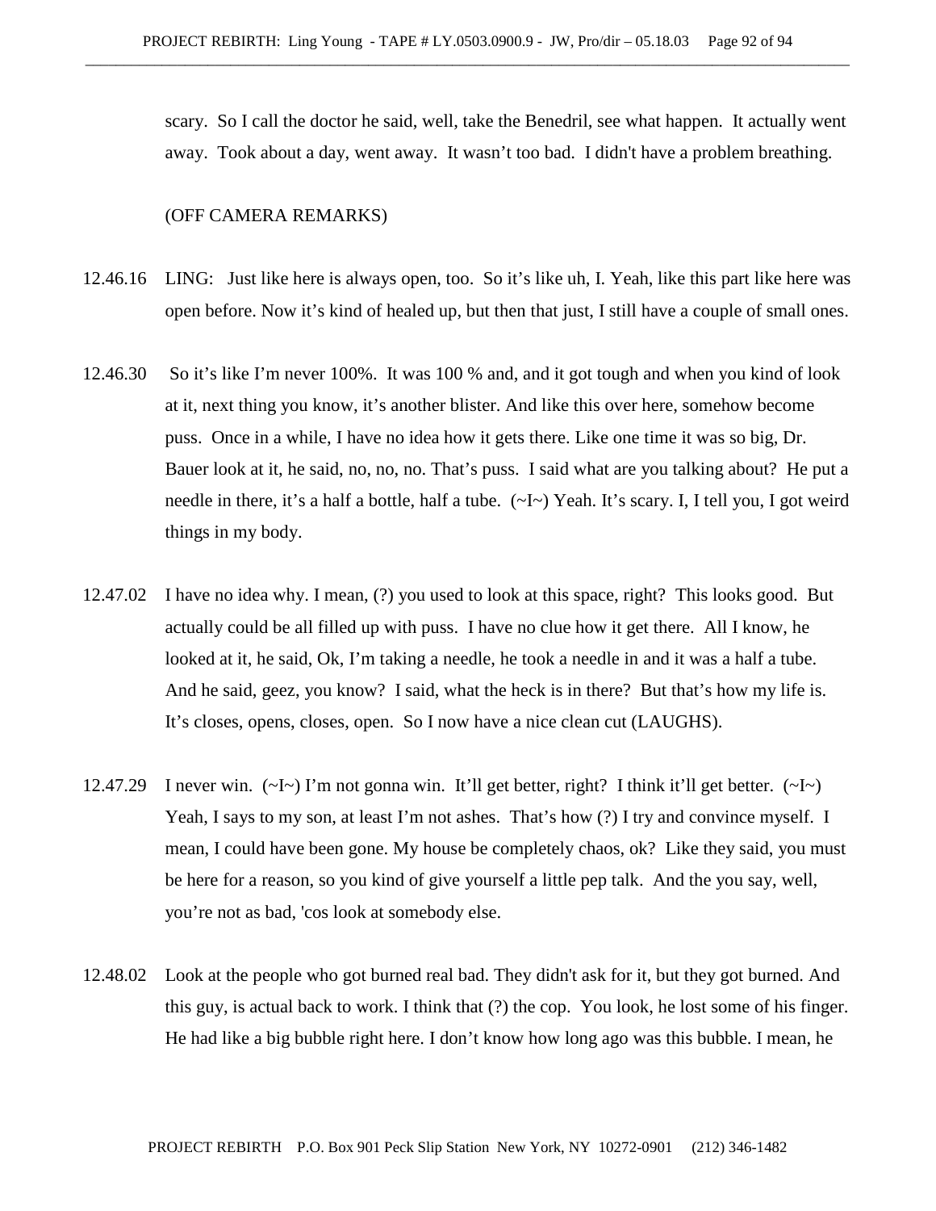scary. So I call the doctor he said, well, take the Benedril, see what happen. It actually went away. Took about a day, went away. It wasn't too bad. I didn't have a problem breathing.

(OFF CAMERA REMARKS)

12.46.16 LING: Just like here is always open, too. So it's like uh, I. Yeah, like this part like here was open before. Now it's kind of healed up, but then that just, I still have a couple of small ones.

12.46.30 So it's like I'm never 100%. It was 100 % and, and it got tough and when you kind of look at it, next thing you know, it's another blister. And like this over here, somehow become puss. Once in a while, I have no idea how it gets there. Like one time it was so big, Dr. Bauer look at it, he said, no, no, no. That's puss. I said what are you talking about? He put a needle in there, it's a half a bottle, half a tube. (~I~) Yeah. It's scary. I, I tell you, I got weird things in my body.

12.47.02 I have no idea why. I mean, (?) you used to look at this space, right? This looks good. But actually could be all filled up with puss. I have no clue how it get there. All I know, he looked at it, he said, Ok, I'm taking a needle, he took a needle in and it was a half a tube. And he said, geez, you know? I said, what the heck is in there? But that's how my life is. It's closes, opens, closes, open. So I now have a nice clean cut (LAUGHS).

12.47.29 I never win. (~I~) I'm not gonna win. It'll get better, right? I think it'll get better. (~I~) Yeah, I says to my son, at least I'm not ashes. That's how (?) I try and convince myself. I mean, I could have been gone. My house be completely chaos, ok? Like they said, you must be here for a reason, so you kind of give yourself a little pep talk. And the you say, well, you're not as bad, 'cos look at somebody else.

12.48.02 Look at the people who got burned real bad. They didn't ask for it, but they got burned. And this guy, is actual back to work. I think that (?) the cop. You look, he lost some of his finger. He had like a big bubble right here. I don't know how long ago was this bubble. I mean, he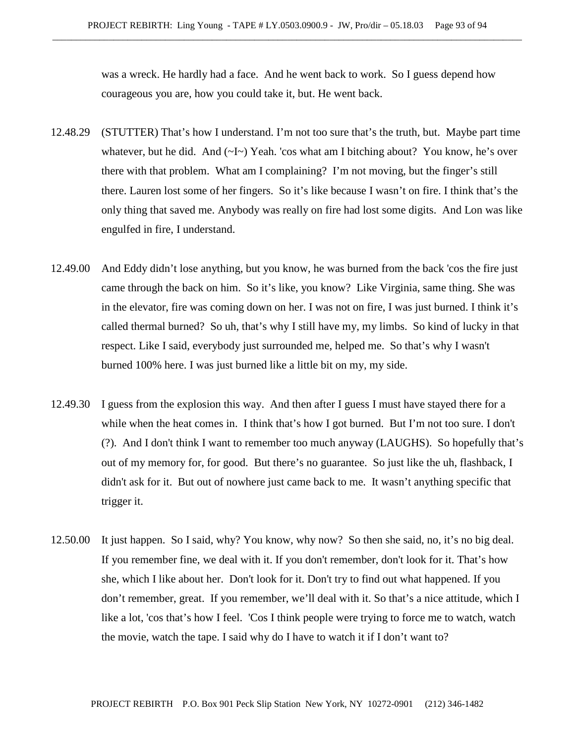was a wreck. He hardly had a face. And he went back to work. So I guess depend how courageous you are, how you could take it, but. He went back.

12.48.29 (STUTTER) That's how I understand. I'm not too sure that's the truth, but. Maybe part time whatever, but he did. And (~I~) Yeah. 'cos what am I bitching about? You know, he's over there with that problem. What am I complaining? I'm not moving, but the finger's still there. Lauren lost some of her fingers. So it's like because I wasn't on fire. I think that's the only thing that saved me. Anybody was really on fire had lost some digits. And Lon was like engulfed in fire, I understand.

12.49.00 And Eddy didn't lose anything, but you know, he was burned from the back 'cos the fire just came through the back on him. So it's like, you know? Like Virginia, same thing. She was in the elevator, fire was coming down on her. I was not on fire, I was just burned. I think it's called thermal burned? So uh, that's why I still have my, my limbs. So kind of lucky in that respect. Like I said, everybody just surrounded me, helped me. So that's why I wasn't burned 100% here. I was just burned like a little bit on my, my side.

12.49.30 I guess from the explosion this way. And then after I guess I must have stayed there for a while when the heat comes in. I think that's how I got burned. But I'm not too sure. I don't (?). And I don't think I want to remember too much anyway (LAUGHS). So hopefully that's out of my memory for, for good. But there's no guarantee. So just like the uh, flashback, I didn't ask for it. But out of nowhere just came back to me. It wasn't anything specific that trigger it.

12.50.00 It just happen. So I said, why? You know, why now? So then she said, no, it's no big deal. If you remember fine, we deal with it. If you don't remember, don't look for it. That's how she, which I like about her. Don't look for it. Don't try to find out what happened. If you don't remember, great. If you remember, we'll deal with it. So that's a nice attitude, which I like a lot, 'cos that's how I feel. 'Cos I think people were trying to force me to watch, watch the movie, watch the tape. I said why do I have to watch it if I don't want to?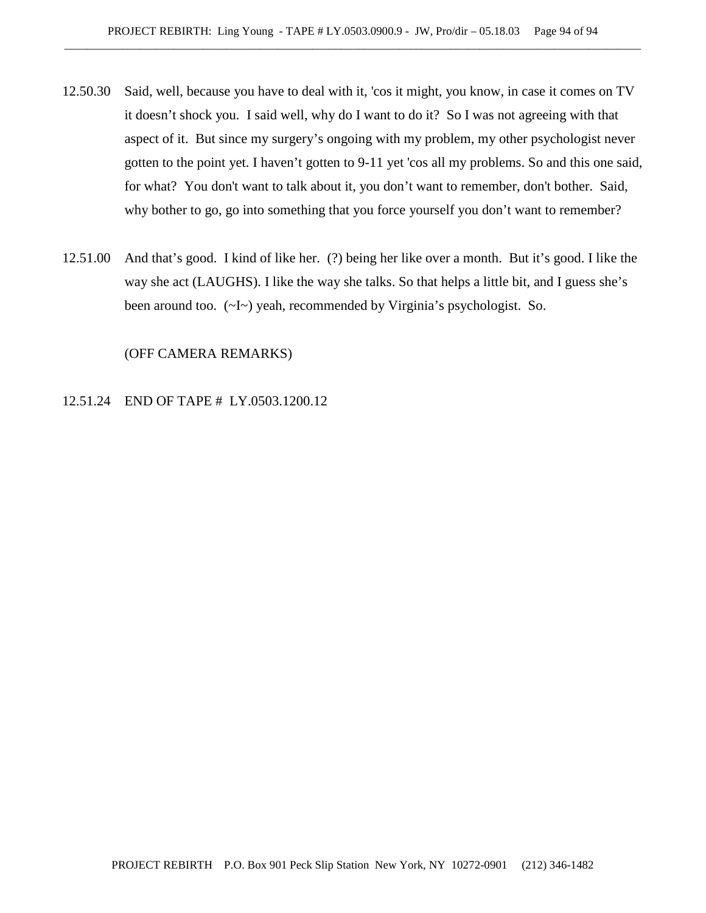12.50.30 Said, well, because you have to deal with it, 'cos it might, you know, in case it comes on TV it doesn't shock you. I said well, why do I want to do it? So I was not agreeing with that aspect of it. But since my surgery's ongoing with my problem, my other psychologist never gotten to the point yet. I haven't gotten to 9-11 yet 'cos all my problems. So and this one said, for what? You don't want to talk about it, you don't want to remember, don't bother. Said, why bother to go, go into something that you force yourself you don't want to remember?

12.51.00 And that's good. I kind of like her. (?) being her like over a month. But it's good. I like the way she act (LAUGHS). I like the way she talks. So that helps a little bit, and I guess she's been around too. (~I~) yeah, recommended by Virginia's psychologist. So.

(OFF CAMERA REMARKS)

12.51.24 END OF TAPE # LY.0503.1200.12